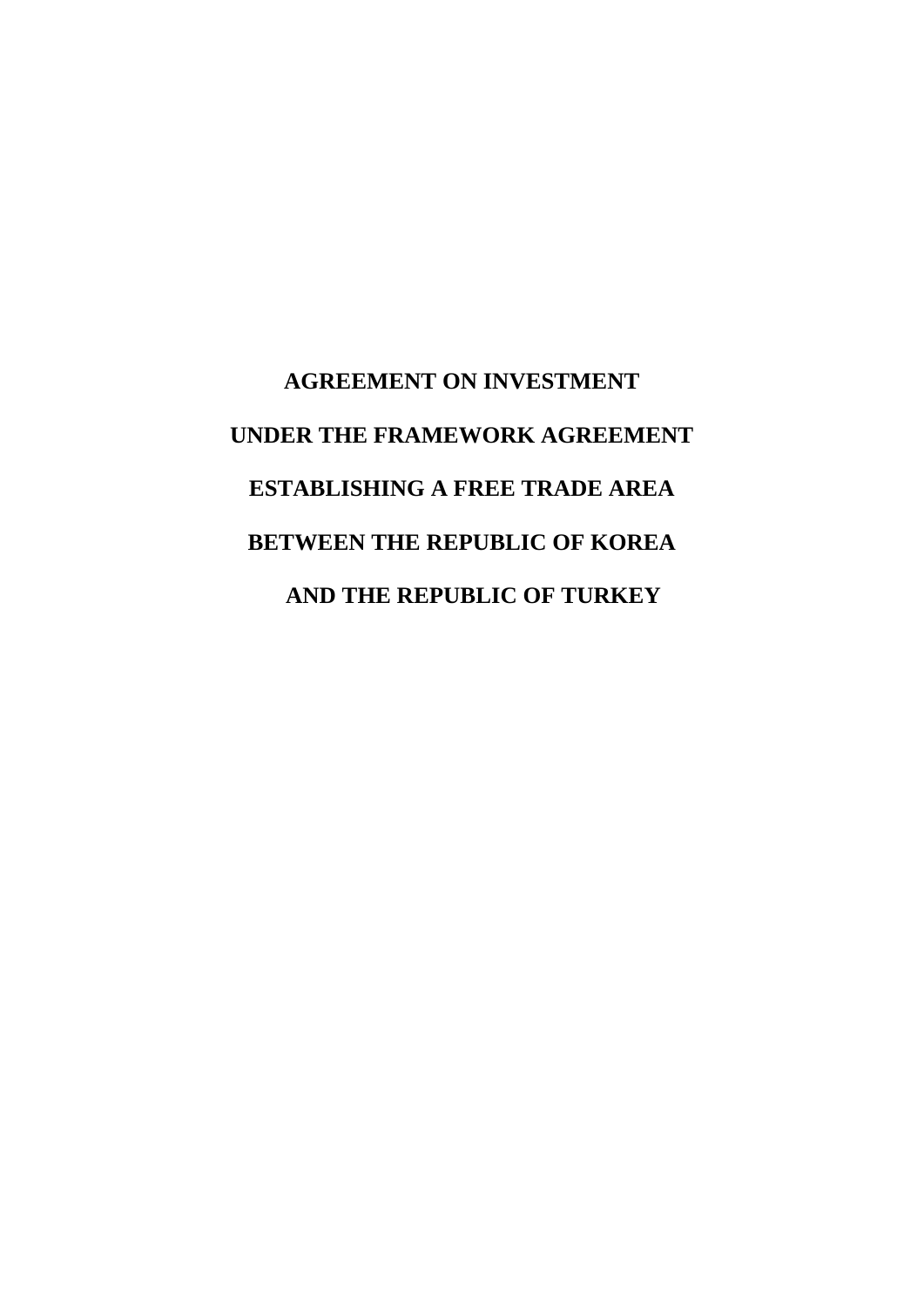# AGREEMENT ON INVESTMENT

# UNDER THE FRAMEWORK AGREEMENT

# ESTABLISHING A FREE TRADE AREA

# BETWEEN THE REPUBLIC OF KOREA

# AND THE REPUBLIC OF TURKEY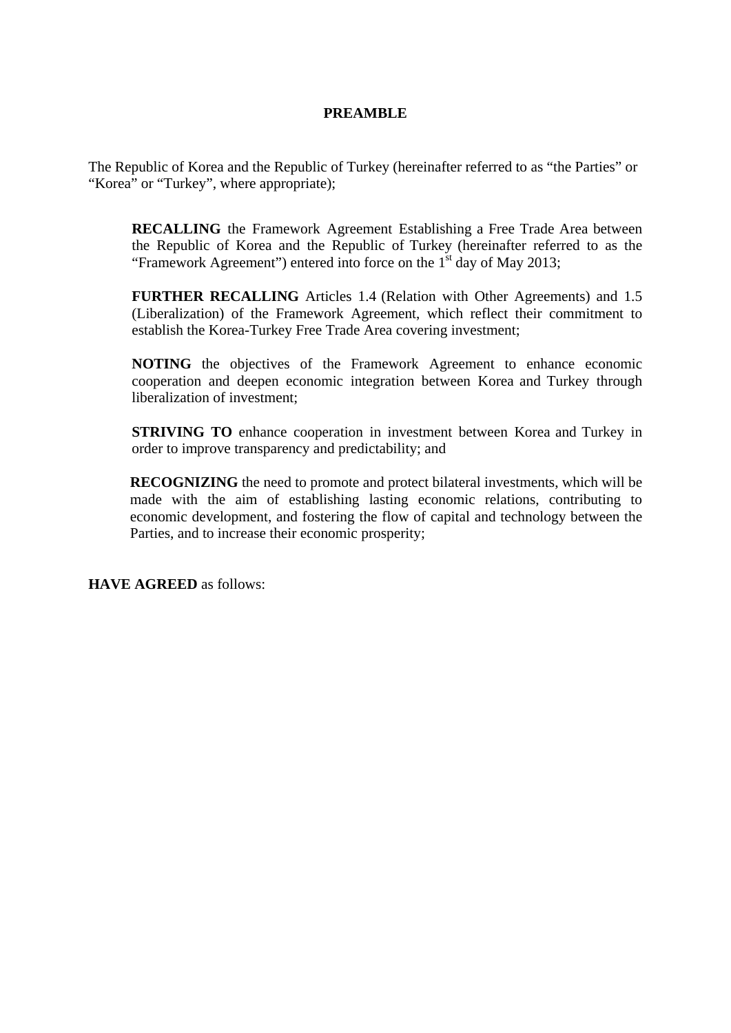## PREAMBLE

The Republic of Korea and the Republic of Turkey (hereinafter referred to as "the Parties" or "Korea" or "Turkey", where appropriate);

> **RECALLING** the Framework Agreement Establishing a Free Trade Area between the Republic of Korea and the Republic of Turkey (hereinafter referred to as the "Framework Agreement") entered into force on the 1st day of May 2013;
>
> **FURTHER RECALLING** Articles 1.4 (Relation with Other Agreements) and 1.5 (Liberalization) of the Framework Agreement, which reflect their commitment to establish the Korea-Turkey Free Trade Area covering investment;
>
> **NOTING** the objectives of the Framework Agreement to enhance economic cooperation and deepen economic integration between Korea and Turkey through liberalization of investment;
>
> **STRIVING TO** enhance cooperation in investment between Korea and Turkey in order to improve transparency and predictability; and
>
> **RECOGNIZING** the need to promote and protect bilateral investments, which will be made with the aim of establishing lasting economic relations, contributing to economic development, and fostering the flow of capital and technology between the Parties, and to increase their economic prosperity;

**HAVE AGREED** as follows: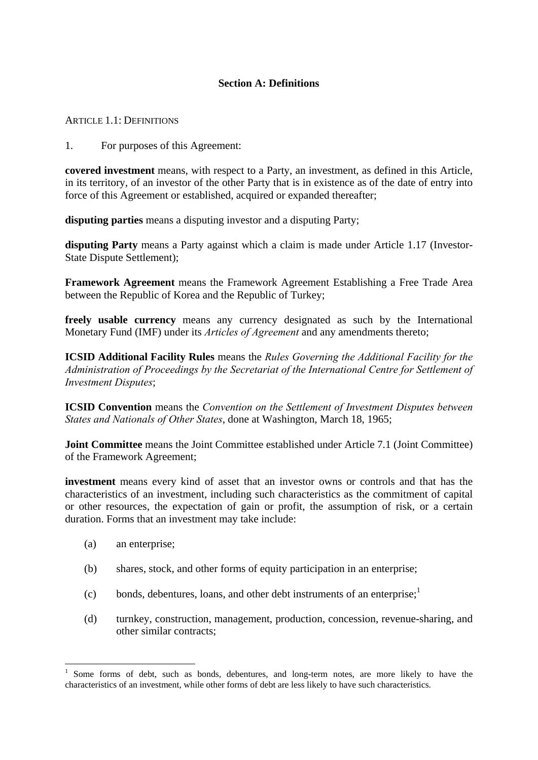### Section A: Definitions

ARTICLE 1.1: DEFINITIONS

1. For purposes of this Agreement:

**covered investment** means, with respect to a Party, an investment, as defined in this Article, in its territory, of an investor of the other Party that is in existence as of the date of entry into force of this Agreement or established, acquired or expanded thereafter;

**disputing parties** means a disputing investor and a disputing Party;

**disputing Party** means a Party against which a claim is made under Article 1.17 (Investor-State Dispute Settlement);

**Framework Agreement** means the Framework Agreement Establishing a Free Trade Area between the Republic of Korea and the Republic of Turkey;

**freely usable currency** means any currency designated as such by the International Monetary Fund (IMF) under its *Articles of Agreement* and any amendments thereto;

**ICSID Additional Facility Rules** means the *Rules Governing the Additional Facility for the Administration of Proceedings by the Secretariat of the International Centre for Settlement of Investment Disputes*;

**ICSID Convention** means the *Convention on the Settlement of Investment Disputes between States and Nationals of Other States*, done at Washington, March 18, 1965;

**Joint Committee** means the Joint Committee established under Article 7.1 (Joint Committee) of the Framework Agreement;

**investment** means every kind of asset that an investor owns or controls and that has the characteristics of an investment, including such characteristics as the commitment of capital or other resources, the expectation of gain or profit, the assumption of risk, or a certain duration. Forms that an investment may take include:

(a) an enterprise;

(b) shares, stock, and other forms of equity participation in an enterprise;

(c) bonds, debentures, loans, and other debt instruments of an enterprise;[1]

(d) turnkey, construction, management, production, concession, revenue-sharing, and other similar contracts;

---

[1] Some forms of debt, such as bonds, debentures, and long-term notes, are more likely to have the characteristics of an investment, while other forms of debt are less likely to have such characteristics.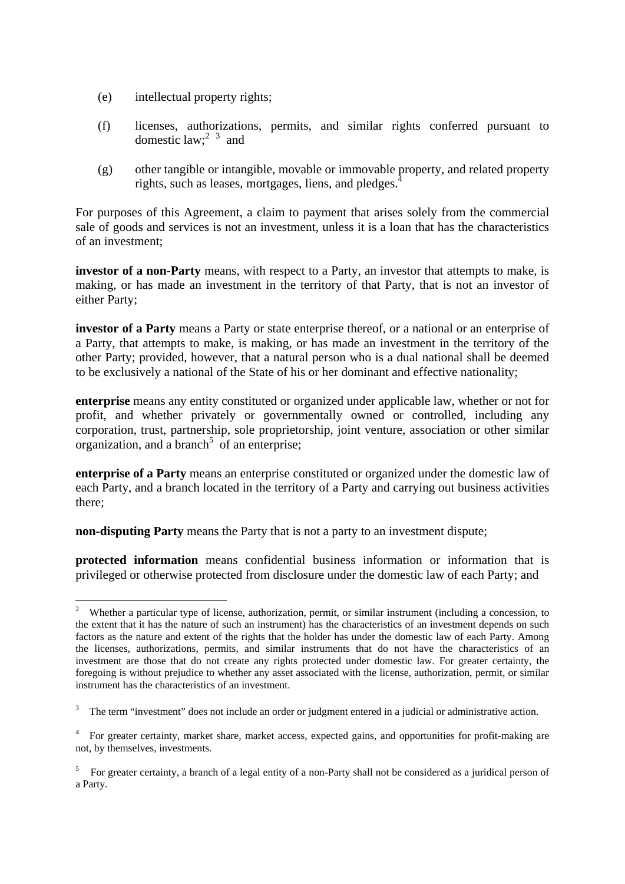(e) intellectual property rights;

(f) licenses, authorizations, permits, and similar rights conferred pursuant to domestic law;[2] [3] and

(g) other tangible or intangible, movable or immovable property, and related property rights, such as leases, mortgages, liens, and pledges.[4]

For purposes of this Agreement, a claim to payment that arises solely from the commercial sale of goods and services is not an investment, unless it is a loan that has the characteristics of an investment;

**investor of a non-Party** means, with respect to a Party, an investor that attempts to make, is making, or has made an investment in the territory of that Party, that is not an investor of either Party;

**investor of a Party** means a Party or state enterprise thereof, or a national or an enterprise of a Party, that attempts to make, is making, or has made an investment in the territory of the other Party; provided, however, that a natural person who is a dual national shall be deemed to be exclusively a national of the State of his or her dominant and effective nationality;

**enterprise** means any entity constituted or organized under applicable law, whether or not for profit, and whether privately or governmentally owned or controlled, including any corporation, trust, partnership, sole proprietorship, joint venture, association or other similar organization, and a branch[5] of an enterprise;

**enterprise of a Party** means an enterprise constituted or organized under the domestic law of each Party, and a branch located in the territory of a Party and carrying out business activities there;

**non-disputing Party** means the Party that is not a party to an investment dispute;

**protected information** means confidential business information or information that is privileged or otherwise protected from disclosure under the domestic law of each Party; and

---

[2] Whether a particular type of license, authorization, permit, or similar instrument (including a concession, to the extent that it has the nature of such an instrument) has the characteristics of an investment depends on such factors as the nature and extent of the rights that the holder has under the domestic law of each Party. Among the licenses, authorizations, permits, and similar instruments that do not have the characteristics of an investment are those that do not create any rights protected under domestic law. For greater certainty, the foregoing is without prejudice to whether any asset associated with the license, authorization, permit, or similar instrument has the characteristics of an investment.

[3] The term "investment" does not include an order or judgment entered in a judicial or administrative action.

[4] For greater certainty, market share, market access, expected gains, and opportunities for profit-making are not, by themselves, investments.

[5] For greater certainty, a branch of a legal entity of a non-Party shall not be considered as a juridical person of a Party.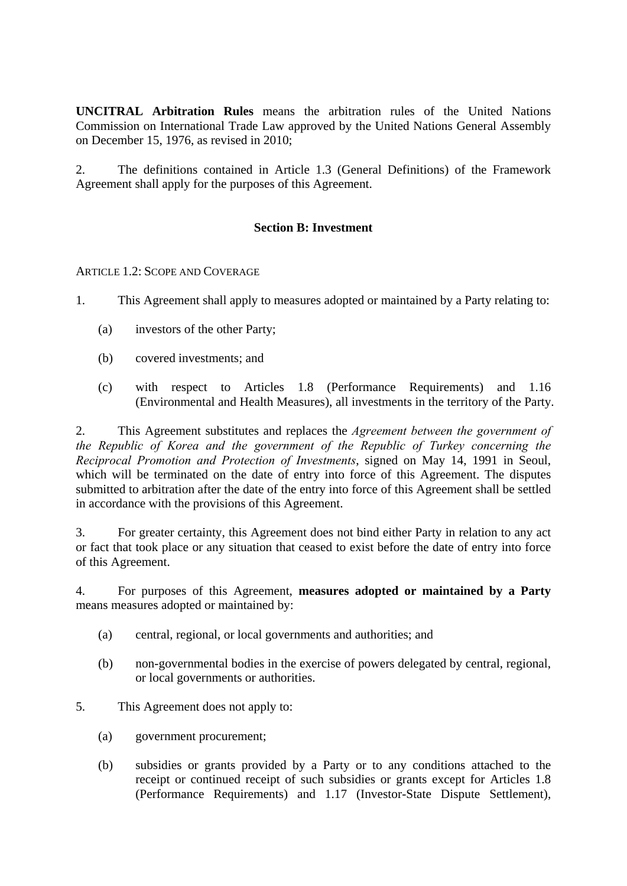**UNCITRAL Arbitration Rules** means the arbitration rules of the United Nations Commission on International Trade Law approved by the United Nations General Assembly on December 15, 1976, as revised in 2010;

2. The definitions contained in Article 1.3 (General Definitions) of the Framework Agreement shall apply for the purposes of this Agreement.

## Section B: Investment

ARTICLE 1.2: SCOPE AND COVERAGE

1. This Agreement shall apply to measures adopted or maintained by a Party relating to:

   (a) investors of the other Party;

   (b) covered investments; and

   (c) with respect to Articles 1.8 (Performance Requirements) and 1.16 (Environmental and Health Measures), all investments in the territory of the Party.

2. This Agreement substitutes and replaces the *Agreement between the government of the Republic of Korea and the government of the Republic of Turkey concerning the Reciprocal Promotion and Protection of Investments*, signed on May 14, 1991 in Seoul, which will be terminated on the date of entry into force of this Agreement. The disputes submitted to arbitration after the date of the entry into force of this Agreement shall be settled in accordance with the provisions of this Agreement.

3. For greater certainty, this Agreement does not bind either Party in relation to any act or fact that took place or any situation that ceased to exist before the date of entry into force of this Agreement.

4. For purposes of this Agreement, **measures adopted or maintained by a Party** means measures adopted or maintained by:

   (a) central, regional, or local governments and authorities; and

   (b) non-governmental bodies in the exercise of powers delegated by central, regional, or local governments or authorities.

5. This Agreement does not apply to:

   (a) government procurement;

   (b) subsidies or grants provided by a Party or to any conditions attached to the receipt or continued receipt of such subsidies or grants except for Articles 1.8 (Performance Requirements) and 1.17 (Investor-State Dispute Settlement),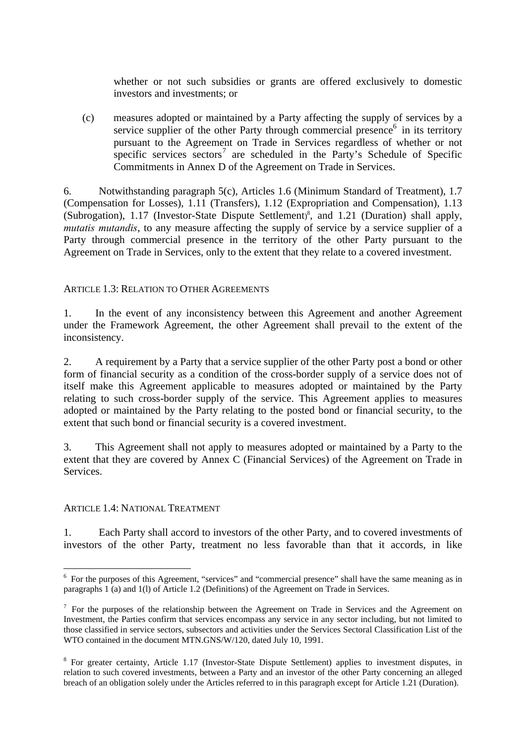whether or not such subsidies or grants are offered exclusively to domestic investors and investments; or

(c) measures adopted or maintained by a Party affecting the supply of services by a service supplier of the other Party through commercial presence[6] in its territory pursuant to the Agreement on Trade in Services regardless of whether or not specific services sectors[7] are scheduled in the Party's Schedule of Specific Commitments in Annex D of the Agreement on Trade in Services.

6. Notwithstanding paragraph 5(c), Articles 1.6 (Minimum Standard of Treatment), 1.7 (Compensation for Losses), 1.11 (Transfers), 1.12 (Expropriation and Compensation), 1.13 (Subrogation), 1.17 (Investor-State Dispute Settlement)[8], and 1.21 (Duration) shall apply, *mutatis mutandis*, to any measure affecting the supply of service by a service supplier of a Party through commercial presence in the territory of the other Party pursuant to the Agreement on Trade in Services, only to the extent that they relate to a covered investment.

ARTICLE 1.3: RELATION TO OTHER AGREEMENTS

1. In the event of any inconsistency between this Agreement and another Agreement under the Framework Agreement, the other Agreement shall prevail to the extent of the inconsistency.

2. A requirement by a Party that a service supplier of the other Party post a bond or other form of financial security as a condition of the cross-border supply of a service does not of itself make this Agreement applicable to measures adopted or maintained by the Party relating to such cross-border supply of the service. This Agreement applies to measures adopted or maintained by the Party relating to the posted bond or financial security, to the extent that such bond or financial security is a covered investment.

3. This Agreement shall not apply to measures adopted or maintained by a Party to the extent that they are covered by Annex C (Financial Services) of the Agreement on Trade in Services.

ARTICLE 1.4: NATIONAL TREATMENT

1. Each Party shall accord to investors of the other Party, and to covered investments of investors of the other Party, treatment no less favorable than that it accords, in like

---

[6] For the purposes of this Agreement, "services" and "commercial presence" shall have the same meaning as in paragraphs 1 (a) and 1(l) of Article 1.2 (Definitions) of the Agreement on Trade in Services.

[7] For the purposes of the relationship between the Agreement on Trade in Services and the Agreement on Investment, the Parties confirm that services encompass any service in any sector including, but not limited to those classified in service sectors, subsectors and activities under the Services Sectoral Classification List of the WTO contained in the document MTN.GNS/W/120, dated July 10, 1991.

[8] For greater certainty, Article 1.17 (Investor-State Dispute Settlement) applies to investment disputes, in relation to such covered investments, between a Party and an investor of the other Party concerning an alleged breach of an obligation solely under the Articles referred to in this paragraph except for Article 1.21 (Duration).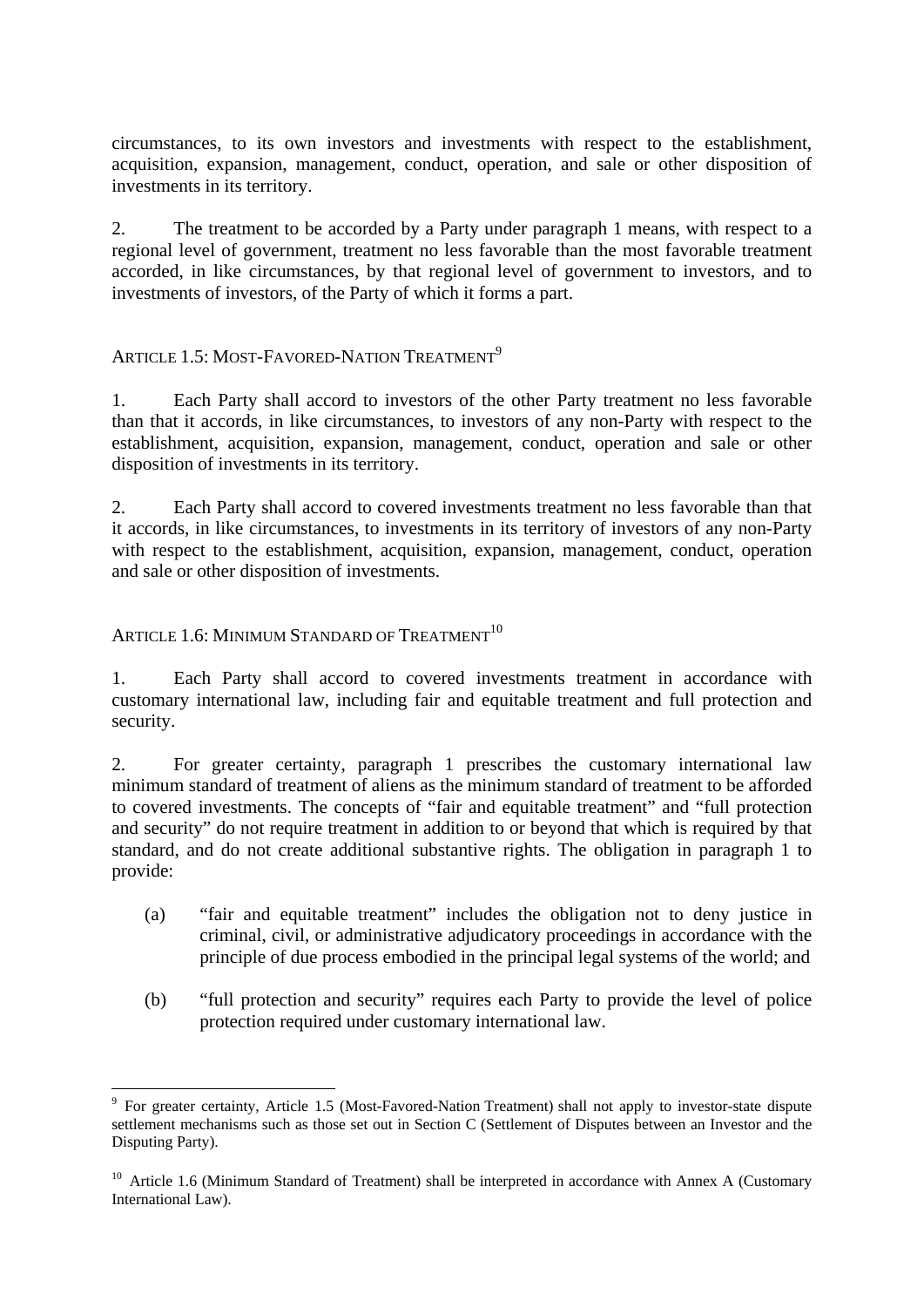circumstances, to its own investors and investments with respect to the establishment, acquisition, expansion, management, conduct, operation, and sale or other disposition of investments in its territory.

2. The treatment to be accorded by a Party under paragraph 1 means, with respect to a regional level of government, treatment no less favorable than the most favorable treatment accorded, in like circumstances, by that regional level of government to investors, and to investments of investors, of the Party of which it forms a part.

### ARTICLE 1.5: MOST-FAVORED-NATION TREATMENT[9]

1. Each Party shall accord to investors of the other Party treatment no less favorable than that it accords, in like circumstances, to investors of any non-Party with respect to the establishment, acquisition, expansion, management, conduct, operation and sale or other disposition of investments in its territory.

2. Each Party shall accord to covered investments treatment no less favorable than that it accords, in like circumstances, to investments in its territory of investors of any non-Party with respect to the establishment, acquisition, expansion, management, conduct, operation and sale or other disposition of investments.

### ARTICLE 1.6: MINIMUM STANDARD OF TREATMENT[10]

1. Each Party shall accord to covered investments treatment in accordance with customary international law, including fair and equitable treatment and full protection and security.

2. For greater certainty, paragraph 1 prescribes the customary international law minimum standard of treatment of aliens as the minimum standard of treatment to be afforded to covered investments. The concepts of "fair and equitable treatment" and "full protection and security" do not require treatment in addition to or beyond that which is required by that standard, and do not create additional substantive rights. The obligation in paragraph 1 to provide:

(a) "fair and equitable treatment" includes the obligation not to deny justice in criminal, civil, or administrative adjudicatory proceedings in accordance with the principle of due process embodied in the principal legal systems of the world; and

(b) "full protection and security" requires each Party to provide the level of police protection required under customary international law.

---

[9] For greater certainty, Article 1.5 (Most-Favored-Nation Treatment) shall not apply to investor-state dispute settlement mechanisms such as those set out in Section C (Settlement of Disputes between an Investor and the Disputing Party).

[10] Article 1.6 (Minimum Standard of Treatment) shall be interpreted in accordance with Annex A (Customary International Law).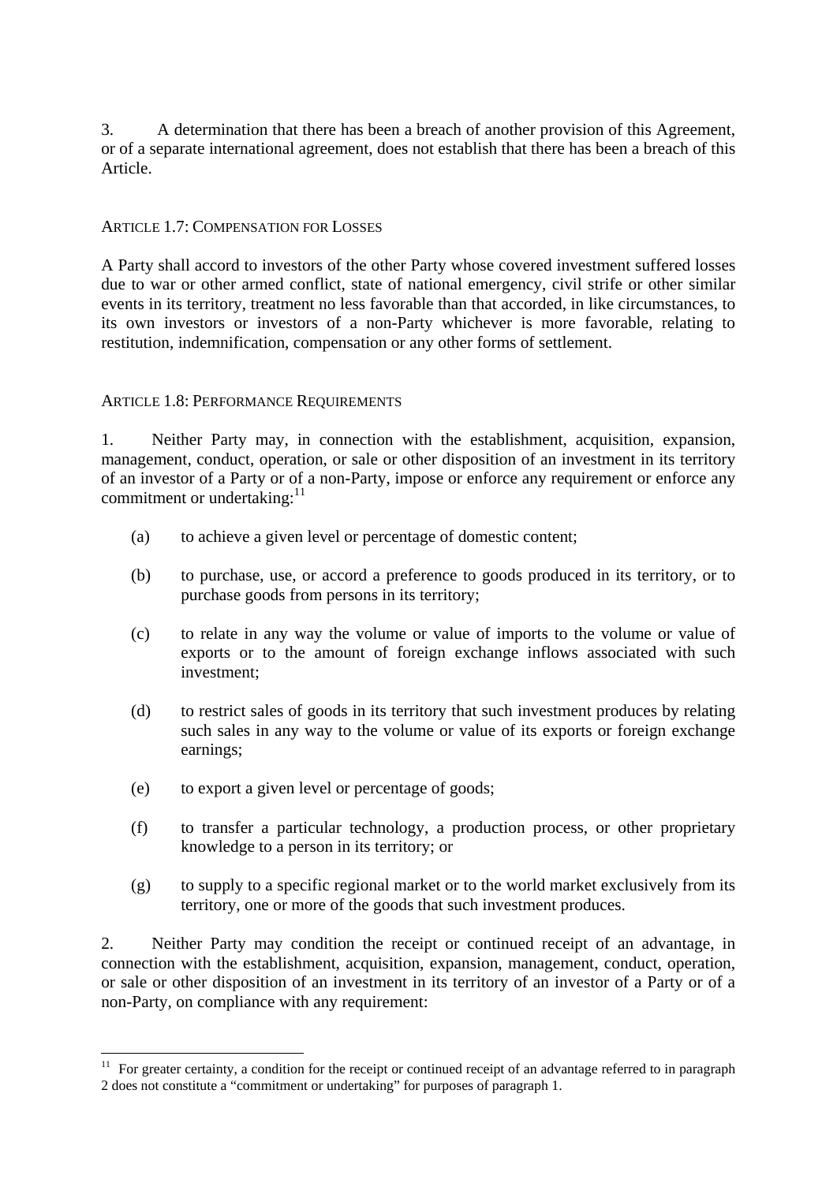3. A determination that there has been a breach of another provision of this Agreement, or of a separate international agreement, does not establish that there has been a breach of this Article.

### ARTICLE 1.7: COMPENSATION FOR LOSSES

A Party shall accord to investors of the other Party whose covered investment suffered losses due to war or other armed conflict, state of national emergency, civil strife or other similar events in its territory, treatment no less favorable than that accorded, in like circumstances, to its own investors or investors of a non-Party whichever is more favorable, relating to restitution, indemnification, compensation or any other forms of settlement.

### ARTICLE 1.8: PERFORMANCE REQUIREMENTS

1. Neither Party may, in connection with the establishment, acquisition, expansion, management, conduct, operation, or sale or other disposition of an investment in its territory of an investor of a Party or of a non-Party, impose or enforce any requirement or enforce any commitment or undertaking:[11]

(a) to achieve a given level or percentage of domestic content;

(b) to purchase, use, or accord a preference to goods produced in its territory, or to purchase goods from persons in its territory;

(c) to relate in any way the volume or value of imports to the volume or value of exports or to the amount of foreign exchange inflows associated with such investment;

(d) to restrict sales of goods in its territory that such investment produces by relating such sales in any way to the volume or value of its exports or foreign exchange earnings;

(e) to export a given level or percentage of goods;

(f) to transfer a particular technology, a production process, or other proprietary knowledge to a person in its territory; or

(g) to supply to a specific regional market or to the world market exclusively from its territory, one or more of the goods that such investment produces.

2. Neither Party may condition the receipt or continued receipt of an advantage, in connection with the establishment, acquisition, expansion, management, conduct, operation, or sale or other disposition of an investment in its territory of an investor of a Party or of a non-Party, on compliance with any requirement:

---

[11] For greater certainty, a condition for the receipt or continued receipt of an advantage referred to in paragraph 2 does not constitute a "commitment or undertaking" for purposes of paragraph 1.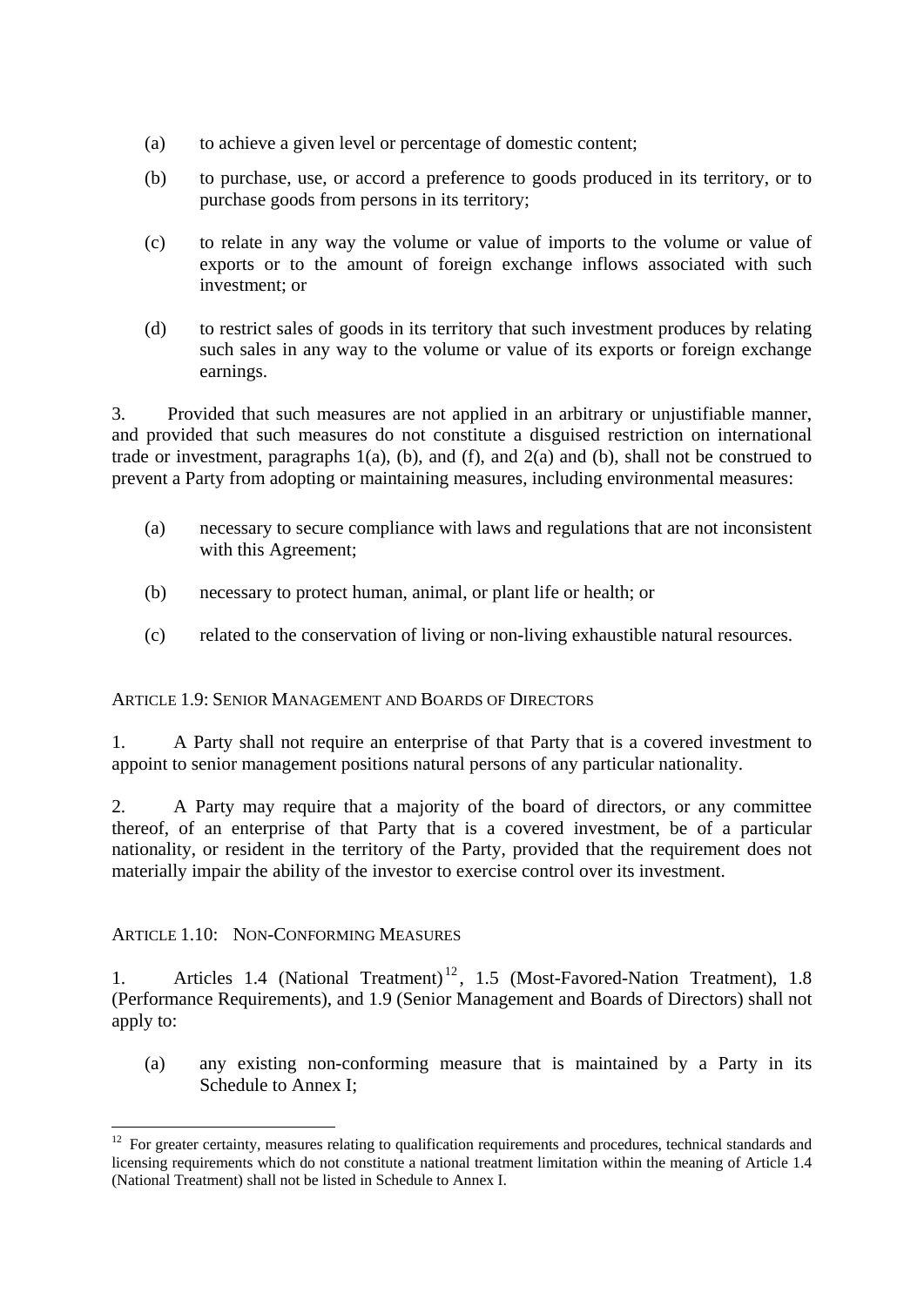(a) to achieve a given level or percentage of domestic content;

(b) to purchase, use, or accord a preference to goods produced in its territory, or to purchase goods from persons in its territory;

(c) to relate in any way the volume or value of imports to the volume or value of exports or to the amount of foreign exchange inflows associated with such investment; or

(d) to restrict sales of goods in its territory that such investment produces by relating such sales in any way to the volume or value of its exports or foreign exchange earnings.

3. Provided that such measures are not applied in an arbitrary or unjustifiable manner, and provided that such measures do not constitute a disguised restriction on international trade or investment, paragraphs 1(a), (b), and (f), and 2(a) and (b), shall not be construed to prevent a Party from adopting or maintaining measures, including environmental measures:

(a) necessary to secure compliance with laws and regulations that are not inconsistent with this Agreement;

(b) necessary to protect human, animal, or plant life or health; or

(c) related to the conservation of living or non-living exhaustible natural resources.

## ARTICLE 1.9: SENIOR MANAGEMENT AND BOARDS OF DIRECTORS

1. A Party shall not require an enterprise of that Party that is a covered investment to appoint to senior management positions natural persons of any particular nationality.

2. A Party may require that a majority of the board of directors, or any committee thereof, of an enterprise of that Party that is a covered investment, be of a particular nationality, or resident in the territory of the Party, provided that the requirement does not materially impair the ability of the investor to exercise control over its investment.

## ARTICLE 1.10: NON-CONFORMING MEASURES

1. Articles 1.4 (National Treatment)[12], 1.5 (Most-Favored-Nation Treatment), 1.8 (Performance Requirements), and 1.9 (Senior Management and Boards of Directors) shall not apply to:

(a) any existing non-conforming measure that is maintained by a Party in its Schedule to Annex I;

---

[12] For greater certainty, measures relating to qualification requirements and procedures, technical standards and licensing requirements which do not constitute a national treatment limitation within the meaning of Article 1.4 (National Treatment) shall not be listed in Schedule to Annex I.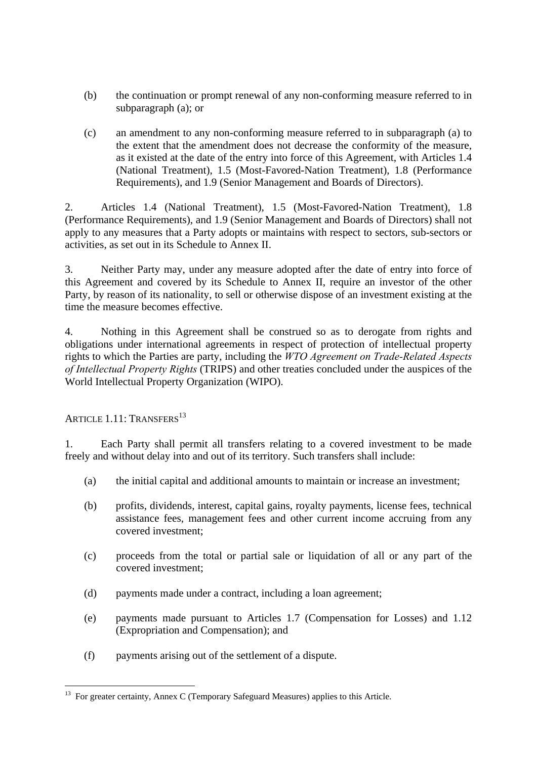(b) the continuation or prompt renewal of any non-conforming measure referred to in subparagraph (a); or

(c) an amendment to any non-conforming measure referred to in subparagraph (a) to the extent that the amendment does not decrease the conformity of the measure, as it existed at the date of the entry into force of this Agreement, with Articles 1.4 (National Treatment), 1.5 (Most-Favored-Nation Treatment), 1.8 (Performance Requirements), and 1.9 (Senior Management and Boards of Directors).

2. Articles 1.4 (National Treatment), 1.5 (Most-Favored-Nation Treatment), 1.8 (Performance Requirements), and 1.9 (Senior Management and Boards of Directors) shall not apply to any measures that a Party adopts or maintains with respect to sectors, sub-sectors or activities, as set out in its Schedule to Annex II.

3. Neither Party may, under any measure adopted after the date of entry into force of this Agreement and covered by its Schedule to Annex II, require an investor of the other Party, by reason of its nationality, to sell or otherwise dispose of an investment existing at the time the measure becomes effective.

4. Nothing in this Agreement shall be construed so as to derogate from rights and obligations under international agreements in respect of protection of intellectual property rights to which the Parties are party, including the *WTO Agreement on Trade-Related Aspects of Intellectual Property Rights* (TRIPS) and other treaties concluded under the auspices of the World Intellectual Property Organization (WIPO).

## ARTICLE 1.11: TRANSFERS[13]

1. Each Party shall permit all transfers relating to a covered investment to be made freely and without delay into and out of its territory. Such transfers shall include:

(a) the initial capital and additional amounts to maintain or increase an investment;

(b) profits, dividends, interest, capital gains, royalty payments, license fees, technical assistance fees, management fees and other current income accruing from any covered investment;

(c) proceeds from the total or partial sale or liquidation of all or any part of the covered investment;

(d) payments made under a contract, including a loan agreement;

(e) payments made pursuant to Articles 1.7 (Compensation for Losses) and 1.12 (Expropriation and Compensation); and

(f) payments arising out of the settlement of a dispute.

---

[13] For greater certainty, Annex C (Temporary Safeguard Measures) applies to this Article.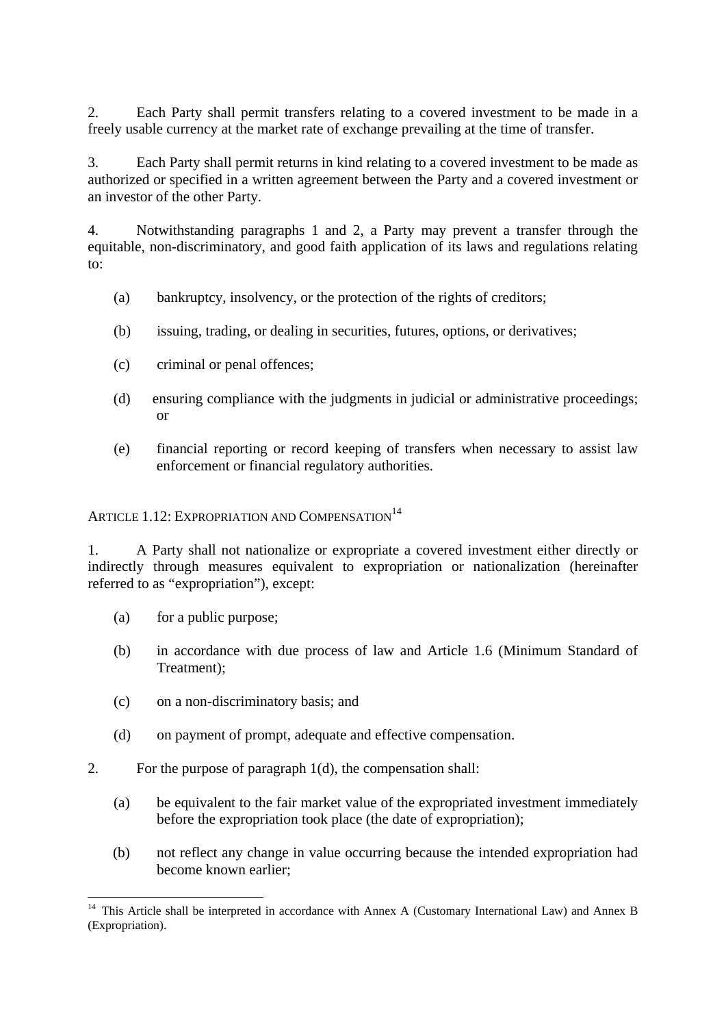2. Each Party shall permit transfers relating to a covered investment to be made in a freely usable currency at the market rate of exchange prevailing at the time of transfer.

3. Each Party shall permit returns in kind relating to a covered investment to be made as authorized or specified in a written agreement between the Party and a covered investment or an investor of the other Party.

4. Notwithstanding paragraphs 1 and 2, a Party may prevent a transfer through the equitable, non-discriminatory, and good faith application of its laws and regulations relating to:

(a) bankruptcy, insolvency, or the protection of the rights of creditors;

(b) issuing, trading, or dealing in securities, futures, options, or derivatives;

(c) criminal or penal offences;

(d) ensuring compliance with the judgments in judicial or administrative proceedings; or

(e) financial reporting or record keeping of transfers when necessary to assist law enforcement or financial regulatory authorities.

## Article 1.12: Expropriation and Compensation[14]

1. A Party shall not nationalize or expropriate a covered investment either directly or indirectly through measures equivalent to expropriation or nationalization (hereinafter referred to as "expropriation"), except:

(a) for a public purpose;

(b) in accordance with due process of law and Article 1.6 (Minimum Standard of Treatment);

(c) on a non-discriminatory basis; and

(d) on payment of prompt, adequate and effective compensation.

2. For the purpose of paragraph 1(d), the compensation shall:

(a) be equivalent to the fair market value of the expropriated investment immediately before the expropriation took place (the date of expropriation);

(b) not reflect any change in value occurring because the intended expropriation had become known earlier;

---

[14] This Article shall be interpreted in accordance with Annex A (Customary International Law) and Annex B (Expropriation).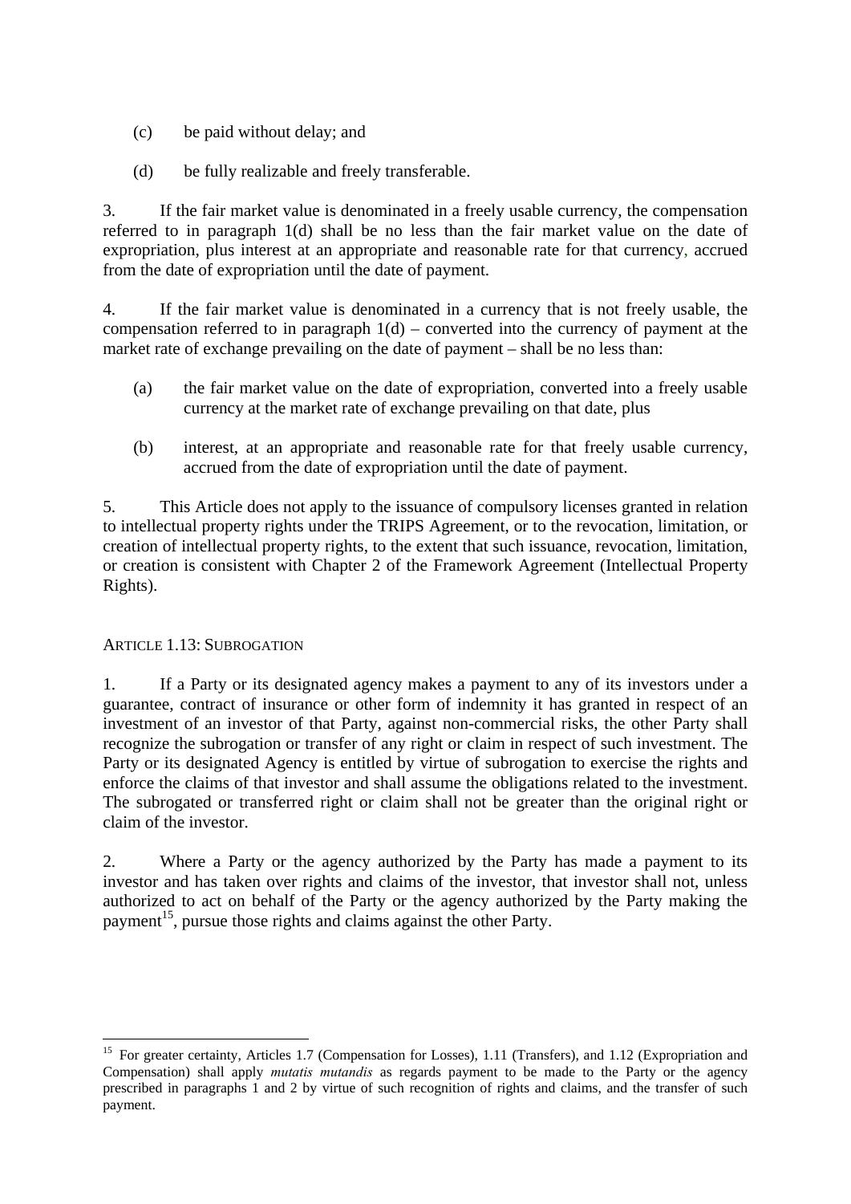(c) be paid without delay; and

(d) be fully realizable and freely transferable.

3. If the fair market value is denominated in a freely usable currency, the compensation referred to in paragraph 1(d) shall be no less than the fair market value on the date of expropriation, plus interest at an appropriate and reasonable rate for that currency, accrued from the date of expropriation until the date of payment.

4. If the fair market value is denominated in a currency that is not freely usable, the compensation referred to in paragraph 1(d) – converted into the currency of payment at the market rate of exchange prevailing on the date of payment – shall be no less than:

(a) the fair market value on the date of expropriation, converted into a freely usable currency at the market rate of exchange prevailing on that date, plus

(b) interest, at an appropriate and reasonable rate for that freely usable currency, accrued from the date of expropriation until the date of payment.

5. This Article does not apply to the issuance of compulsory licenses granted in relation to intellectual property rights under the TRIPS Agreement, or to the revocation, limitation, or creation of intellectual property rights, to the extent that such issuance, revocation, limitation, or creation is consistent with Chapter 2 of the Framework Agreement (Intellectual Property Rights).

### ARTICLE 1.13: SUBROGATION

1. If a Party or its designated agency makes a payment to any of its investors under a guarantee, contract of insurance or other form of indemnity it has granted in respect of an investment of an investor of that Party, against non-commercial risks, the other Party shall recognize the subrogation or transfer of any right or claim in respect of such investment. The Party or its designated Agency is entitled by virtue of subrogation to exercise the rights and enforce the claims of that investor and shall assume the obligations related to the investment. The subrogated or transferred right or claim shall not be greater than the original right or claim of the investor.

2. Where a Party or the agency authorized by the Party has made a payment to its investor and has taken over rights and claims of the investor, that investor shall not, unless authorized to act on behalf of the Party or the agency authorized by the Party making the payment[15], pursue those rights and claims against the other Party.

---

[15] For greater certainty, Articles 1.7 (Compensation for Losses), 1.11 (Transfers), and 1.12 (Expropriation and Compensation) shall apply *mutatis mutandis* as regards payment to be made to the Party or the agency prescribed in paragraphs 1 and 2 by virtue of such recognition of rights and claims, and the transfer of such payment.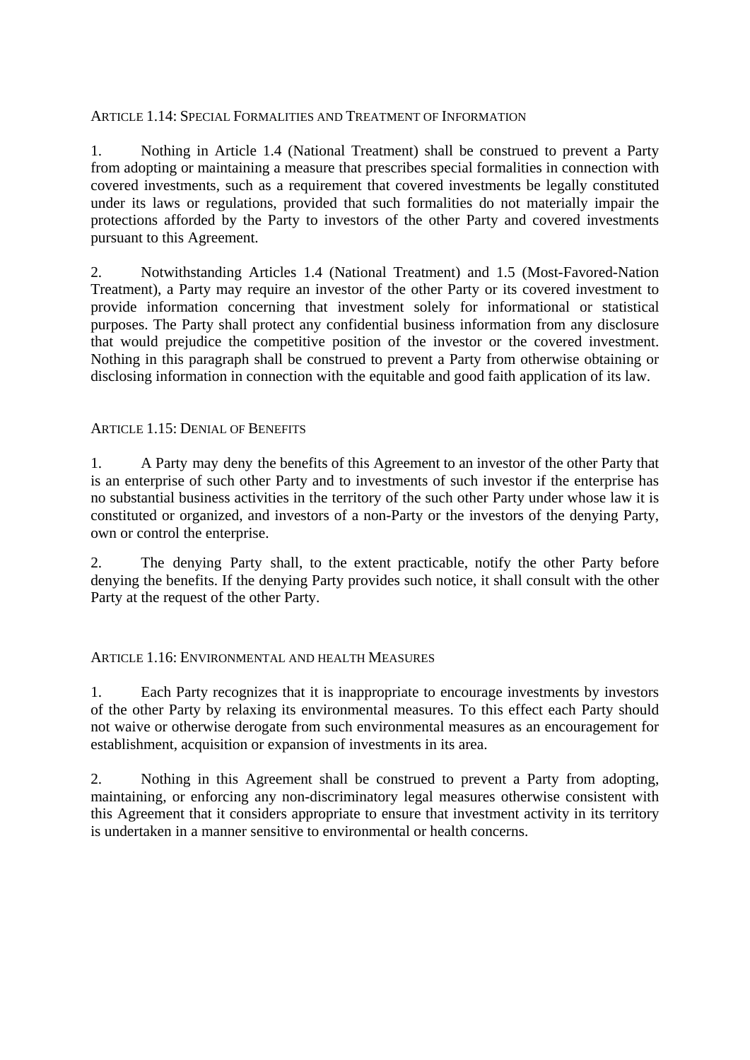### ARTICLE 1.14: SPECIAL FORMALITIES AND TREATMENT OF INFORMATION

1. Nothing in Article 1.4 (National Treatment) shall be construed to prevent a Party from adopting or maintaining a measure that prescribes special formalities in connection with covered investments, such as a requirement that covered investments be legally constituted under its laws or regulations, provided that such formalities do not materially impair the protections afforded by the Party to investors of the other Party and covered investments pursuant to this Agreement.

2. Notwithstanding Articles 1.4 (National Treatment) and 1.5 (Most-Favored-Nation Treatment), a Party may require an investor of the other Party or its covered investment to provide information concerning that investment solely for informational or statistical purposes. The Party shall protect any confidential business information from any disclosure that would prejudice the competitive position of the investor or the covered investment. Nothing in this paragraph shall be construed to prevent a Party from otherwise obtaining or disclosing information in connection with the equitable and good faith application of its law.

### ARTICLE 1.15: DENIAL OF BENEFITS

1. A Party may deny the benefits of this Agreement to an investor of the other Party that is an enterprise of such other Party and to investments of such investor if the enterprise has no substantial business activities in the territory of the such other Party under whose law it is constituted or organized, and investors of a non-Party or the investors of the denying Party, own or control the enterprise.

2. The denying Party shall, to the extent practicable, notify the other Party before denying the benefits. If the denying Party provides such notice, it shall consult with the other Party at the request of the other Party.

### ARTICLE 1.16: ENVIRONMENTAL AND HEALTH MEASURES

1. Each Party recognizes that it is inappropriate to encourage investments by investors of the other Party by relaxing its environmental measures. To this effect each Party should not waive or otherwise derogate from such environmental measures as an encouragement for establishment, acquisition or expansion of investments in its area.

2. Nothing in this Agreement shall be construed to prevent a Party from adopting, maintaining, or enforcing any non-discriminatory legal measures otherwise consistent with this Agreement that it considers appropriate to ensure that investment activity in its territory is undertaken in a manner sensitive to environmental or health concerns.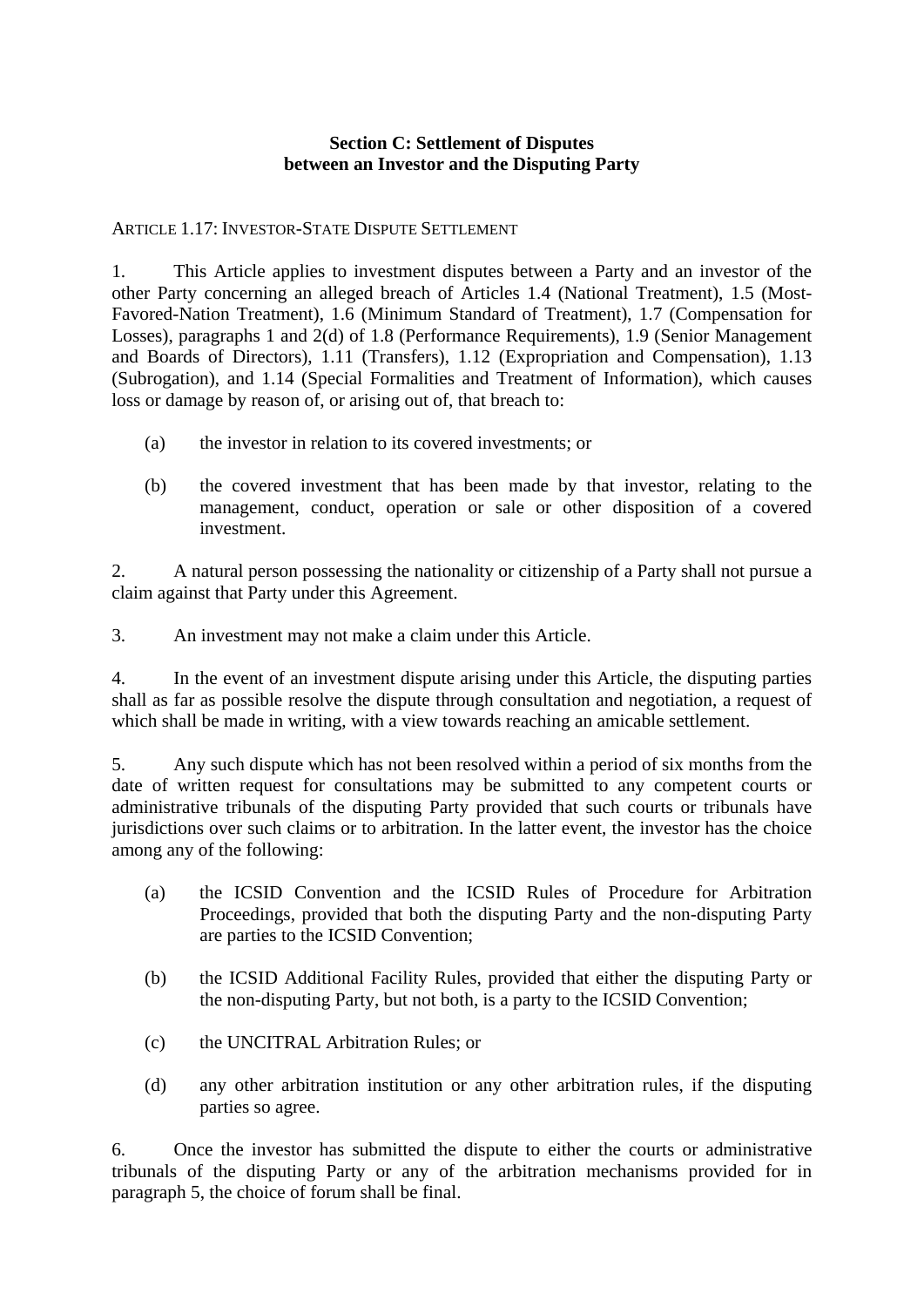### Section C: Settlement of Disputes between an Investor and the Disputing Party

ARTICLE 1.17: INVESTOR-STATE DISPUTE SETTLEMENT

1. This Article applies to investment disputes between a Party and an investor of the other Party concerning an alleged breach of Articles 1.4 (National Treatment), 1.5 (Most-Favored-Nation Treatment), 1.6 (Minimum Standard of Treatment), 1.7 (Compensation for Losses), paragraphs 1 and 2(d) of 1.8 (Performance Requirements), 1.9 (Senior Management and Boards of Directors), 1.11 (Transfers), 1.12 (Expropriation and Compensation), 1.13 (Subrogation), and 1.14 (Special Formalities and Treatment of Information), which causes loss or damage by reason of, or arising out of, that breach to:

(a) the investor in relation to its covered investments; or

(b) the covered investment that has been made by that investor, relating to the management, conduct, operation or sale or other disposition of a covered investment.

2. A natural person possessing the nationality or citizenship of a Party shall not pursue a claim against that Party under this Agreement.

3. An investment may not make a claim under this Article.

4. In the event of an investment dispute arising under this Article, the disputing parties shall as far as possible resolve the dispute through consultation and negotiation, a request of which shall be made in writing, with a view towards reaching an amicable settlement.

5. Any such dispute which has not been resolved within a period of six months from the date of written request for consultations may be submitted to any competent courts or administrative tribunals of the disputing Party provided that such courts or tribunals have jurisdictions over such claims or to arbitration. In the latter event, the investor has the choice among any of the following:

(a) the ICSID Convention and the ICSID Rules of Procedure for Arbitration Proceedings, provided that both the disputing Party and the non-disputing Party are parties to the ICSID Convention;

(b) the ICSID Additional Facility Rules, provided that either the disputing Party or the non-disputing Party, but not both, is a party to the ICSID Convention;

(c) the UNCITRAL Arbitration Rules; or

(d) any other arbitration institution or any other arbitration rules, if the disputing parties so agree.

6. Once the investor has submitted the dispute to either the courts or administrative tribunals of the disputing Party or any of the arbitration mechanisms provided for in paragraph 5, the choice of forum shall be final.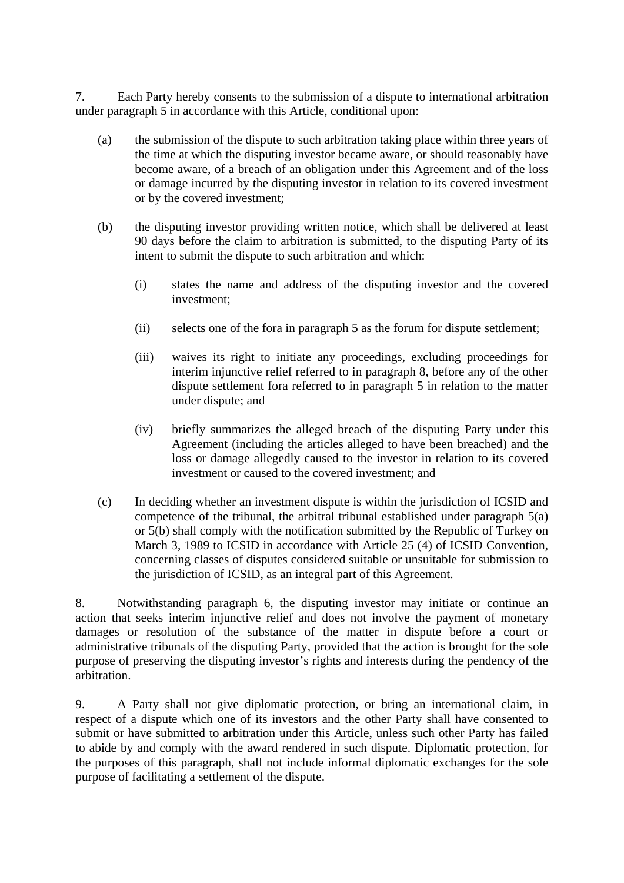7. Each Party hereby consents to the submission of a dispute to international arbitration under paragraph 5 in accordance with this Article, conditional upon:

(a) the submission of the dispute to such arbitration taking place within three years of the time at which the disputing investor became aware, or should reasonably have become aware, of a breach of an obligation under this Agreement and of the loss or damage incurred by the disputing investor in relation to its covered investment or by the covered investment;

(b) the disputing investor providing written notice, which shall be delivered at least 90 days before the claim to arbitration is submitted, to the disputing Party of its intent to submit the dispute to such arbitration and which:

(i) states the name and address of the disputing investor and the covered investment;

(ii) selects one of the fora in paragraph 5 as the forum for dispute settlement;

(iii) waives its right to initiate any proceedings, excluding proceedings for interim injunctive relief referred to in paragraph 8, before any of the other dispute settlement fora referred to in paragraph 5 in relation to the matter under dispute; and

(iv) briefly summarizes the alleged breach of the disputing Party under this Agreement (including the articles alleged to have been breached) and the loss or damage allegedly caused to the investor in relation to its covered investment or caused to the covered investment; and

(c) In deciding whether an investment dispute is within the jurisdiction of ICSID and competence of the tribunal, the arbitral tribunal established under paragraph 5(a) or 5(b) shall comply with the notification submitted by the Republic of Turkey on March 3, 1989 to ICSID in accordance with Article 25 (4) of ICSID Convention, concerning classes of disputes considered suitable or unsuitable for submission to the jurisdiction of ICSID, as an integral part of this Agreement.

8. Notwithstanding paragraph 6, the disputing investor may initiate or continue an action that seeks interim injunctive relief and does not involve the payment of monetary damages or resolution of the substance of the matter in dispute before a court or administrative tribunals of the disputing Party, provided that the action is brought for the sole purpose of preserving the disputing investor's rights and interests during the pendency of the arbitration.

9. A Party shall not give diplomatic protection, or bring an international claim, in respect of a dispute which one of its investors and the other Party shall have consented to submit or have submitted to arbitration under this Article, unless such other Party has failed to abide by and comply with the award rendered in such dispute. Diplomatic protection, for the purposes of this paragraph, shall not include informal diplomatic exchanges for the sole purpose of facilitating a settlement of the dispute.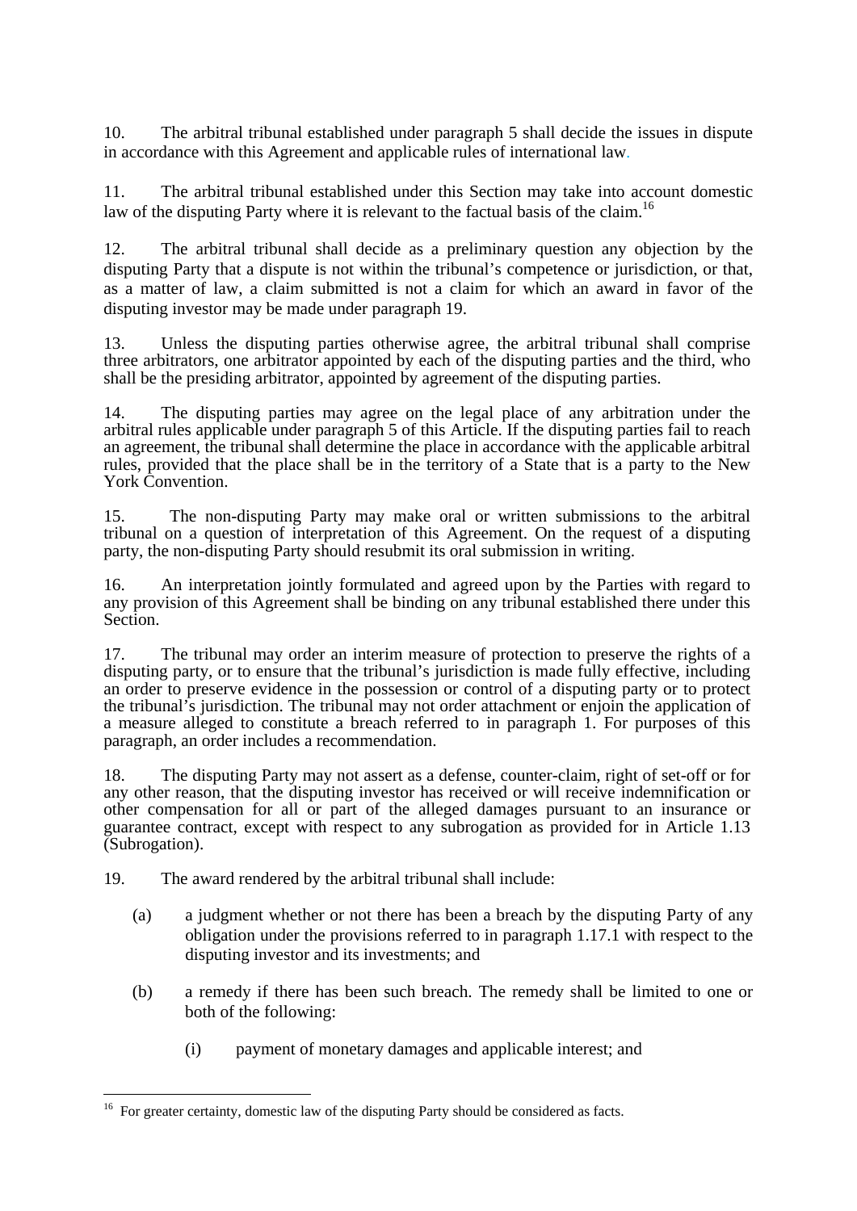10. The arbitral tribunal established under paragraph 5 shall decide the issues in dispute in accordance with this Agreement and applicable rules of international law.

11. The arbitral tribunal established under this Section may take into account domestic law of the disputing Party where it is relevant to the factual basis of the claim.[16]

12. The arbitral tribunal shall decide as a preliminary question any objection by the disputing Party that a dispute is not within the tribunal's competence or jurisdiction, or that, as a matter of law, a claim submitted is not a claim for which an award in favor of the disputing investor may be made under paragraph 19.

13. Unless the disputing parties otherwise agree, the arbitral tribunal shall comprise three arbitrators, one arbitrator appointed by each of the disputing parties and the third, who shall be the presiding arbitrator, appointed by agreement of the disputing parties.

14. The disputing parties may agree on the legal place of any arbitration under the arbitral rules applicable under paragraph 5 of this Article. If the disputing parties fail to reach an agreement, the tribunal shall determine the place in accordance with the applicable arbitral rules, provided that the place shall be in the territory of a State that is a party to the New York Convention.

15. The non-disputing Party may make oral or written submissions to the arbitral tribunal on a question of interpretation of this Agreement. On the request of a disputing party, the non-disputing Party should resubmit its oral submission in writing.

16. An interpretation jointly formulated and agreed upon by the Parties with regard to any provision of this Agreement shall be binding on any tribunal established there under this Section.

17. The tribunal may order an interim measure of protection to preserve the rights of a disputing party, or to ensure that the tribunal's jurisdiction is made fully effective, including an order to preserve evidence in the possession or control of a disputing party or to protect the tribunal's jurisdiction. The tribunal may not order attachment or enjoin the application of a measure alleged to constitute a breach referred to in paragraph 1. For purposes of this paragraph, an order includes a recommendation.

18. The disputing Party may not assert as a defense, counter-claim, right of set-off or for any other reason, that the disputing investor has received or will receive indemnification or other compensation for all or part of the alleged damages pursuant to an insurance or guarantee contract, except with respect to any subrogation as provided for in Article 1.13 (Subrogation).

19. The award rendered by the arbitral tribunal shall include:

(a) a judgment whether or not there has been a breach by the disputing Party of any obligation under the provisions referred to in paragraph 1.17.1 with respect to the disputing investor and its investments; and

(b) a remedy if there has been such breach. The remedy shall be limited to one or both of the following:

(i) payment of monetary damages and applicable interest; and

---

[16] For greater certainty, domestic law of the disputing Party should be considered as facts.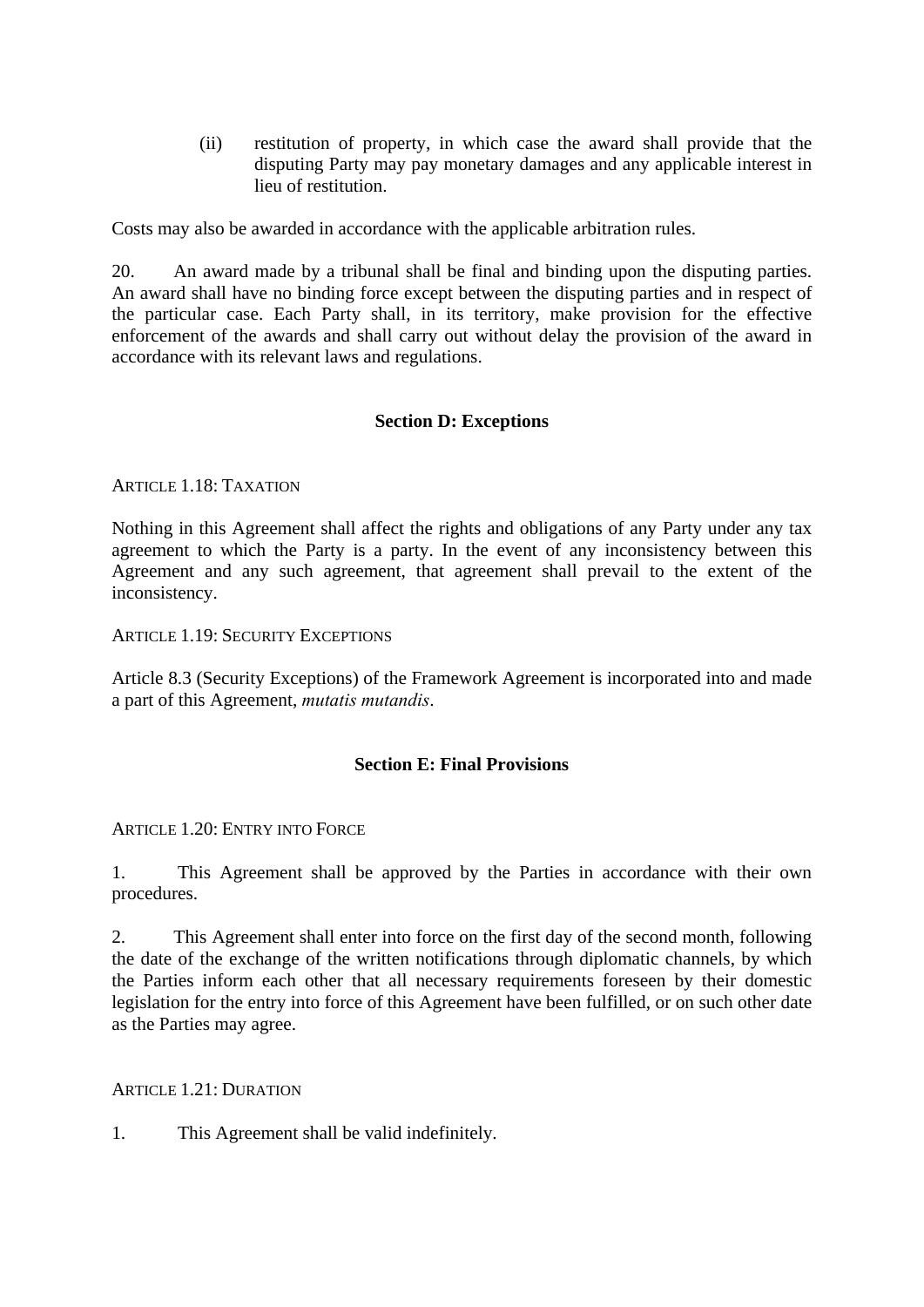(ii) restitution of property, in which case the award shall provide that the disputing Party may pay monetary damages and any applicable interest in lieu of restitution.

Costs may also be awarded in accordance with the applicable arbitration rules.

20. An award made by a tribunal shall be final and binding upon the disputing parties. An award shall have no binding force except between the disputing parties and in respect of the particular case. Each Party shall, in its territory, make provision for the effective enforcement of the awards and shall carry out without delay the provision of the award in accordance with its relevant laws and regulations.

## Section D: Exceptions

ARTICLE 1.18: TAXATION

Nothing in this Agreement shall affect the rights and obligations of any Party under any tax agreement to which the Party is a party. In the event of any inconsistency between this Agreement and any such agreement, that agreement shall prevail to the extent of the inconsistency.

ARTICLE 1.19: SECURITY EXCEPTIONS

Article 8.3 (Security Exceptions) of the Framework Agreement is incorporated into and made a part of this Agreement, *mutatis mutandis*.

## Section E: Final Provisions

ARTICLE 1.20: ENTRY INTO FORCE

1. This Agreement shall be approved by the Parties in accordance with their own procedures.

2. This Agreement shall enter into force on the first day of the second month, following the date of the exchange of the written notifications through diplomatic channels, by which the Parties inform each other that all necessary requirements foreseen by their domestic legislation for the entry into force of this Agreement have been fulfilled, or on such other date as the Parties may agree.

ARTICLE 1.21: DURATION

1. This Agreement shall be valid indefinitely.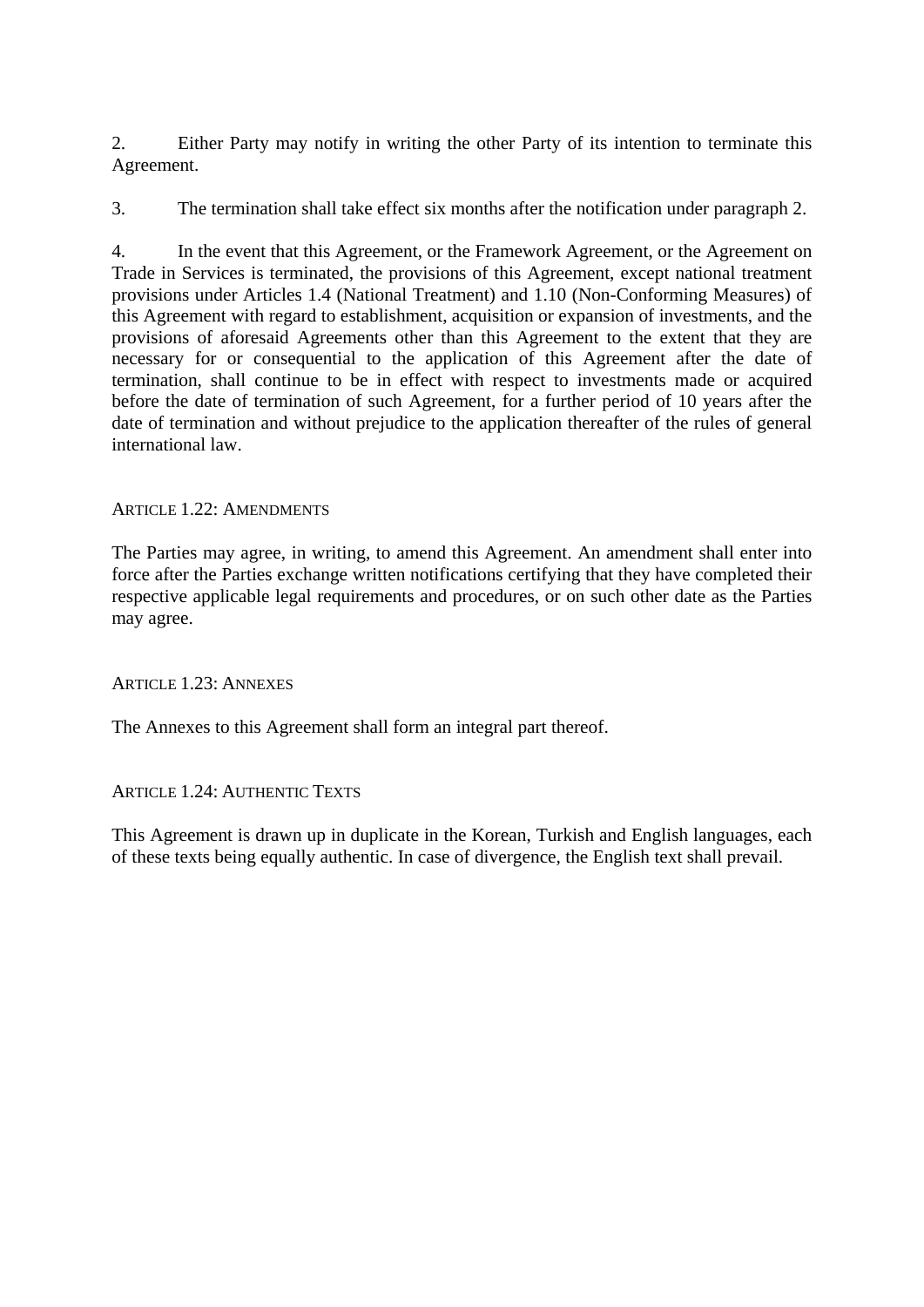2. Either Party may notify in writing the other Party of its intention to terminate this Agreement.

3. The termination shall take effect six months after the notification under paragraph 2.

4. In the event that this Agreement, or the Framework Agreement, or the Agreement on Trade in Services is terminated, the provisions of this Agreement, except national treatment provisions under Articles 1.4 (National Treatment) and 1.10 (Non-Conforming Measures) of this Agreement with regard to establishment, acquisition or expansion of investments, and the provisions of aforesaid Agreements other than this Agreement to the extent that they are necessary for or consequential to the application of this Agreement after the date of termination, shall continue to be in effect with respect to investments made or acquired before the date of termination of such Agreement, for a further period of 10 years after the date of termination and without prejudice to the application thereafter of the rules of general international law.

### Article 1.22: Amendments

The Parties may agree, in writing, to amend this Agreement. An amendment shall enter into force after the Parties exchange written notifications certifying that they have completed their respective applicable legal requirements and procedures, or on such other date as the Parties may agree.

### Article 1.23: Annexes

The Annexes to this Agreement shall form an integral part thereof.

### Article 1.24: Authentic Texts

This Agreement is drawn up in duplicate in the Korean, Turkish and English languages, each of these texts being equally authentic. In case of divergence, the English text shall prevail.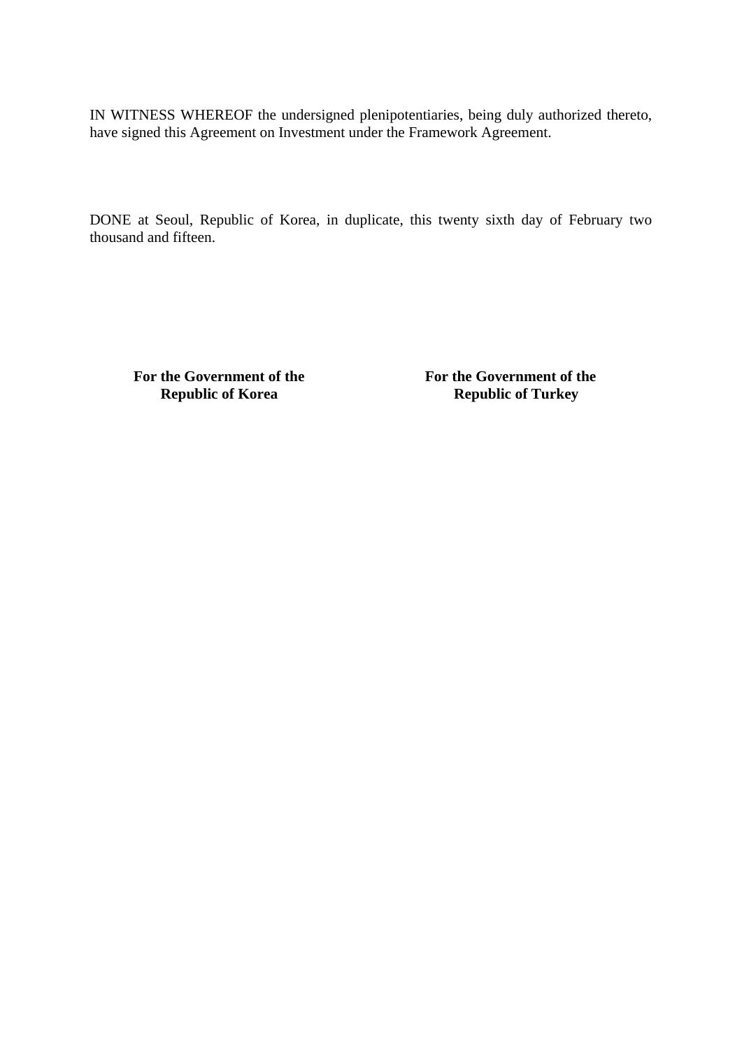IN WITNESS WHEREOF the undersigned plenipotentiaries, being duly authorized thereto, have signed this Agreement on Investment under the Framework Agreement.

DONE at Seoul, Republic of Korea, in duplicate, this twenty sixth day of February two thousand and fifteen.

| **For the Government of the Republic of Korea** | **For the Government of the Republic of Turkey** |
| --- | --- |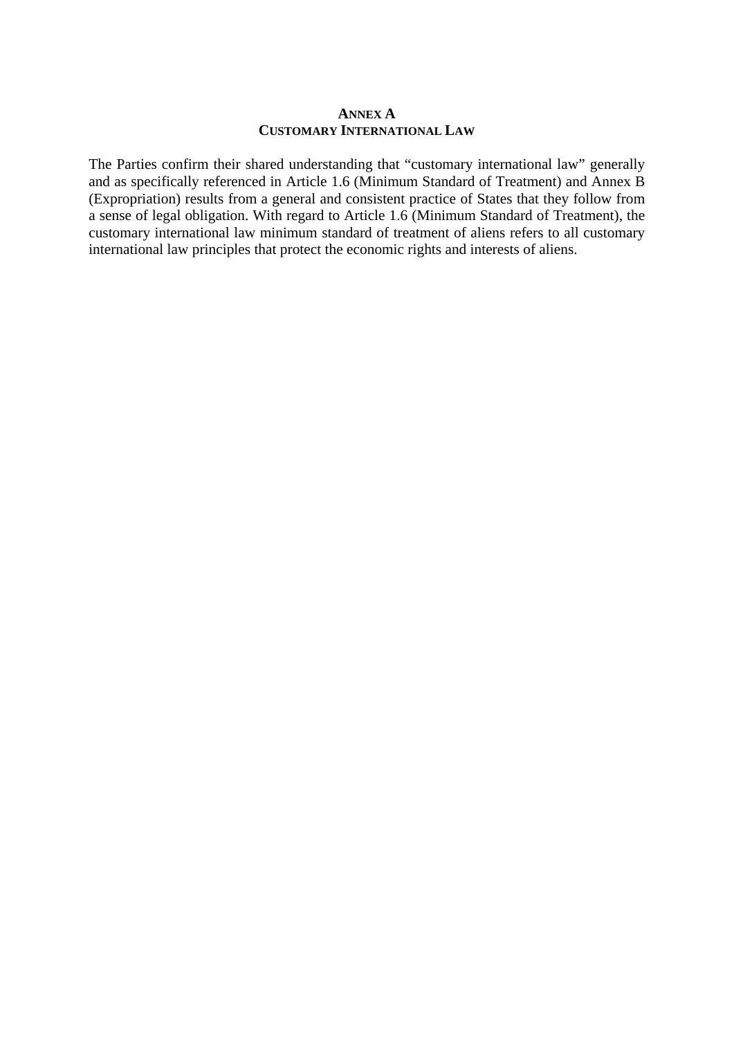## ANNEX A
## CUSTOMARY INTERNATIONAL LAW

The Parties confirm their shared understanding that "customary international law" generally and as specifically referenced in Article 1.6 (Minimum Standard of Treatment) and Annex B (Expropriation) results from a general and consistent practice of States that they follow from a sense of legal obligation. With regard to Article 1.6 (Minimum Standard of Treatment), the customary international law minimum standard of treatment of aliens refers to all customary international law principles that protect the economic rights and interests of aliens.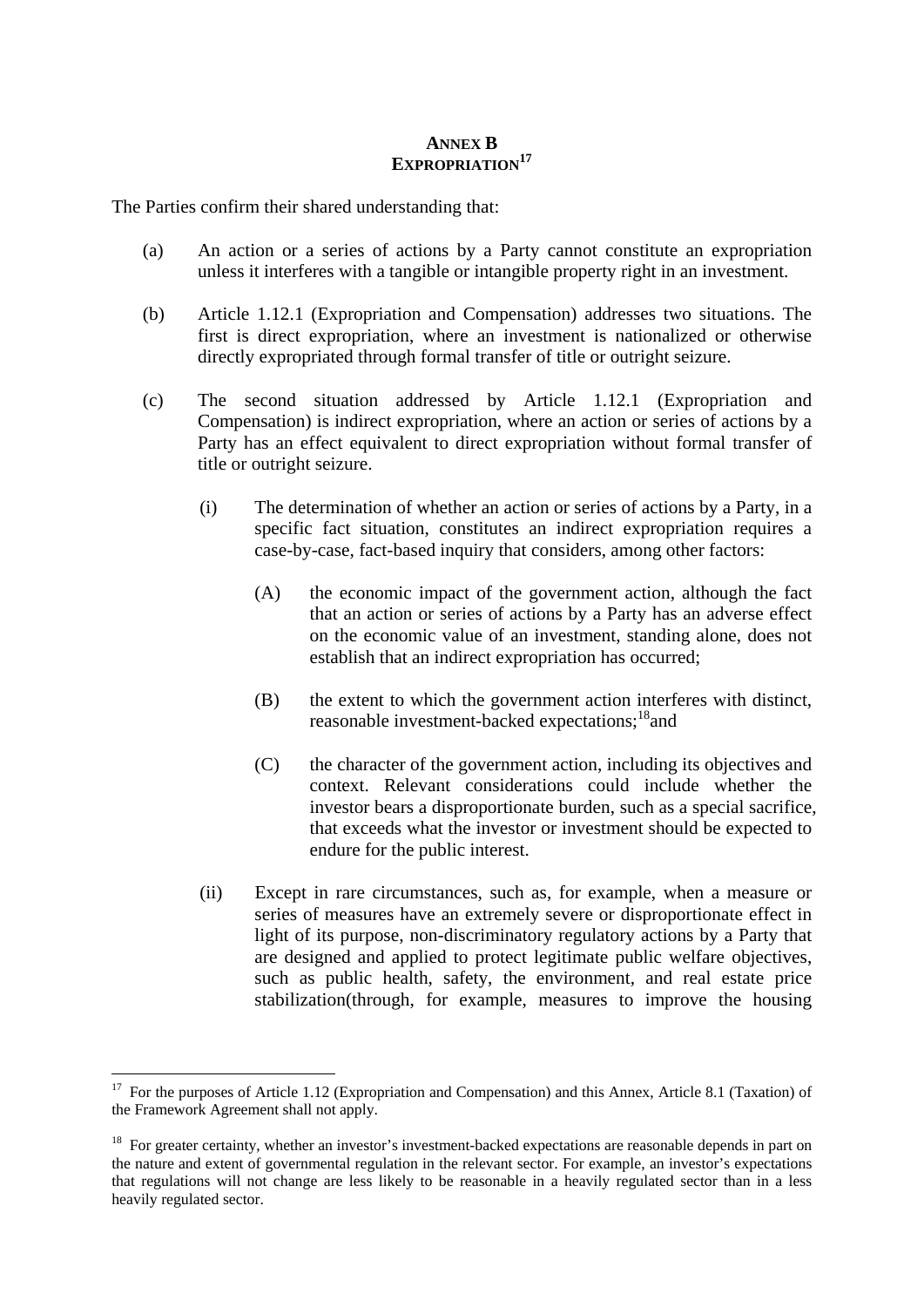# ANNEX B
## EXPROPRIATION[17]

The Parties confirm their shared understanding that:

(a) An action or a series of actions by a Party cannot constitute an expropriation unless it interferes with a tangible or intangible property right in an investment.

(b) Article 1.12.1 (Expropriation and Compensation) addresses two situations. The first is direct expropriation, where an investment is nationalized or otherwise directly expropriated through formal transfer of title or outright seizure.

(c) The second situation addressed by Article 1.12.1 (Expropriation and Compensation) is indirect expropriation, where an action or series of actions by a Party has an effect equivalent to direct expropriation without formal transfer of title or outright seizure.

  (i) The determination of whether an action or series of actions by a Party, in a specific fact situation, constitutes an indirect expropriation requires a case-by-case, fact-based inquiry that considers, among other factors:

    (A) the economic impact of the government action, although the fact that an action or series of actions by a Party has an adverse effect on the economic value of an investment, standing alone, does not establish that an indirect expropriation has occurred;

    (B) the extent to which the government action interferes with distinct, reasonable investment-backed expectations;[18] and

    (C) the character of the government action, including its objectives and context. Relevant considerations could include whether the investor bears a disproportionate burden, such as a special sacrifice, that exceeds what the investor or investment should be expected to endure for the public interest.

  (ii) Except in rare circumstances, such as, for example, when a measure or series of measures have an extremely severe or disproportionate effect in light of its purpose, non-discriminatory regulatory actions by a Party that are designed and applied to protect legitimate public welfare objectives, such as public health, safety, the environment, and real estate price stabilization(through, for example, measures to improve the housing

---

[17] For the purposes of Article 1.12 (Expropriation and Compensation) and this Annex, Article 8.1 (Taxation) of the Framework Agreement shall not apply.

[18] For greater certainty, whether an investor's investment-backed expectations are reasonable depends in part on the nature and extent of governmental regulation in the relevant sector. For example, an investor's expectations that regulations will not change are less likely to be reasonable in a heavily regulated sector than in a less heavily regulated sector.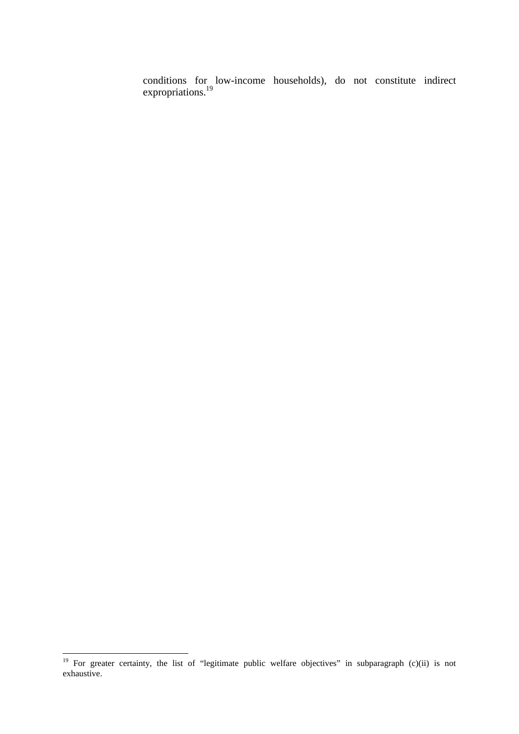conditions for low-income households), do not constitute indirect expropriations.[19]

---

[19] For greater certainty, the list of "legitimate public welfare objectives" in subparagraph (c)(ii) is not exhaustive.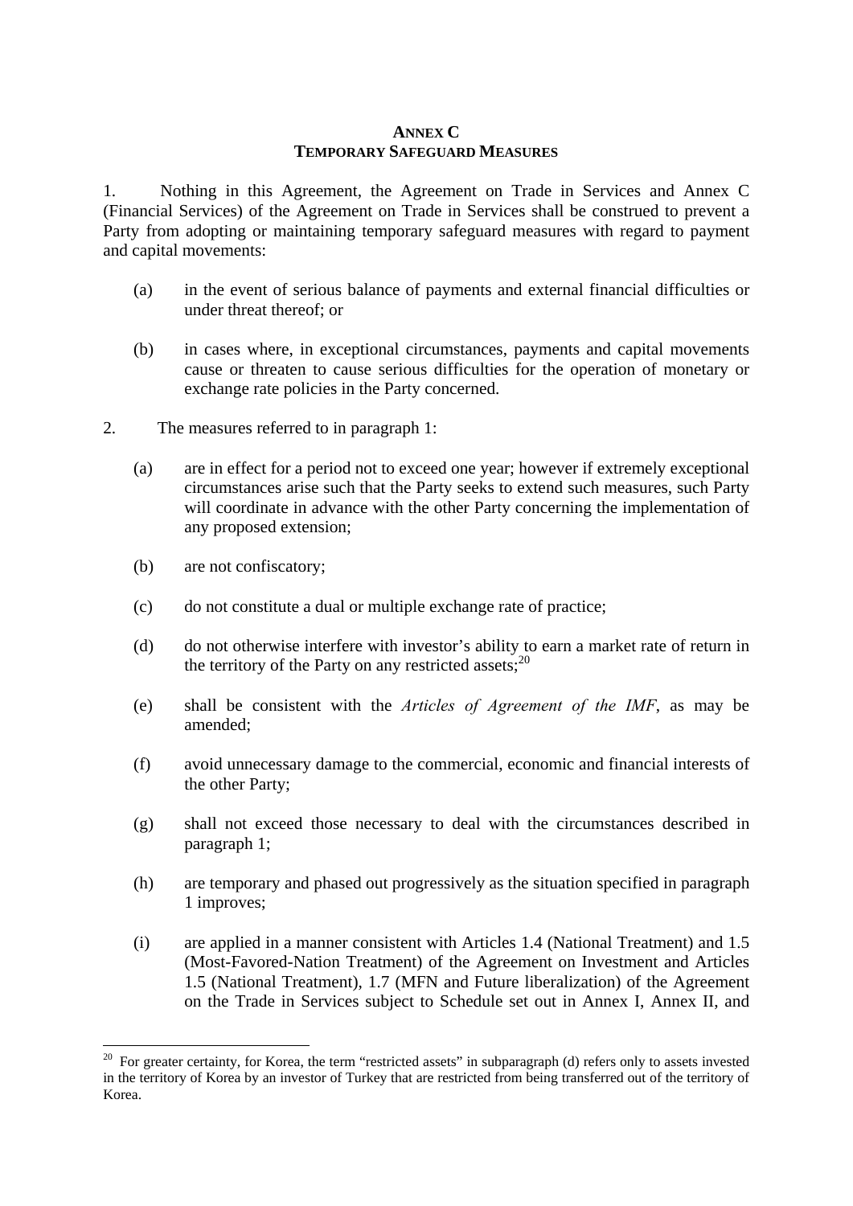# ANNEX C
## TEMPORARY SAFEGUARD MEASURES

1. Nothing in this Agreement, the Agreement on Trade in Services and Annex C (Financial Services) of the Agreement on Trade in Services shall be construed to prevent a Party from adopting or maintaining temporary safeguard measures with regard to payment and capital movements:

   (a) in the event of serious balance of payments and external financial difficulties or under threat thereof; or

   (b) in cases where, in exceptional circumstances, payments and capital movements cause or threaten to cause serious difficulties for the operation of monetary or exchange rate policies in the Party concerned.

2. The measures referred to in paragraph 1:

   (a) are in effect for a period not to exceed one year; however if extremely exceptional circumstances arise such that the Party seeks to extend such measures, such Party will coordinate in advance with the other Party concerning the implementation of any proposed extension;

   (b) are not confiscatory;

   (c) do not constitute a dual or multiple exchange rate of practice;

   (d) do not otherwise interfere with investor's ability to earn a market rate of return in the territory of the Party on any restricted assets;[20]

   (e) shall be consistent with the *Articles of Agreement of the IMF*, as may be amended;

   (f) avoid unnecessary damage to the commercial, economic and financial interests of the other Party;

   (g) shall not exceed those necessary to deal with the circumstances described in paragraph 1;

   (h) are temporary and phased out progressively as the situation specified in paragraph 1 improves;

   (i) are applied in a manner consistent with Articles 1.4 (National Treatment) and 1.5 (Most-Favored-Nation Treatment) of the Agreement on Investment and Articles 1.5 (National Treatment), 1.7 (MFN and Future liberalization) of the Agreement on the Trade in Services subject to Schedule set out in Annex I, Annex II, and

---

[20] For greater certainty, for Korea, the term "restricted assets" in subparagraph (d) refers only to assets invested in the territory of Korea by an investor of Turkey that are restricted from being transferred out of the territory of Korea.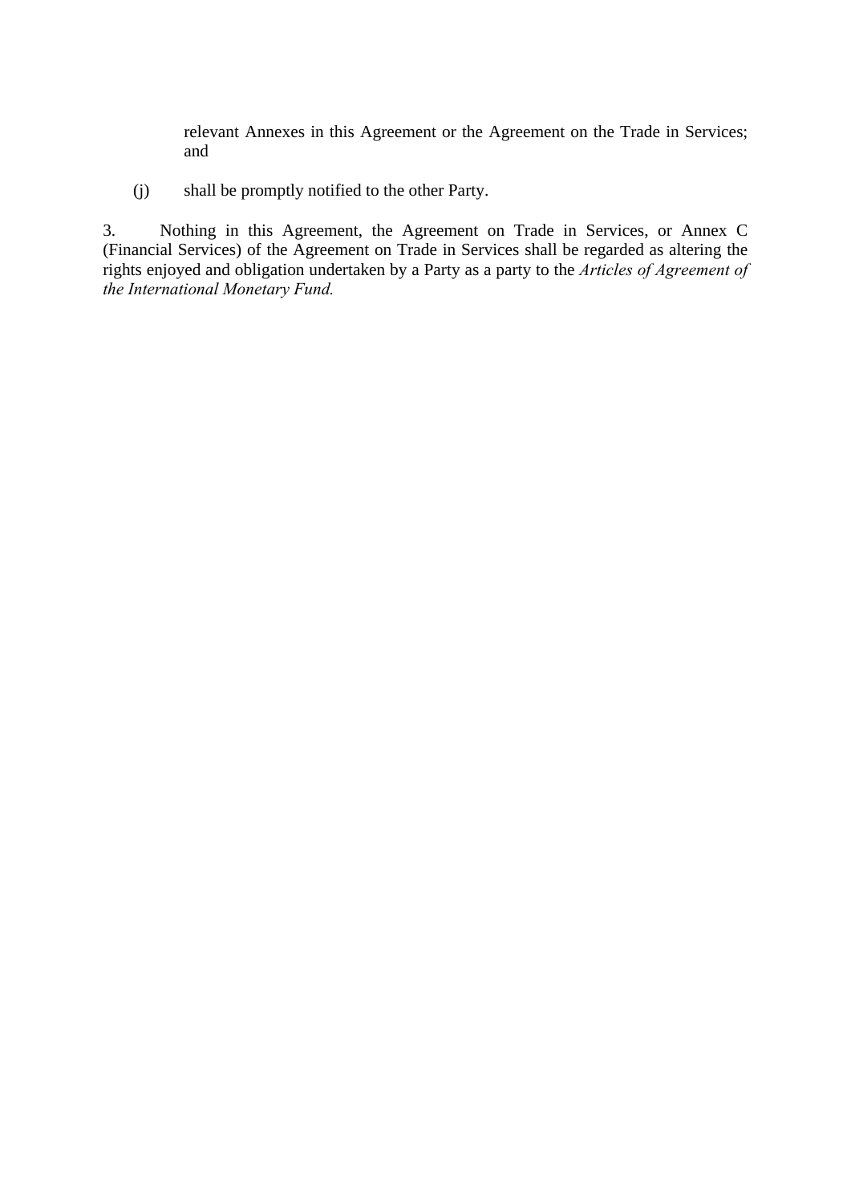relevant Annexes in this Agreement or the Agreement on the Trade in Services; and

(j) shall be promptly notified to the other Party.

3. Nothing in this Agreement, the Agreement on Trade in Services, or Annex C (Financial Services) of the Agreement on Trade in Services shall be regarded as altering the rights enjoyed and obligation undertaken by a Party as a party to the *Articles of Agreement of the International Monetary Fund.*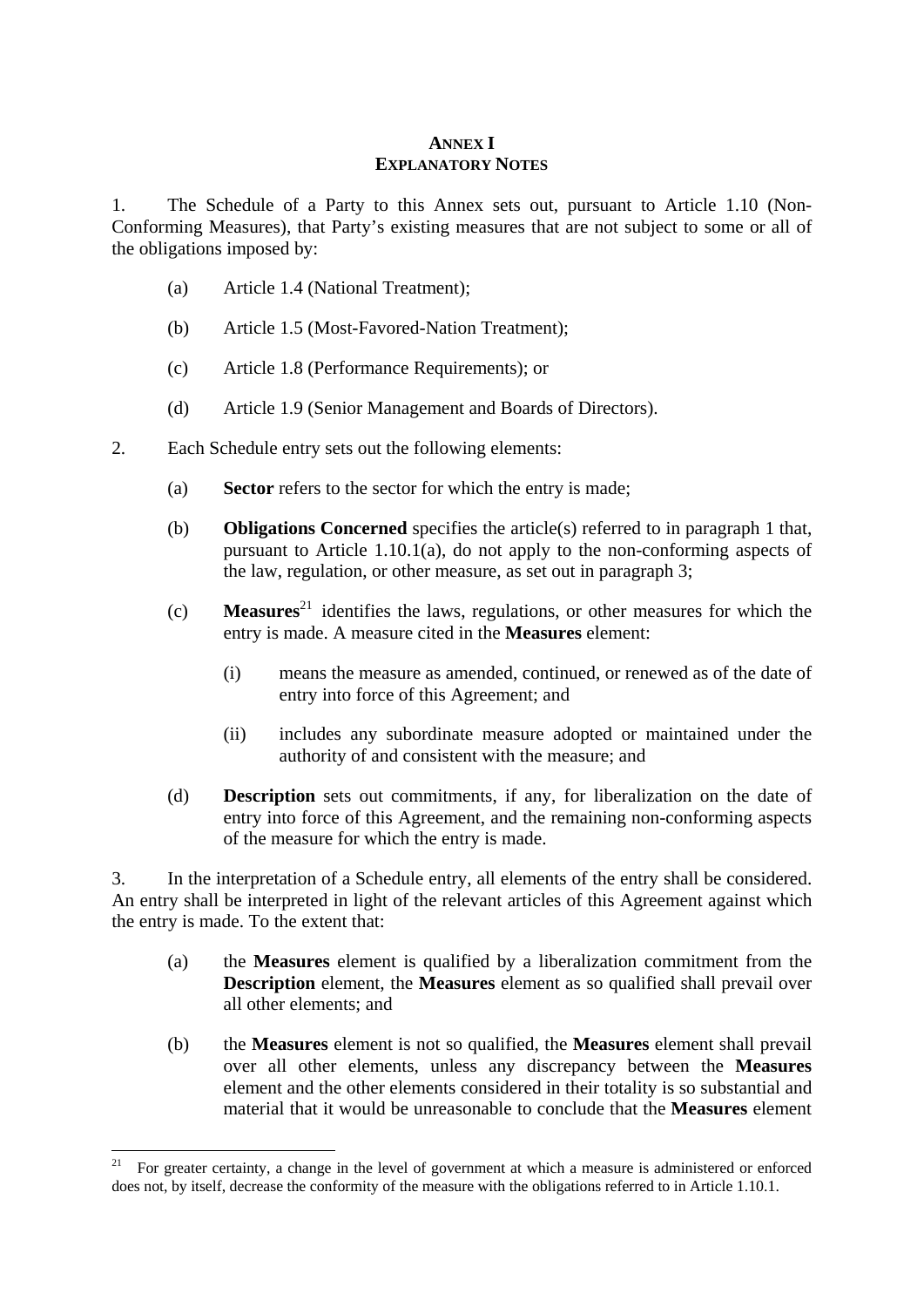# ANNEX I
## EXPLANATORY NOTES

1. The Schedule of a Party to this Annex sets out, pursuant to Article 1.10 (Non-Conforming Measures), that Party's existing measures that are not subject to some or all of the obligations imposed by:

   (a) Article 1.4 (National Treatment);

   (b) Article 1.5 (Most-Favored-Nation Treatment);

   (c) Article 1.8 (Performance Requirements); or

   (d) Article 1.9 (Senior Management and Boards of Directors).

2. Each Schedule entry sets out the following elements:

   (a) **Sector** refers to the sector for which the entry is made;

   (b) **Obligations Concerned** specifies the article(s) referred to in paragraph 1 that, pursuant to Article 1.10.1(a), do not apply to the non-conforming aspects of the law, regulation, or other measure, as set out in paragraph 3;

   (c) **Measures**[21] identifies the laws, regulations, or other measures for which the entry is made. A measure cited in the **Measures** element:

      (i) means the measure as amended, continued, or renewed as of the date of entry into force of this Agreement; and

      (ii) includes any subordinate measure adopted or maintained under the authority of and consistent with the measure; and

   (d) **Description** sets out commitments, if any, for liberalization on the date of entry into force of this Agreement, and the remaining non-conforming aspects of the measure for which the entry is made.

3. In the interpretation of a Schedule entry, all elements of the entry shall be considered. An entry shall be interpreted in light of the relevant articles of this Agreement against which the entry is made. To the extent that:

   (a) the **Measures** element is qualified by a liberalization commitment from the **Description** element, the **Measures** element as so qualified shall prevail over all other elements; and

   (b) the **Measures** element is not so qualified, the **Measures** element shall prevail over all other elements, unless any discrepancy between the **Measures** element and the other elements considered in their totality is so substantial and material that it would be unreasonable to conclude that the **Measures** element

---

[21] For greater certainty, a change in the level of government at which a measure is administered or enforced does not, by itself, decrease the conformity of the measure with the obligations referred to in Article 1.10.1.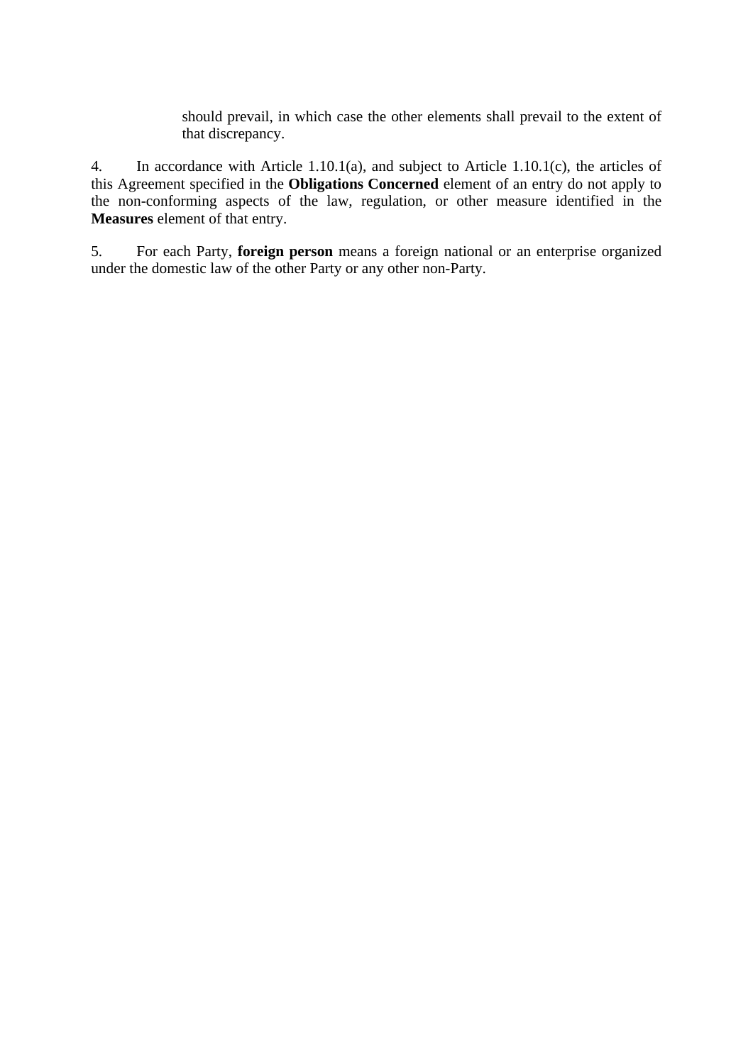should prevail, in which case the other elements shall prevail to the extent of that discrepancy.

4. In accordance with Article 1.10.1(a), and subject to Article 1.10.1(c), the articles of this Agreement specified in the **Obligations Concerned** element of an entry do not apply to the non-conforming aspects of the law, regulation, or other measure identified in the **Measures** element of that entry.

5. For each Party, **foreign person** means a foreign national or an enterprise organized under the domestic law of the other Party or any other non-Party.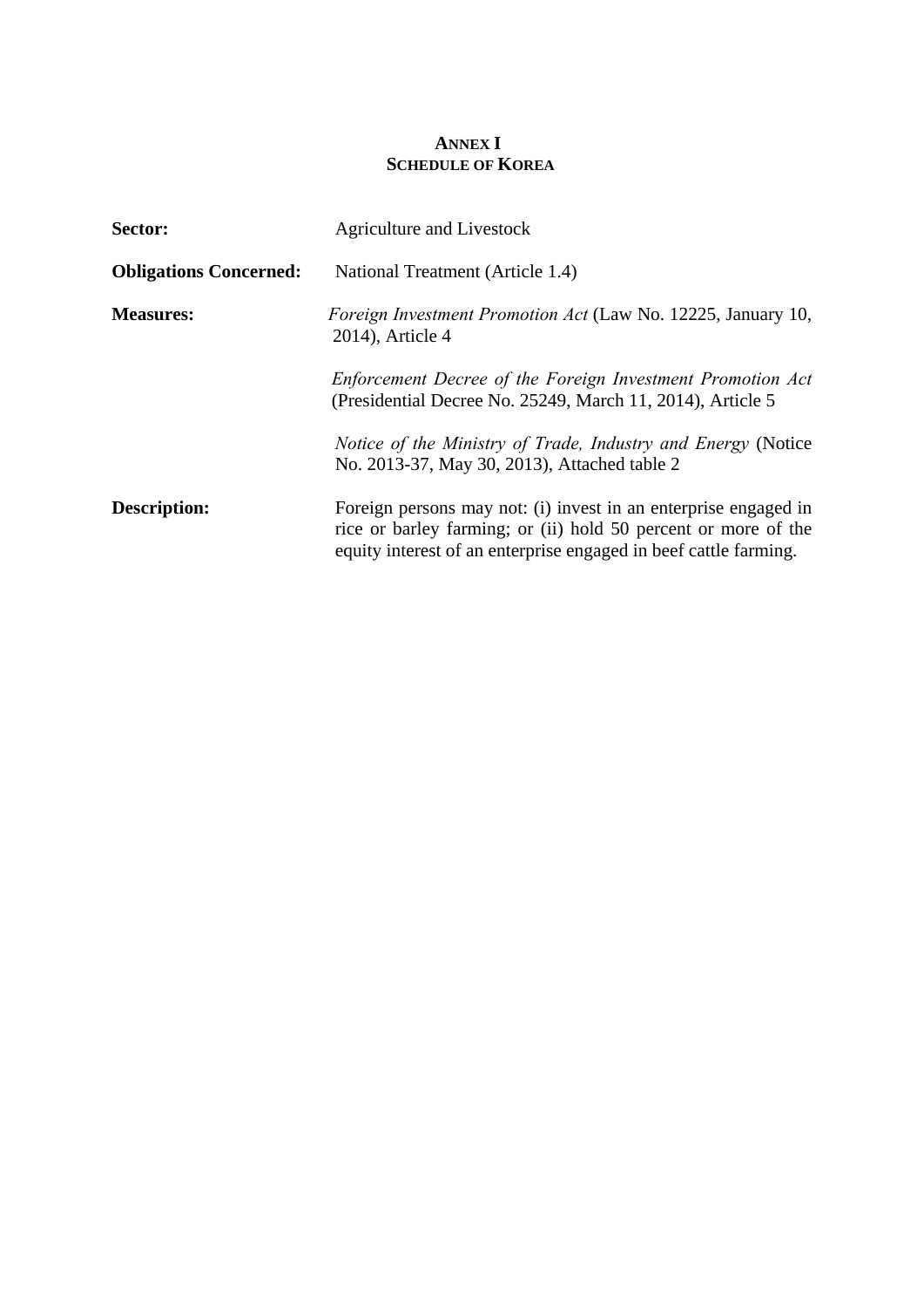**ANNEX I**
**SCHEDULE OF KOREA**

**Sector:** Agriculture and Livestock

**Obligations Concerned:** National Treatment (Article 1.4)

**Measures:** *Foreign Investment Promotion Act* (Law No. 12225, January 10, 2014), Article 4

*Enforcement Decree of the Foreign Investment Promotion Act* (Presidential Decree No. 25249, March 11, 2014), Article 5

*Notice of the Ministry of Trade, Industry and Energy* (Notice No. 2013-37, May 30, 2013), Attached table 2

**Description:** Foreign persons may not: (i) invest in an enterprise engaged in rice or barley farming; or (ii) hold 50 percent or more of the equity interest of an enterprise engaged in beef cattle farming.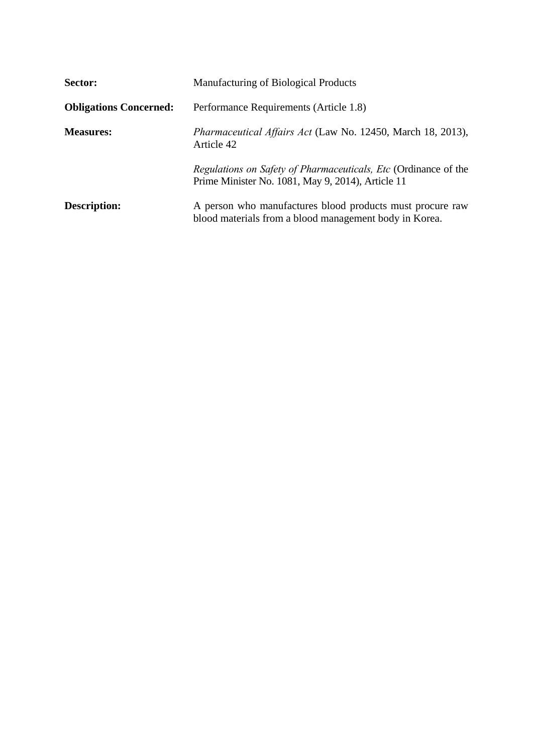**Sector:** Manufacturing of Biological Products

**Obligations Concerned:** Performance Requirements (Article 1.8)

**Measures:** *Pharmaceutical Affairs Act* (Law No. 12450, March 18, 2013), Article 42

*Regulations on Safety of Pharmaceuticals, Etc* (Ordinance of the Prime Minister No. 1081, May 9, 2014), Article 11

**Description:** A person who manufactures blood products must procure raw blood materials from a blood management body in Korea.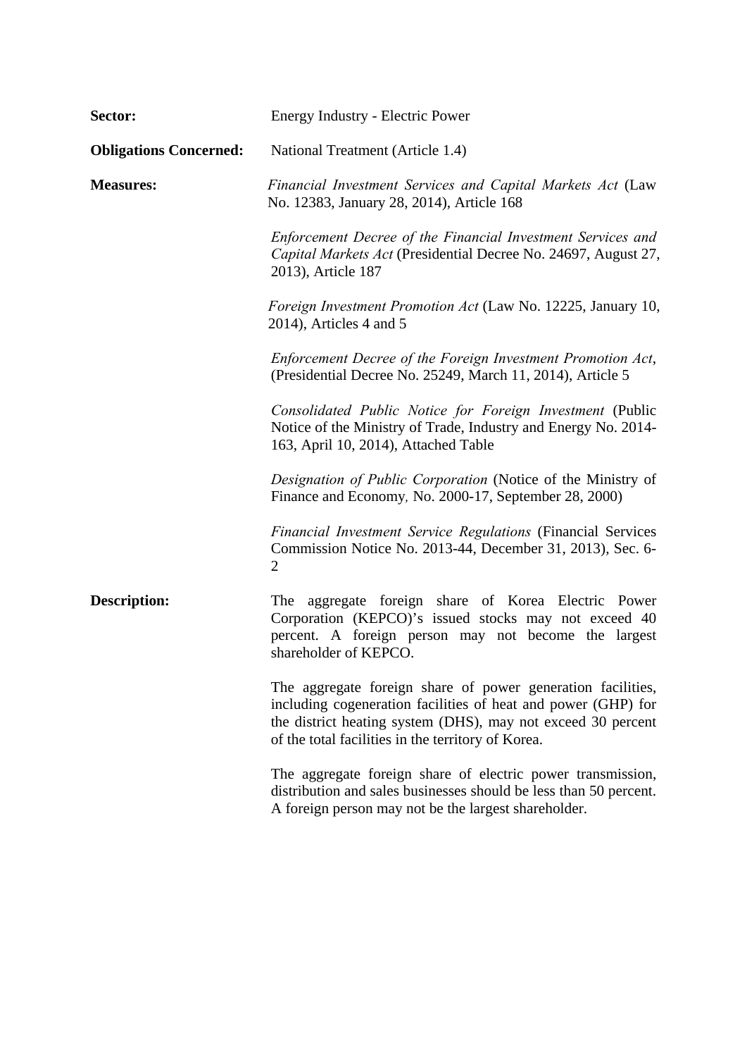**Sector:** Energy Industry - Electric Power

**Obligations Concerned:** National Treatment (Article 1.4)

**Measures:**

*Financial Investment Services and Capital Markets Act* (Law No. 12383, January 28, 2014), Article 168

*Enforcement Decree of the Financial Investment Services and Capital Markets Act* (Presidential Decree No. 24697, August 27, 2013), Article 187

*Foreign Investment Promotion Act* (Law No. 12225, January 10, 2014), Articles 4 and 5

*Enforcement Decree of the Foreign Investment Promotion Act*, (Presidential Decree No. 25249, March 11, 2014), Article 5

*Consolidated Public Notice for Foreign Investment* (Public Notice of the Ministry of Trade, Industry and Energy No. 2014-163, April 10, 2014), Attached Table

*Designation of Public Corporation* (Notice of the Ministry of Finance and Economy, No. 2000-17, September 28, 2000)

*Financial Investment Service Regulations* (Financial Services Commission Notice No. 2013-44, December 31, 2013), Sec. 6-2

**Description:**

The aggregate foreign share of Korea Electric Power Corporation (KEPCO)'s issued stocks may not exceed 40 percent. A foreign person may not become the largest shareholder of KEPCO.

The aggregate foreign share of power generation facilities, including cogeneration facilities of heat and power (GHP) for the district heating system (DHS), may not exceed 30 percent of the total facilities in the territory of Korea.

The aggregate foreign share of electric power transmission, distribution and sales businesses should be less than 50 percent. A foreign person may not be the largest shareholder.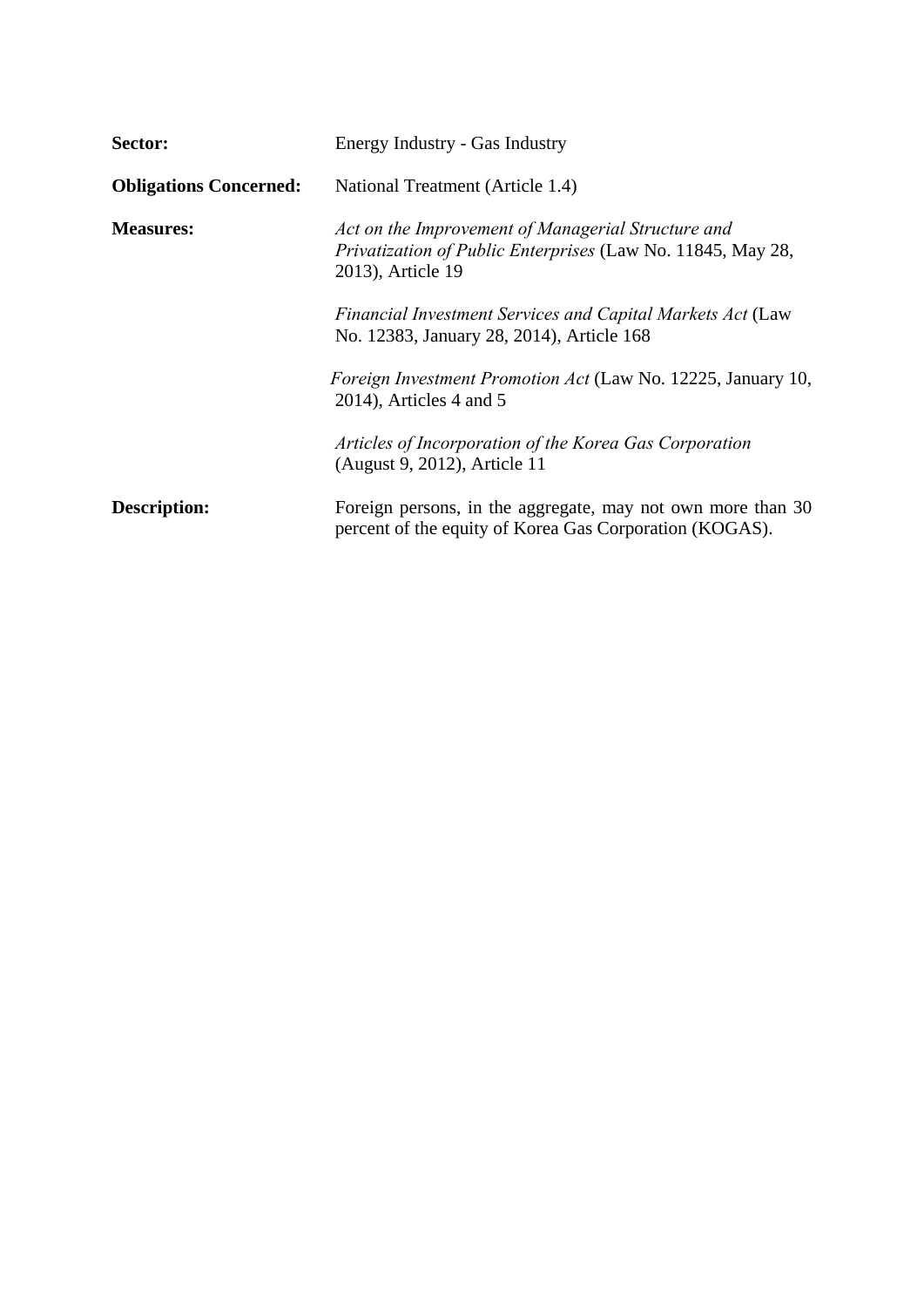**Sector:** Energy Industry - Gas Industry

**Obligations Concerned:** National Treatment (Article 1.4)

**Measures:** *Act on the Improvement of Managerial Structure and Privatization of Public Enterprises* (Law No. 11845, May 28, 2013), Article 19

*Financial Investment Services and Capital Markets Act* (Law No. 12383, January 28, 2014), Article 168

*Foreign Investment Promotion Act* (Law No. 12225, January 10, 2014), Articles 4 and 5

*Articles of Incorporation of the Korea Gas Corporation* (August 9, 2012), Article 11

**Description:** Foreign persons, in the aggregate, may not own more than 30 percent of the equity of Korea Gas Corporation (KOGAS).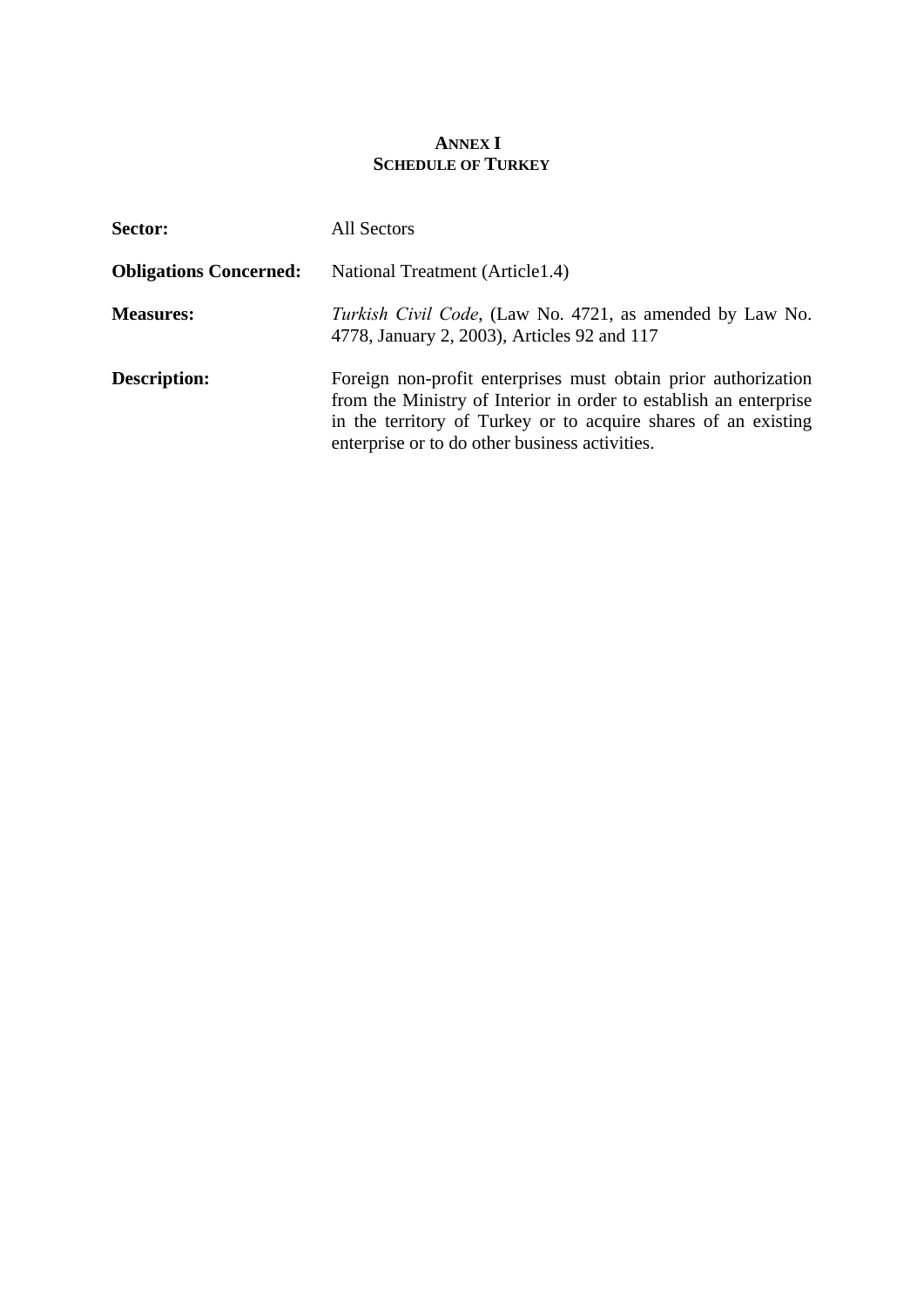# ANNEX I
## SCHEDULE OF TURKEY

**Sector:** All Sectors

**Obligations Concerned:** National Treatment (Article1.4)

**Measures:** *Turkish Civil Code*, (Law No. 4721, as amended by Law No. 4778, January 2, 2003), Articles 92 and 117

**Description:** Foreign non-profit enterprises must obtain prior authorization from the Ministry of Interior in order to establish an enterprise in the territory of Turkey or to acquire shares of an existing enterprise or to do other business activities.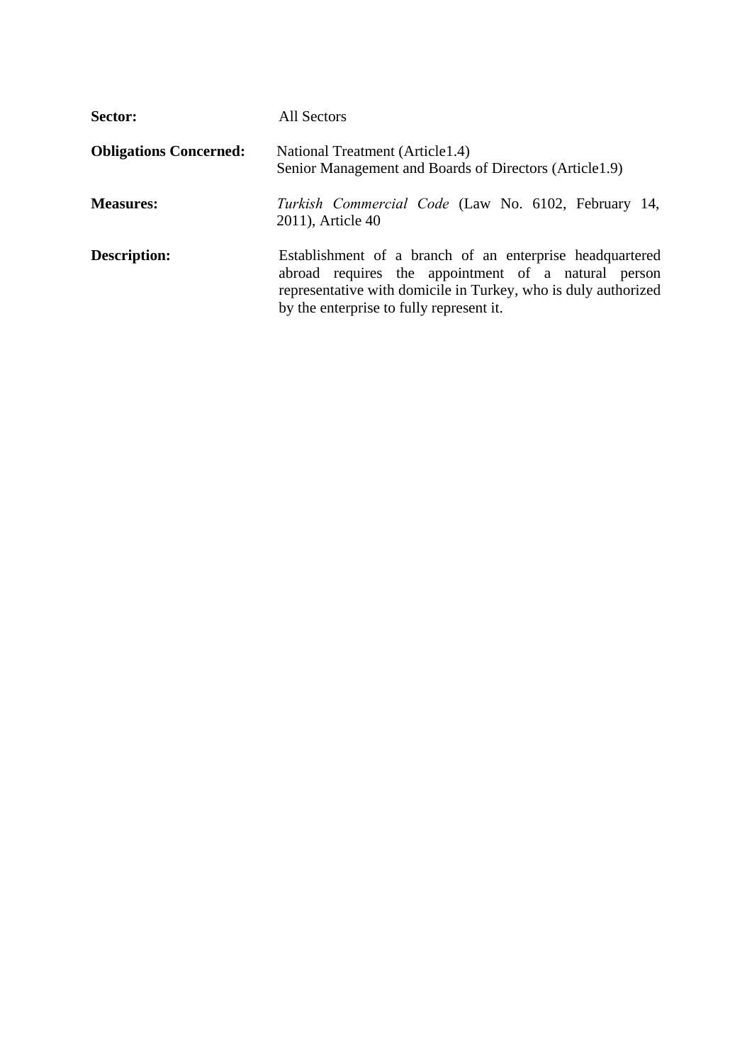**Sector:** All Sectors

**Obligations Concerned:** National Treatment (Article1.4)
Senior Management and Boards of Directors (Article1.9)

**Measures:** *Turkish Commercial Code* (Law No. 6102, February 14, 2011), Article 40

**Description:** Establishment of a branch of an enterprise headquartered abroad requires the appointment of a natural person representative with domicile in Turkey, who is duly authorized by the enterprise to fully represent it.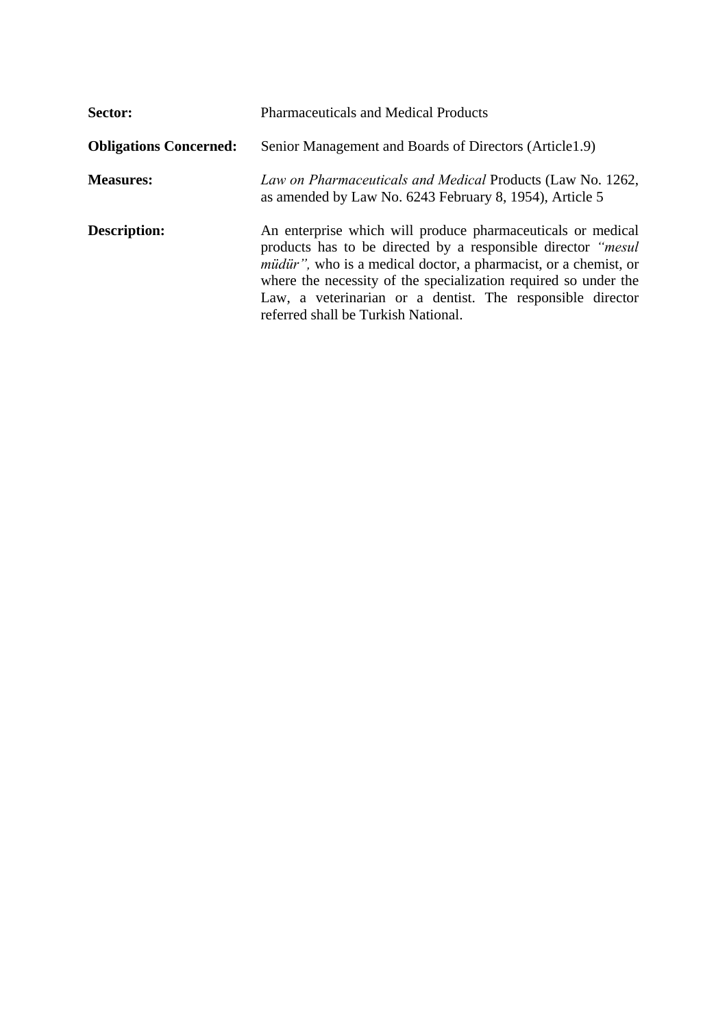**Sector:** Pharmaceuticals and Medical Products

**Obligations Concerned:** Senior Management and Boards of Directors (Article1.9)

**Measures:** *Law on Pharmaceuticals and Medical* Products (Law No. 1262, as amended by Law No. 6243 February 8, 1954), Article 5

**Description:** An enterprise which will produce pharmaceuticals or medical products has to be directed by a responsible director *"mesul müdür",* who is a medical doctor, a pharmacist, or a chemist, or where the necessity of the specialization required so under the Law, a veterinarian or a dentist. The responsible director referred shall be Turkish National.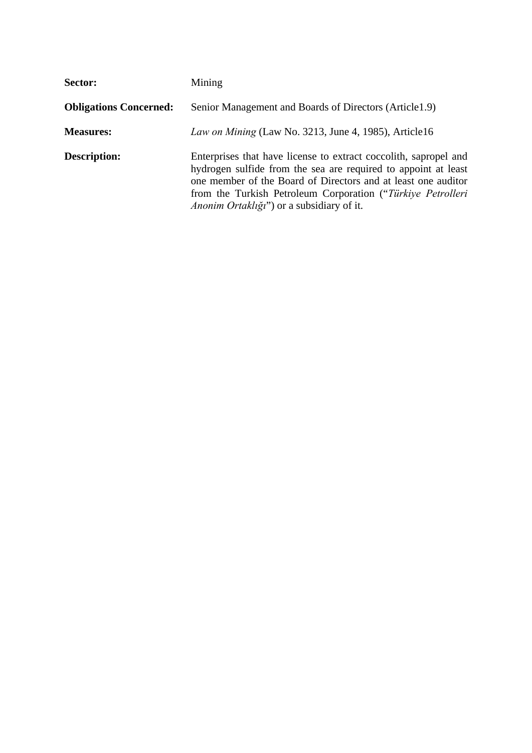**Sector:** Mining

**Obligations Concerned:** Senior Management and Boards of Directors (Article1.9)

**Measures:** *Law on Mining* (Law No. 3213, June 4, 1985), Article16

**Description:** Enterprises that have license to extract coccolith, sapropel and hydrogen sulfide from the sea are required to appoint at least one member of the Board of Directors and at least one auditor from the Turkish Petroleum Corporation ("*Türkiye Petrolleri Anonim Ortaklığı*") or a subsidiary of it.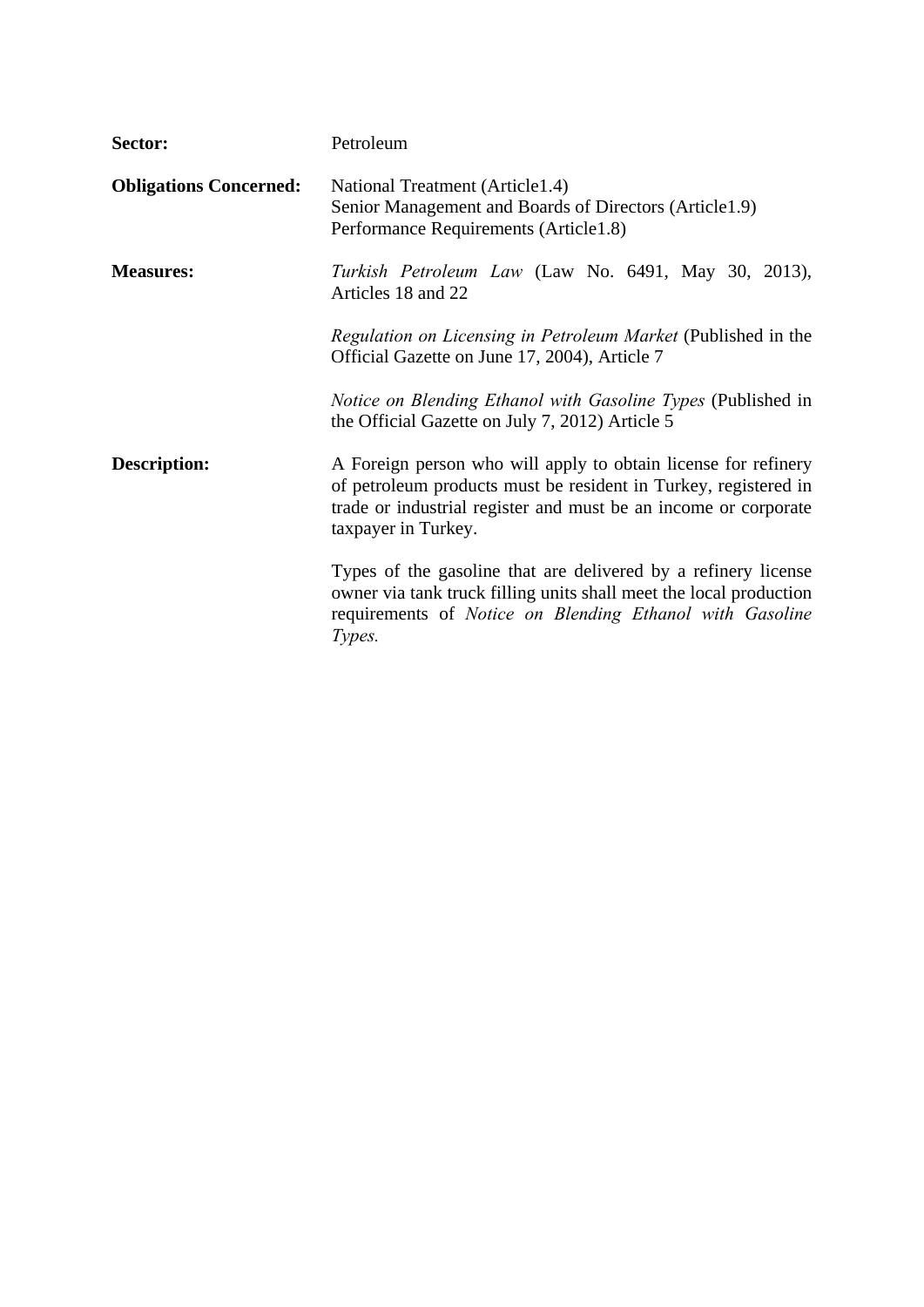| | |
|---|---|
| **Sector:** | Petroleum |
| **Obligations Concerned:** | National Treatment (Article1.4)<br>Senior Management and Boards of Directors (Article1.9)<br>Performance Requirements (Article1.8) |
| **Measures:** | *Turkish Petroleum Law* (Law No. 6491, May 30, 2013), Articles 18 and 22<br><br>*Regulation on Licensing in Petroleum Market* (Published in the Official Gazette on June 17, 2004), Article 7<br><br>*Notice on Blending Ethanol with Gasoline Types* (Published in the Official Gazette on July 7, 2012) Article 5 |
| **Description:** | A Foreign person who will apply to obtain license for refinery of petroleum products must be resident in Turkey, registered in trade or industrial register and must be an income or corporate taxpayer in Turkey.<br><br>Types of the gasoline that are delivered by a refinery license owner via tank truck filling units shall meet the local production requirements of *Notice on Blending Ethanol with Gasoline Types.* |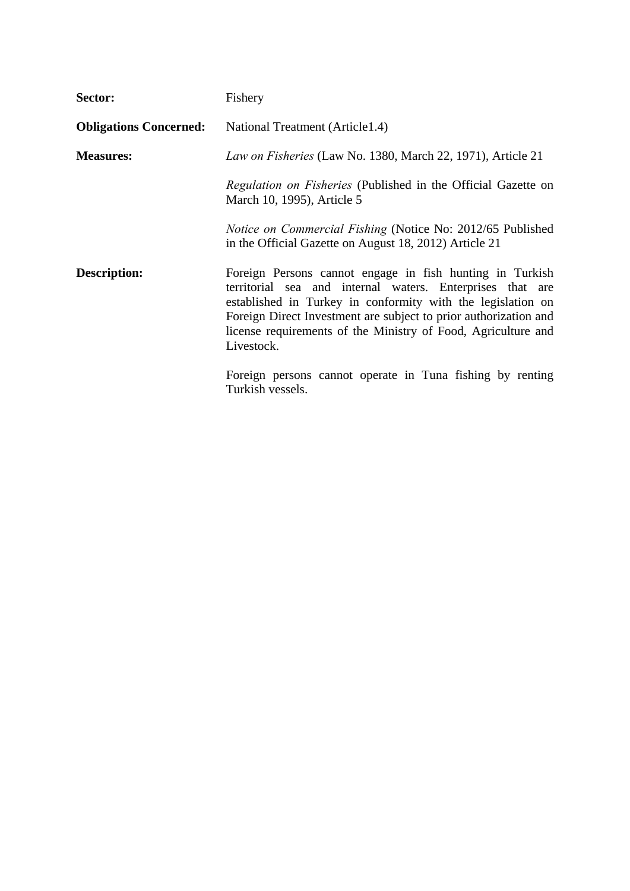| | |
|---|---|
| **Sector:** | Fishery |
| **Obligations Concerned:** | National Treatment (Article1.4) |
| **Measures:** | *Law on Fisheries* (Law No. 1380, March 22, 1971), Article 21<br><br>*Regulation on Fisheries* (Published in the Official Gazette on March 10, 1995), Article 5<br><br>*Notice on Commercial Fishing* (Notice No: 2012/65 Published in the Official Gazette on August 18, 2012) Article 21 |
| **Description:** | Foreign Persons cannot engage in fish hunting in Turkish territorial sea and internal waters. Enterprises that are established in Turkey in conformity with the legislation on Foreign Direct Investment are subject to prior authorization and license requirements of the Ministry of Food, Agriculture and Livestock.<br><br>Foreign persons cannot operate in Tuna fishing by renting Turkish vessels. |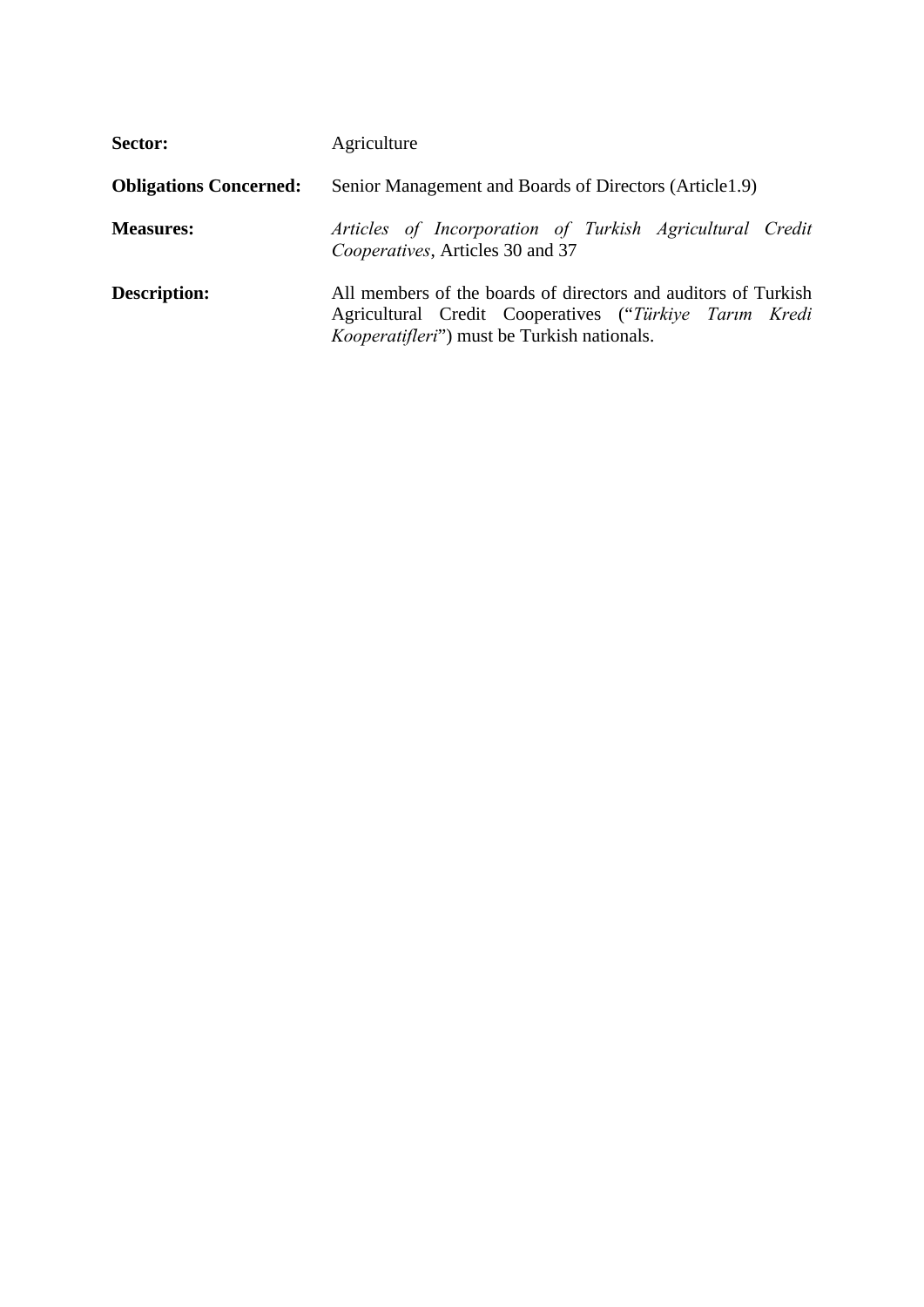**Sector:** Agriculture

**Obligations Concerned:** Senior Management and Boards of Directors (Article1.9)

**Measures:** *Articles of Incorporation of Turkish Agricultural Credit Cooperatives*, Articles 30 and 37

**Description:** All members of the boards of directors and auditors of Turkish Agricultural Credit Cooperatives ("*Türkiye Tarım Kredi Kooperatifleri*") must be Turkish nationals.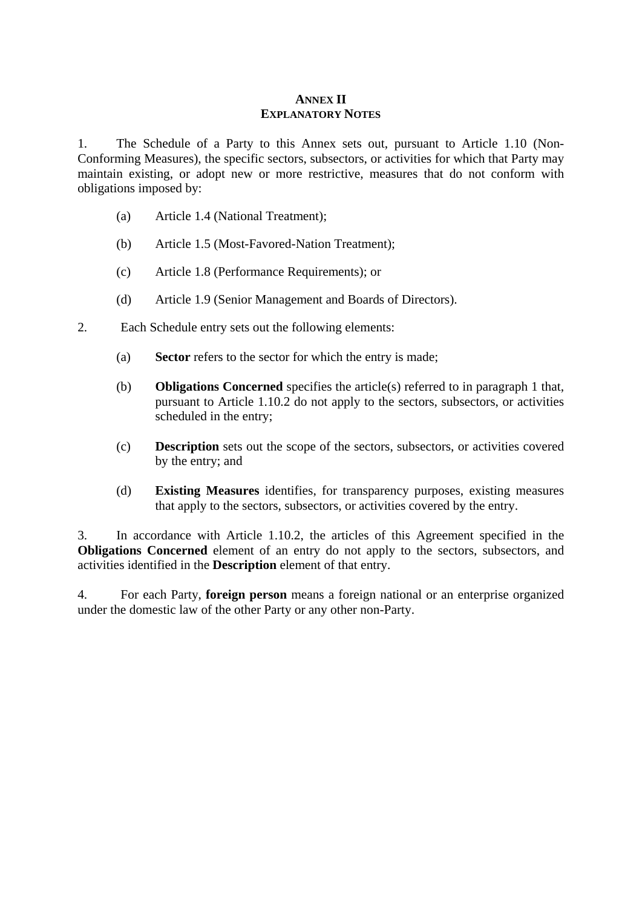# ANNEX II
## EXPLANATORY NOTES

1. The Schedule of a Party to this Annex sets out, pursuant to Article 1.10 (Non-Conforming Measures), the specific sectors, subsectors, or activities for which that Party may maintain existing, or adopt new or more restrictive, measures that do not conform with obligations imposed by:

   (a) Article 1.4 (National Treatment);

   (b) Article 1.5 (Most-Favored-Nation Treatment);

   (c) Article 1.8 (Performance Requirements); or

   (d) Article 1.9 (Senior Management and Boards of Directors).

2. Each Schedule entry sets out the following elements:

   (a) **Sector** refers to the sector for which the entry is made;

   (b) **Obligations Concerned** specifies the article(s) referred to in paragraph 1 that, pursuant to Article 1.10.2 do not apply to the sectors, subsectors, or activities scheduled in the entry;

   (c) **Description** sets out the scope of the sectors, subsectors, or activities covered by the entry; and

   (d) **Existing Measures** identifies, for transparency purposes, existing measures that apply to the sectors, subsectors, or activities covered by the entry.

3. In accordance with Article 1.10.2, the articles of this Agreement specified in the **Obligations Concerned** element of an entry do not apply to the sectors, subsectors, and activities identified in the **Description** element of that entry.

4. For each Party, **foreign person** means a foreign national or an enterprise organized under the domestic law of the other Party or any other non-Party.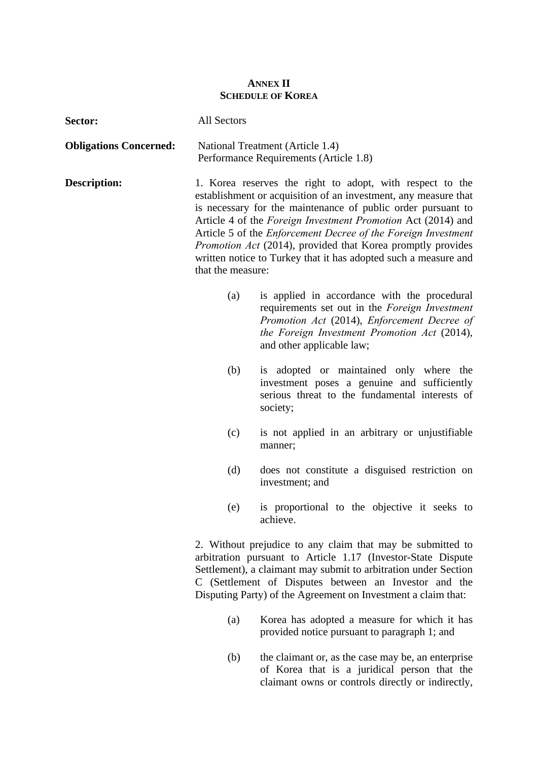# ANNEX II
## SCHEDULE OF KOREA

**Sector:** All Sectors

**Obligations Concerned:** National Treatment (Article 1.4)
Performance Requirements (Article 1.8)

**Description:**

1. Korea reserves the right to adopt, with respect to the establishment or acquisition of an investment, any measure that is necessary for the maintenance of public order pursuant to Article 4 of the *Foreign Investment Promotion* Act (2014) and Article 5 of the *Enforcement Decree of the Foreign Investment Promotion Act* (2014), provided that Korea promptly provides written notice to Turkey that it has adopted such a measure and that the measure:

   (a) is applied in accordance with the procedural requirements set out in the *Foreign Investment Promotion Act* (2014), *Enforcement Decree of the Foreign Investment Promotion Act* (2014), and other applicable law;

   (b) is adopted or maintained only where the investment poses a genuine and sufficiently serious threat to the fundamental interests of society;

   (c) is not applied in an arbitrary or unjustifiable manner;

   (d) does not constitute a disguised restriction on investment; and

   (e) is proportional to the objective it seeks to achieve.

2. Without prejudice to any claim that may be submitted to arbitration pursuant to Article 1.17 (Investor-State Dispute Settlement), a claimant may submit to arbitration under Section C (Settlement of Disputes between an Investor and the Disputing Party) of the Agreement on Investment a claim that:

   (a) Korea has adopted a measure for which it has provided notice pursuant to paragraph 1; and

   (b) the claimant or, as the case may be, an enterprise of Korea that is a juridical person that the claimant owns or controls directly or indirectly,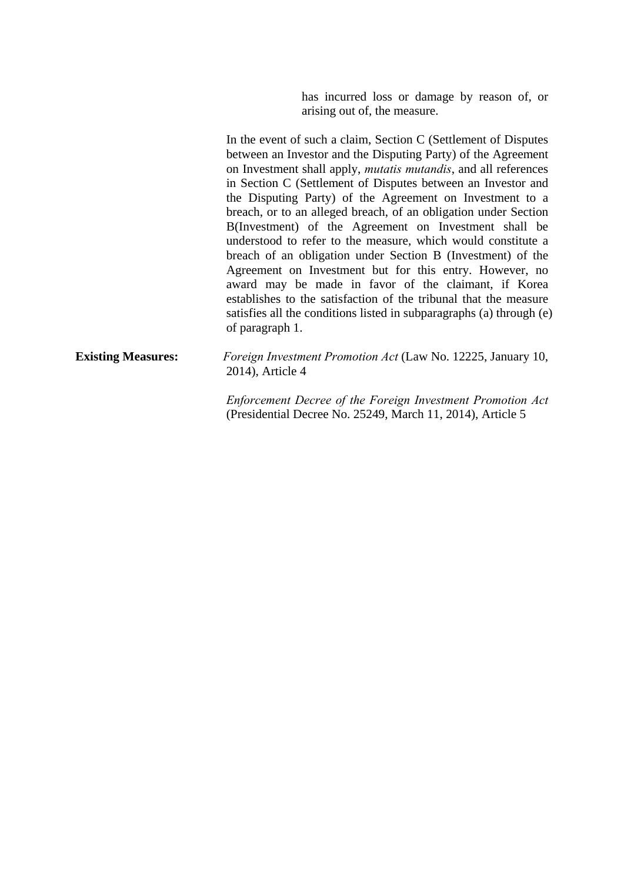has incurred loss or damage by reason of, or arising out of, the measure.

In the event of such a claim, Section C (Settlement of Disputes between an Investor and the Disputing Party) of the Agreement on Investment shall apply, *mutatis mutandis*, and all references in Section C (Settlement of Disputes between an Investor and the Disputing Party) of the Agreement on Investment to a breach, or to an alleged breach, of an obligation under Section B(Investment) of the Agreement on Investment shall be understood to refer to the measure, which would constitute a breach of an obligation under Section B (Investment) of the Agreement on Investment but for this entry. However, no award may be made in favor of the claimant, if Korea establishes to the satisfaction of the tribunal that the measure satisfies all the conditions listed in subparagraphs (a) through (e) of paragraph 1.

**Existing Measures:** *Foreign Investment Promotion Act* (Law No. 12225, January 10, 2014), Article 4

*Enforcement Decree of the Foreign Investment Promotion Act* (Presidential Decree No. 25249, March 11, 2014), Article 5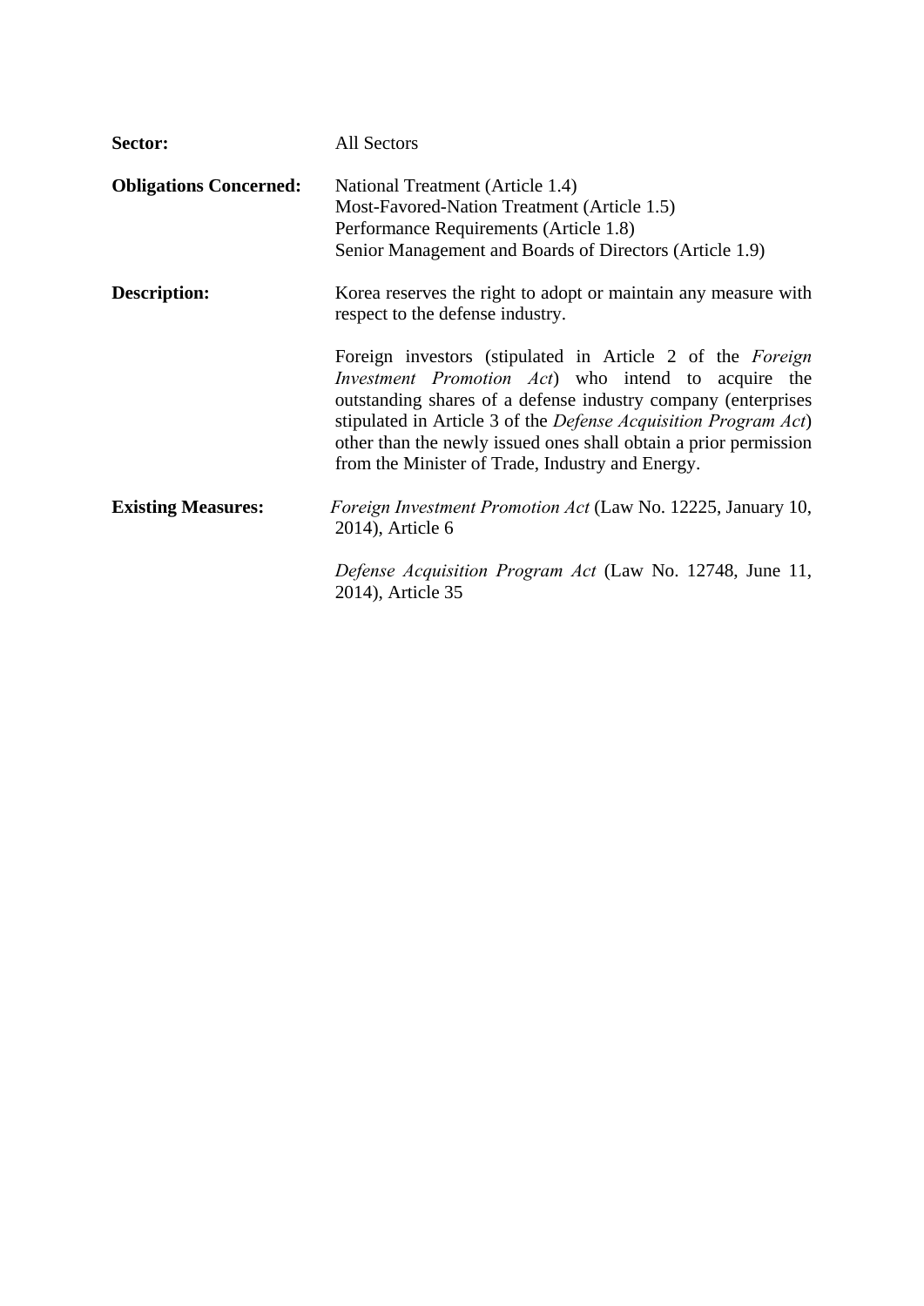**Sector:** All Sectors

**Obligations Concerned:** National Treatment (Article 1.4)
Most-Favored-Nation Treatment (Article 1.5)
Performance Requirements (Article 1.8)
Senior Management and Boards of Directors (Article 1.9)

**Description:** Korea reserves the right to adopt or maintain any measure with respect to the defense industry.

Foreign investors (stipulated in Article 2 of the *Foreign Investment Promotion Act*) who intend to acquire the outstanding shares of a defense industry company (enterprises stipulated in Article 3 of the *Defense Acquisition Program Act*) other than the newly issued ones shall obtain a prior permission from the Minister of Trade, Industry and Energy.

**Existing Measures:** *Foreign Investment Promotion Act* (Law No. 12225, January 10, 2014), Article 6

*Defense Acquisition Program Act* (Law No. 12748, June 11, 2014), Article 35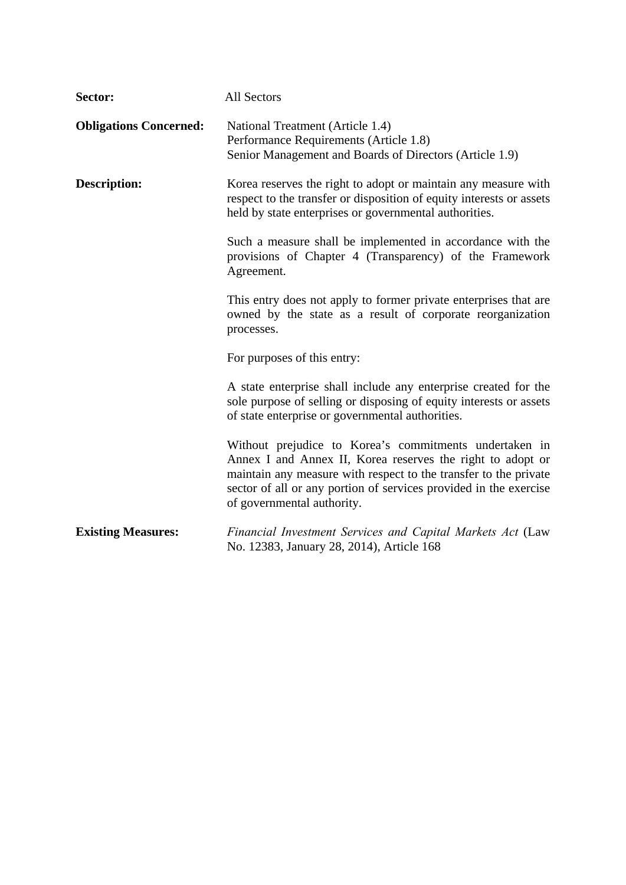**Sector:** All Sectors

**Obligations Concerned:** National Treatment (Article 1.4)
Performance Requirements (Article 1.8)
Senior Management and Boards of Directors (Article 1.9)

**Description:** Korea reserves the right to adopt or maintain any measure with respect to the transfer or disposition of equity interests or assets held by state enterprises or governmental authorities.

Such a measure shall be implemented in accordance with the provisions of Chapter 4 (Transparency) of the Framework Agreement.

This entry does not apply to former private enterprises that are owned by the state as a result of corporate reorganization processes.

For purposes of this entry:

A state enterprise shall include any enterprise created for the sole purpose of selling or disposing of equity interests or assets of state enterprise or governmental authorities.

Without prejudice to Korea's commitments undertaken in Annex I and Annex II, Korea reserves the right to adopt or maintain any measure with respect to the transfer to the private sector of all or any portion of services provided in the exercise of governmental authority.

**Existing Measures:** *Financial Investment Services and Capital Markets Act* (Law No. 12383, January 28, 2014), Article 168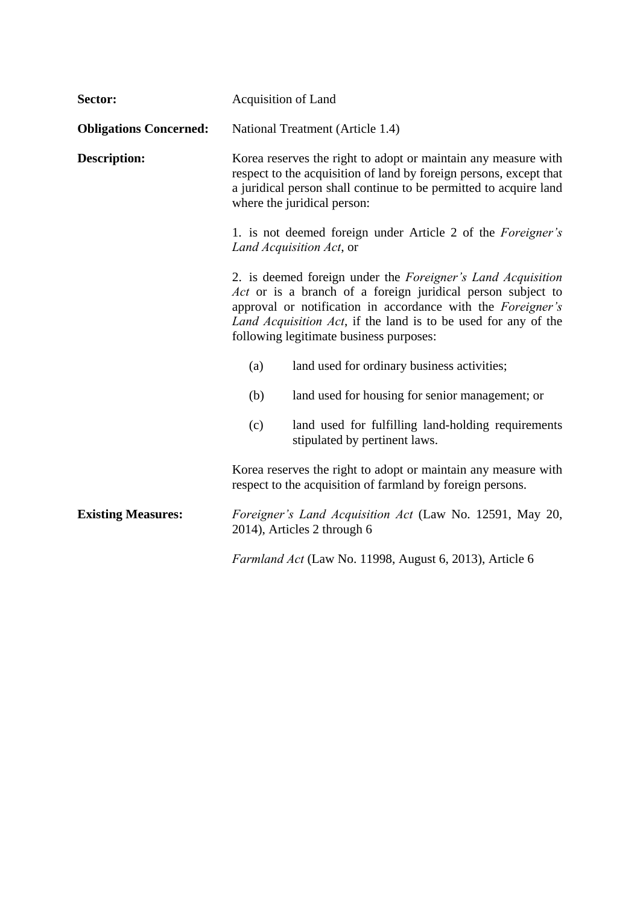**Sector:** Acquisition of Land

**Obligations Concerned:** National Treatment (Article 1.4)

**Description:** Korea reserves the right to adopt or maintain any measure with respect to the acquisition of land by foreign persons, except that a juridical person shall continue to be permitted to acquire land where the juridical person:

1. is not deemed foreign under Article 2 of the *Foreigner's Land Acquisition Act*, or

2. is deemed foreign under the *Foreigner's Land Acquisition Act* or is a branch of a foreign juridical person subject to approval or notification in accordance with the *Foreigner's Land Acquisition Act*, if the land is to be used for any of the following legitimate business purposes:

   (a) land used for ordinary business activities;

   (b) land used for housing for senior management; or

   (c) land used for fulfilling land-holding requirements stipulated by pertinent laws.

Korea reserves the right to adopt or maintain any measure with respect to the acquisition of farmland by foreign persons.

**Existing Measures:** *Foreigner's Land Acquisition Act* (Law No. 12591, May 20, 2014), Articles 2 through 6

*Farmland Act* (Law No. 11998, August 6, 2013), Article 6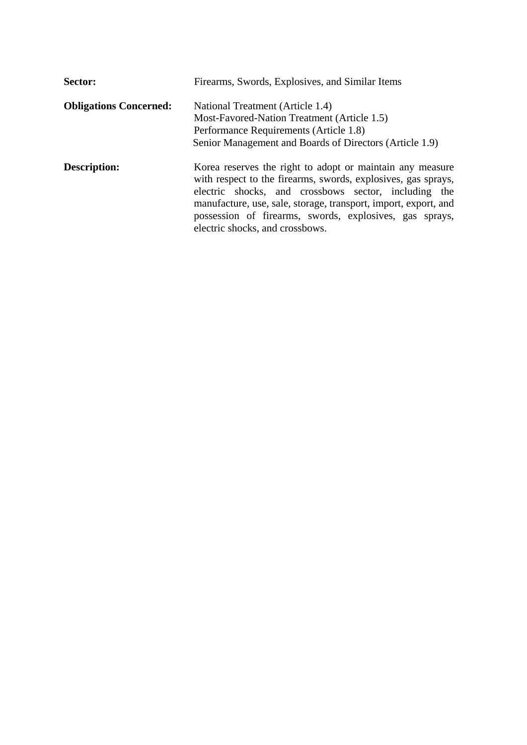**Sector:** Firearms, Swords, Explosives, and Similar Items

**Obligations Concerned:** National Treatment (Article 1.4)
Most-Favored-Nation Treatment (Article 1.5)
Performance Requirements (Article 1.8)
Senior Management and Boards of Directors (Article 1.9)

**Description:** Korea reserves the right to adopt or maintain any measure with respect to the firearms, swords, explosives, gas sprays, electric shocks, and crossbows sector, including the manufacture, use, sale, storage, transport, import, export, and possession of firearms, swords, explosives, gas sprays, electric shocks, and crossbows.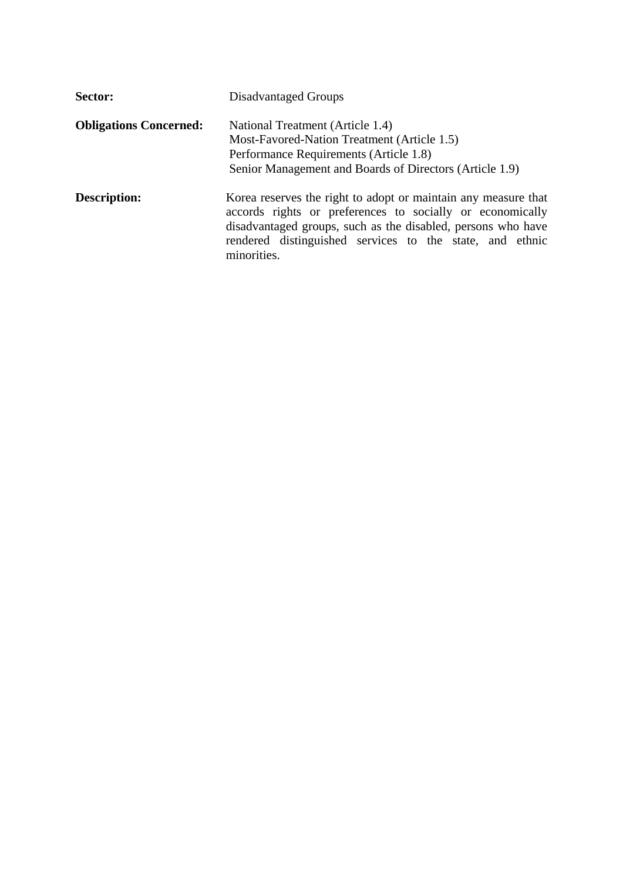**Sector:** Disadvantaged Groups

**Obligations Concerned:** National Treatment (Article 1.4)
Most-Favored-Nation Treatment (Article 1.5)
Performance Requirements (Article 1.8)
Senior Management and Boards of Directors (Article 1.9)

**Description:** Korea reserves the right to adopt or maintain any measure that accords rights or preferences to socially or economically disadvantaged groups, such as the disabled, persons who have rendered distinguished services to the state, and ethnic minorities.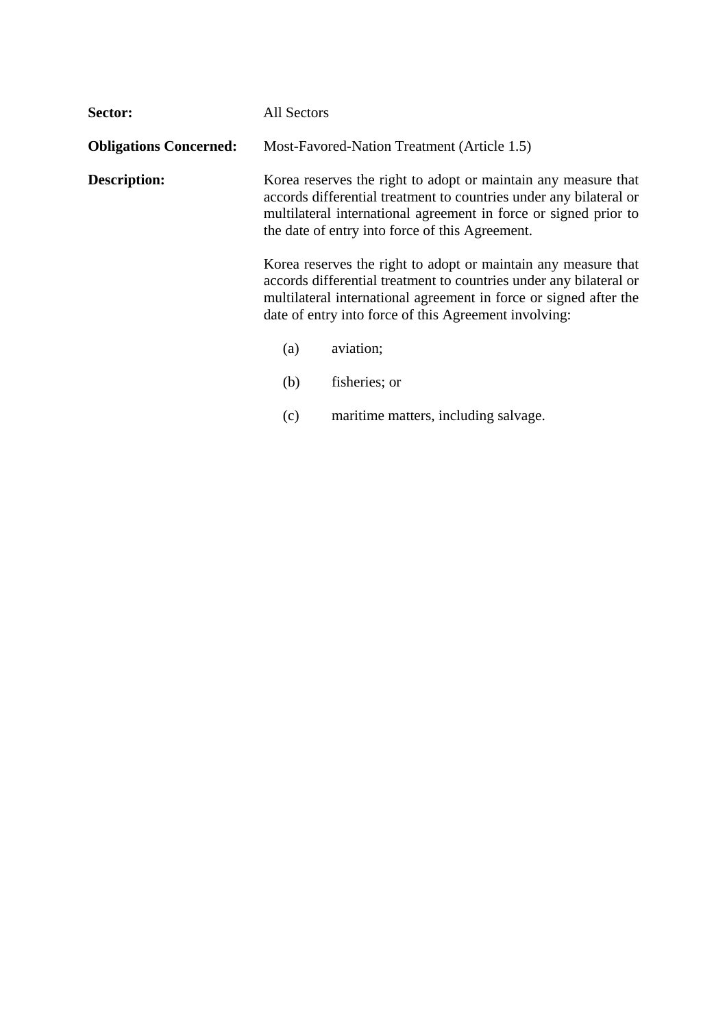**Sector:** All Sectors

**Obligations Concerned:** Most-Favored-Nation Treatment (Article 1.5)

**Description:** Korea reserves the right to adopt or maintain any measure that accords differential treatment to countries under any bilateral or multilateral international agreement in force or signed prior to the date of entry into force of this Agreement.

Korea reserves the right to adopt or maintain any measure that accords differential treatment to countries under any bilateral or multilateral international agreement in force or signed after the date of entry into force of this Agreement involving:

(a) aviation;

(b) fisheries; or

(c) maritime matters, including salvage.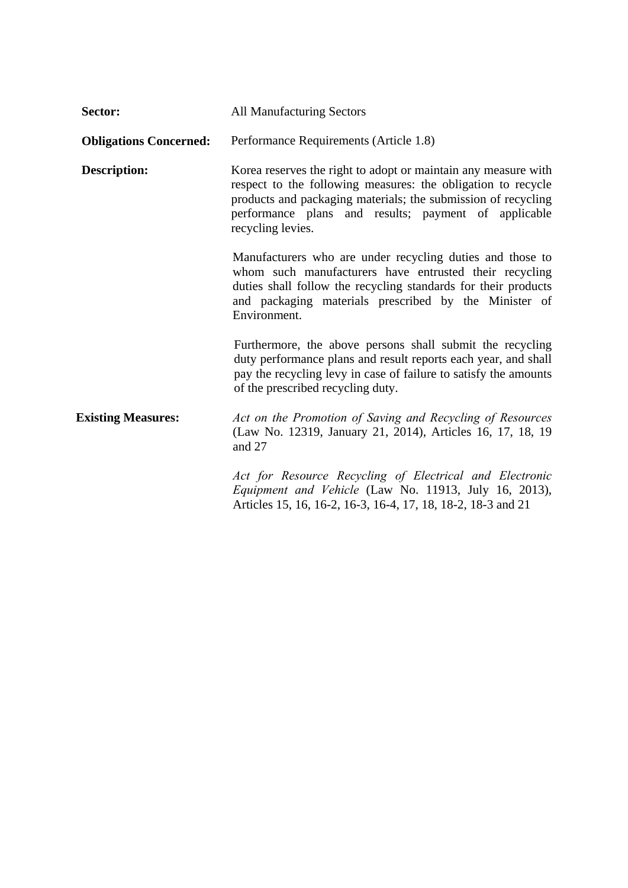**Sector:** All Manufacturing Sectors

**Obligations Concerned:** Performance Requirements (Article 1.8)

**Description:** Korea reserves the right to adopt or maintain any measure with respect to the following measures: the obligation to recycle products and packaging materials; the submission of recycling performance plans and results; payment of applicable recycling levies.

Manufacturers who are under recycling duties and those to whom such manufacturers have entrusted their recycling duties shall follow the recycling standards for their products and packaging materials prescribed by the Minister of Environment.

Furthermore, the above persons shall submit the recycling duty performance plans and result reports each year, and shall pay the recycling levy in case of failure to satisfy the amounts of the prescribed recycling duty.

**Existing Measures:** *Act on the Promotion of Saving and Recycling of Resources* (Law No. 12319, January 21, 2014), Articles 16, 17, 18, 19 and 27

*Act for Resource Recycling of Electrical and Electronic Equipment and Vehicle* (Law No. 11913, July 16, 2013), Articles 15, 16, 16-2, 16-3, 16-4, 17, 18, 18-2, 18-3 and 21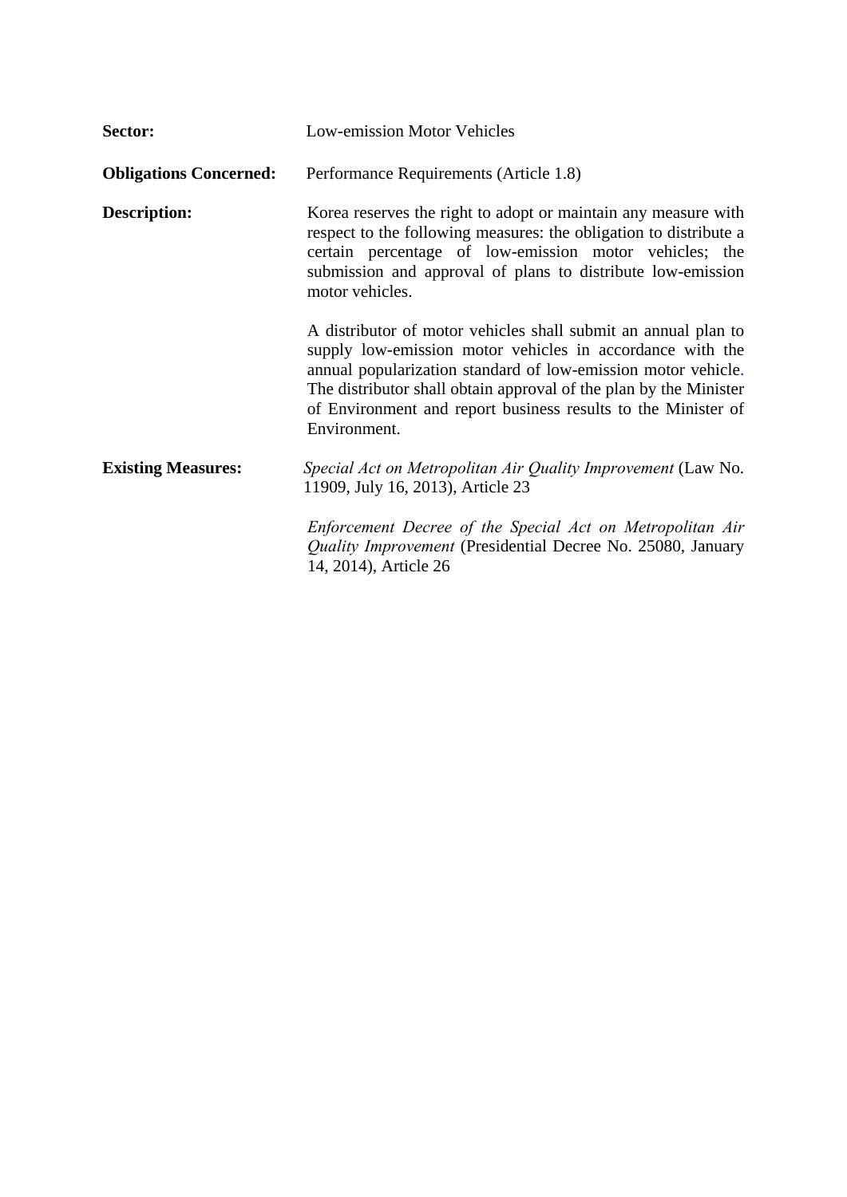**Sector:** Low-emission Motor Vehicles

**Obligations Concerned:** Performance Requirements (Article 1.8)

**Description:** Korea reserves the right to adopt or maintain any measure with respect to the following measures: the obligation to distribute a certain percentage of low-emission motor vehicles; the submission and approval of plans to distribute low-emission motor vehicles.

A distributor of motor vehicles shall submit an annual plan to supply low-emission motor vehicles in accordance with the annual popularization standard of low-emission motor vehicle. The distributor shall obtain approval of the plan by the Minister of Environment and report business results to the Minister of Environment.

**Existing Measures:** *Special Act on Metropolitan Air Quality Improvement* (Law No. 11909, July 16, 2013), Article 23

*Enforcement Decree of the Special Act on Metropolitan Air Quality Improvement* (Presidential Decree No. 25080, January 14, 2014), Article 26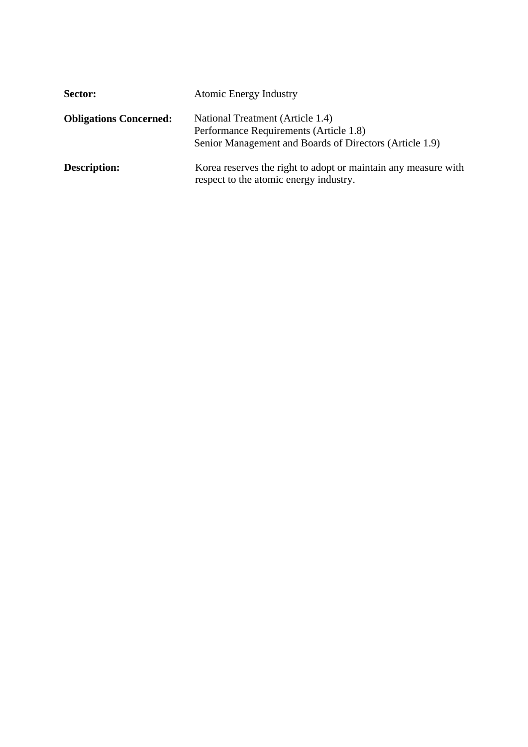**Sector:** Atomic Energy Industry

**Obligations Concerned:** National Treatment (Article 1.4)
Performance Requirements (Article 1.8)
Senior Management and Boards of Directors (Article 1.9)

**Description:** Korea reserves the right to adopt or maintain any measure with respect to the atomic energy industry.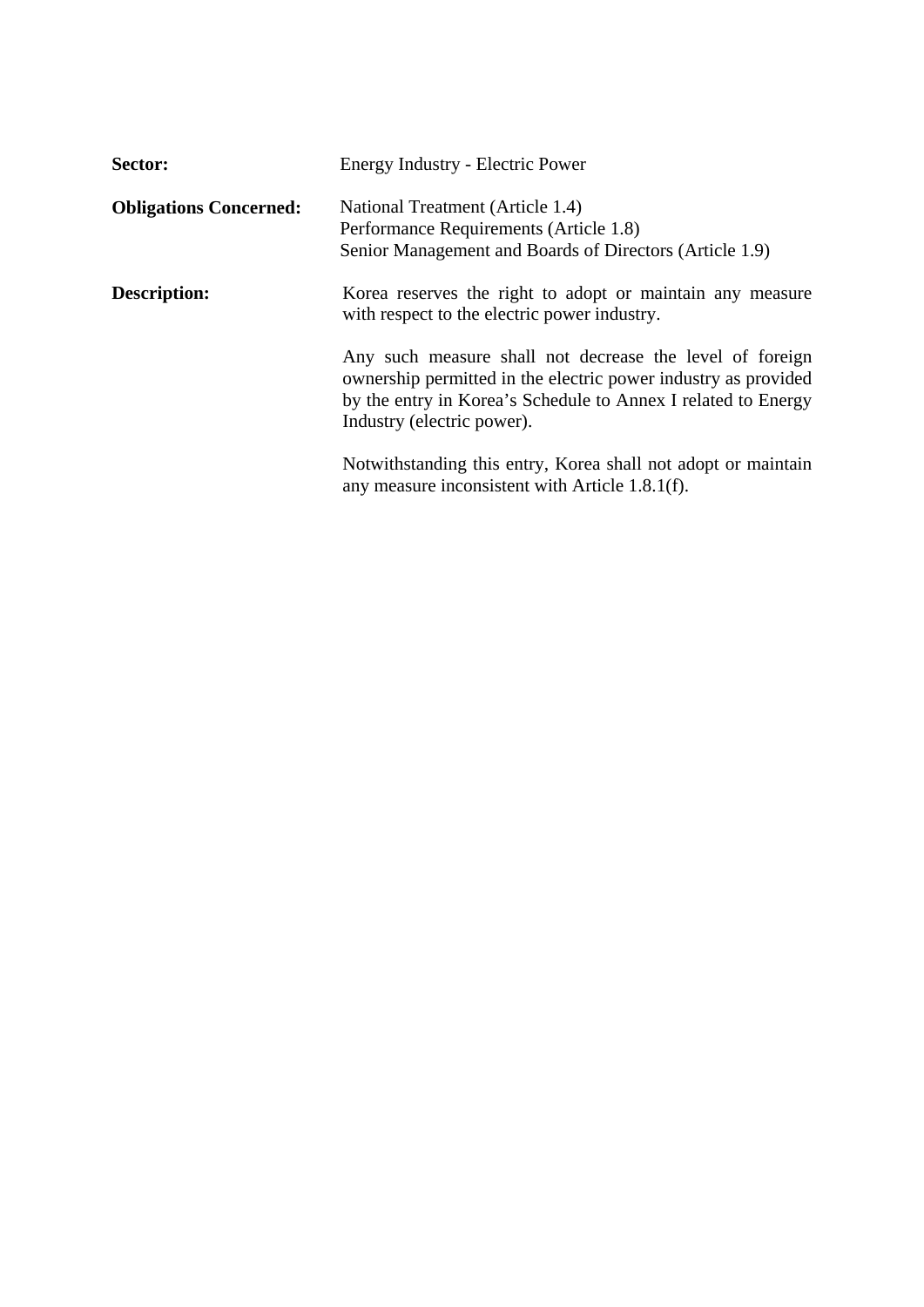**Sector:** Energy Industry - Electric Power

**Obligations Concerned:** National Treatment (Article 1.4)
Performance Requirements (Article 1.8)
Senior Management and Boards of Directors (Article 1.9)

**Description:** Korea reserves the right to adopt or maintain any measure with respect to the electric power industry.

Any such measure shall not decrease the level of foreign ownership permitted in the electric power industry as provided by the entry in Korea's Schedule to Annex I related to Energy Industry (electric power).

Notwithstanding this entry, Korea shall not adopt or maintain any measure inconsistent with Article 1.8.1(f).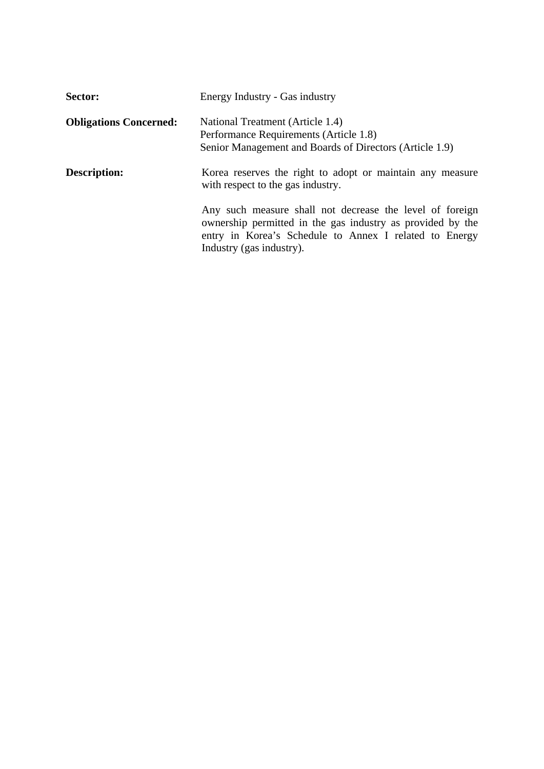**Sector:** Energy Industry - Gas industry

**Obligations Concerned:** National Treatment (Article 1.4)
Performance Requirements (Article 1.8)
Senior Management and Boards of Directors (Article 1.9)

**Description:** Korea reserves the right to adopt or maintain any measure with respect to the gas industry.

Any such measure shall not decrease the level of foreign ownership permitted in the gas industry as provided by the entry in Korea's Schedule to Annex I related to Energy Industry (gas industry).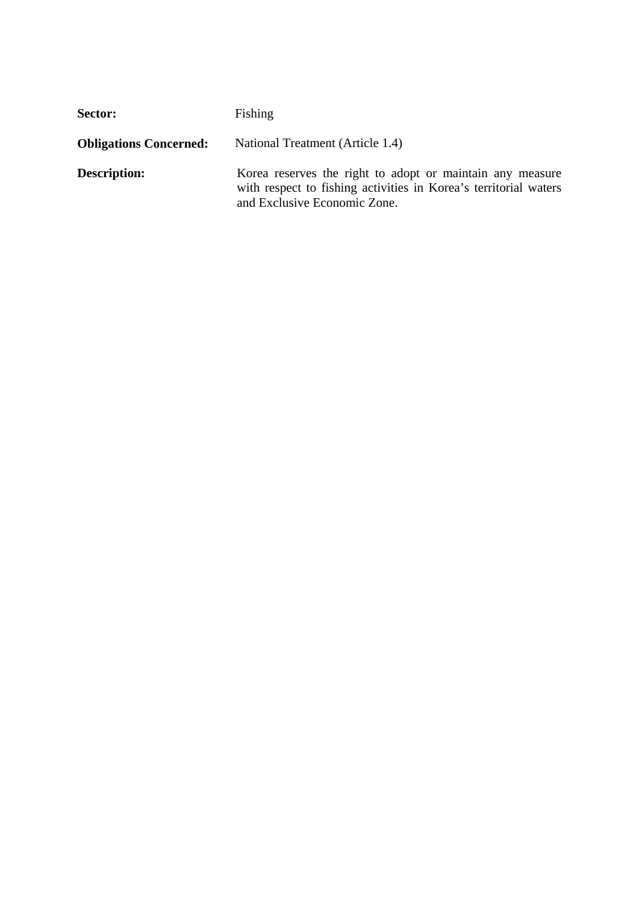**Sector:** Fishing

**Obligations Concerned:** National Treatment (Article 1.4)

**Description:** Korea reserves the right to adopt or maintain any measure with respect to fishing activities in Korea's territorial waters and Exclusive Economic Zone.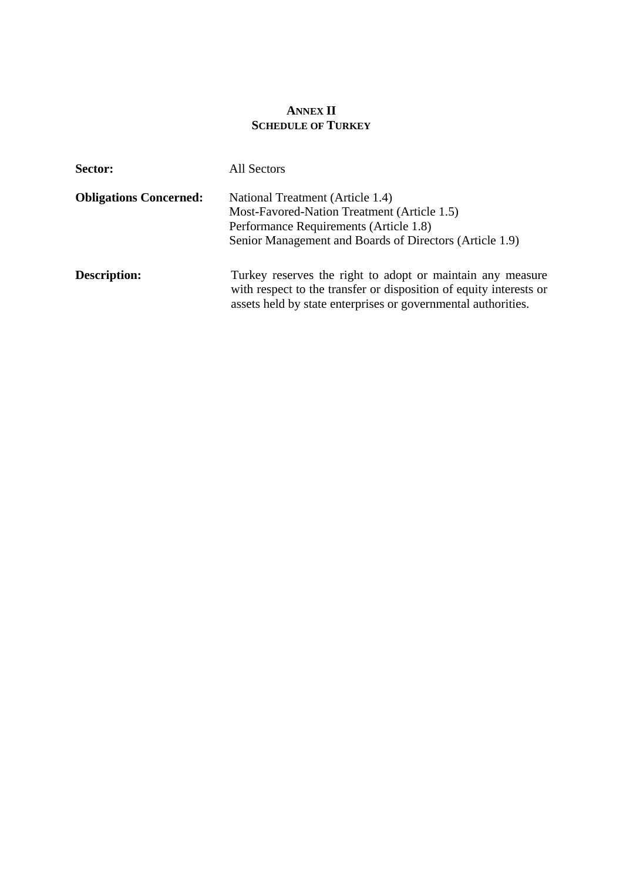# ANNEX II
## SCHEDULE OF TURKEY

**Sector:** All Sectors

**Obligations Concerned:** National Treatment (Article 1.4)
Most-Favored-Nation Treatment (Article 1.5)
Performance Requirements (Article 1.8)
Senior Management and Boards of Directors (Article 1.9)

**Description:** Turkey reserves the right to adopt or maintain any measure with respect to the transfer or disposition of equity interests or assets held by state enterprises or governmental authorities.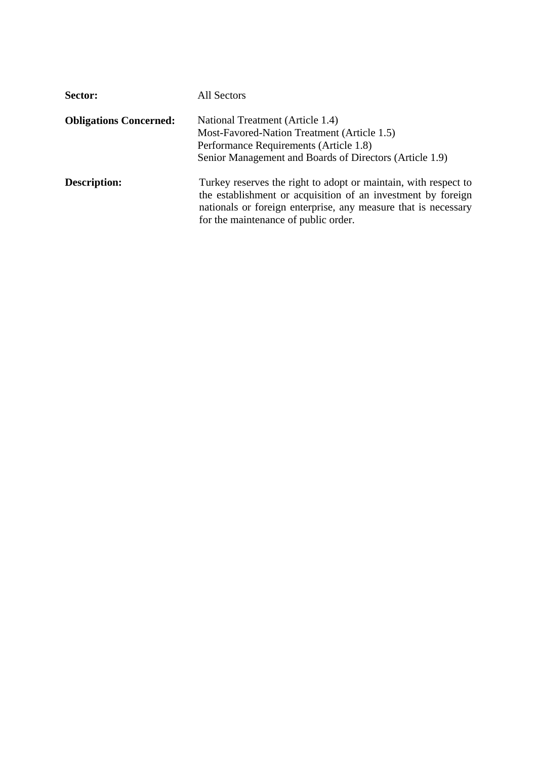**Sector:** All Sectors

**Obligations Concerned:** National Treatment (Article 1.4)
Most-Favored-Nation Treatment (Article 1.5)
Performance Requirements (Article 1.8)
Senior Management and Boards of Directors (Article 1.9)

**Description:** Turkey reserves the right to adopt or maintain, with respect to the establishment or acquisition of an investment by foreign nationals or foreign enterprise, any measure that is necessary for the maintenance of public order.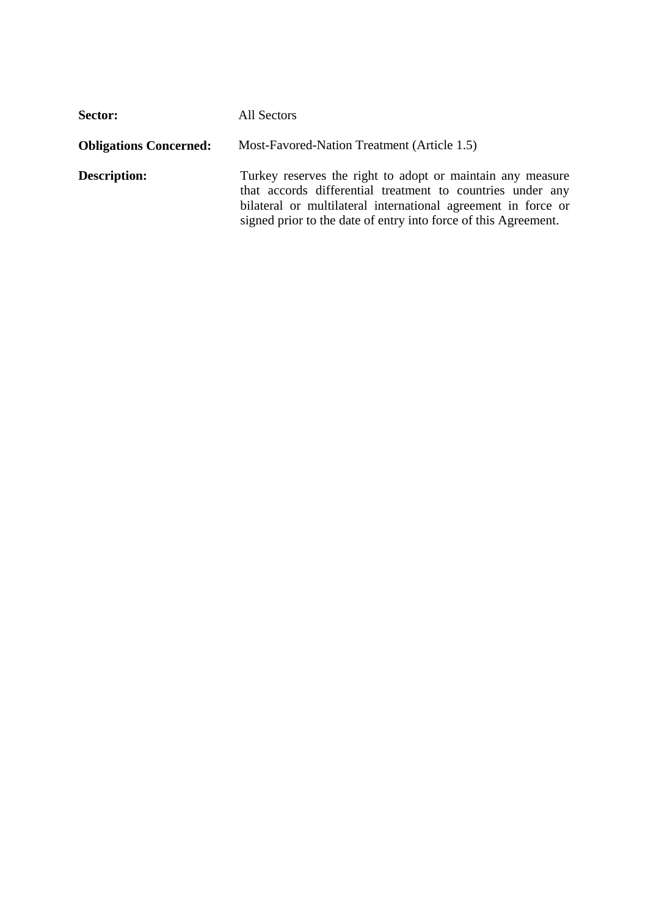**Sector:** All Sectors

**Obligations Concerned:** Most-Favored-Nation Treatment (Article 1.5)

**Description:** Turkey reserves the right to adopt or maintain any measure that accords differential treatment to countries under any bilateral or multilateral international agreement in force or signed prior to the date of entry into force of this Agreement.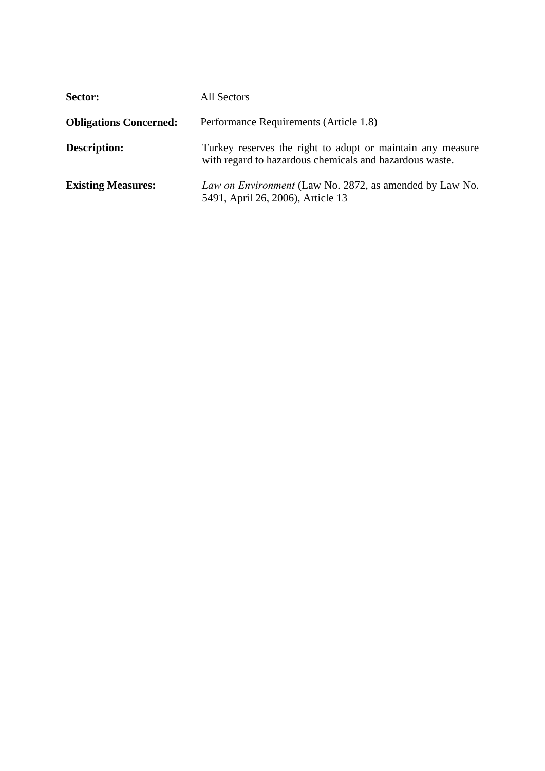**Sector:** All Sectors

**Obligations Concerned:** Performance Requirements (Article 1.8)

**Description:** Turkey reserves the right to adopt or maintain any measure with regard to hazardous chemicals and hazardous waste.

**Existing Measures:** *Law on Environment* (Law No. 2872, as amended by Law No. 5491, April 26, 2006), Article 13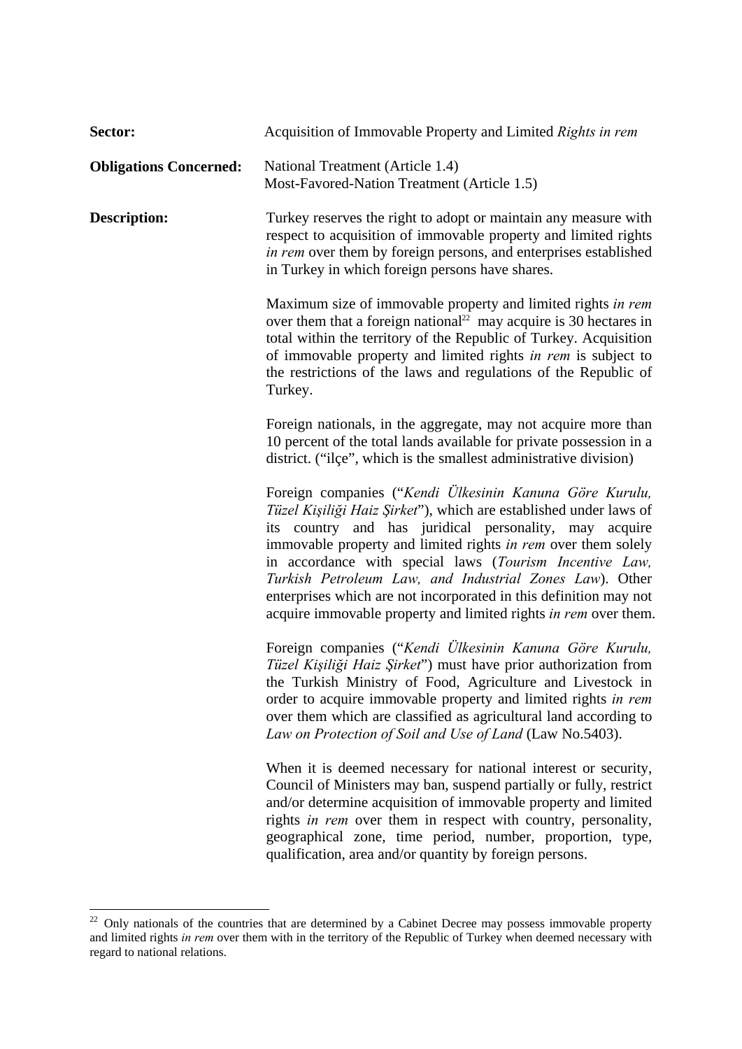**Sector:** Acquisition of Immovable Property and Limited *Rights in rem*

**Obligations Concerned:** National Treatment (Article 1.4)
Most-Favored-Nation Treatment (Article 1.5)

**Description:** Turkey reserves the right to adopt or maintain any measure with respect to acquisition of immovable property and limited rights *in rem* over them by foreign persons, and enterprises established in Turkey in which foreign persons have shares.

Maximum size of immovable property and limited rights *in rem* over them that a foreign national[22] may acquire is 30 hectares in total within the territory of the Republic of Turkey. Acquisition of immovable property and limited rights *in rem* is subject to the restrictions of the laws and regulations of the Republic of Turkey.

Foreign nationals, in the aggregate, may not acquire more than 10 percent of the total lands available for private possession in a district. ("ilçe", which is the smallest administrative division)

Foreign companies ("*Kendi Ülkesinin Kanuna Göre Kurulu, Tüzel Kişiliği Haiz Şirket*"), which are established under laws of its country and has juridical personality, may acquire immovable property and limited rights *in rem* over them solely in accordance with special laws (*Tourism Incentive Law, Turkish Petroleum Law, and Industrial Zones Law*). Other enterprises which are not incorporated in this definition may not acquire immovable property and limited rights *in rem* over them.

Foreign companies ("*Kendi Ülkesinin Kanuna Göre Kurulu, Tüzel Kişiliği Haiz Şirket*") must have prior authorization from the Turkish Ministry of Food, Agriculture and Livestock in order to acquire immovable property and limited rights *in rem* over them which are classified as agricultural land according to *Law on Protection of Soil and Use of Land* (Law No.5403).

When it is deemed necessary for national interest or security, Council of Ministers may ban, suspend partially or fully, restrict and/or determine acquisition of immovable property and limited rights *in rem* over them in respect with country, personality, geographical zone, time period, number, proportion, type, qualification, area and/or quantity by foreign persons.

---

[22] Only nationals of the countries that are determined by a Cabinet Decree may possess immovable property and limited rights *in rem* over them with in the territory of the Republic of Turkey when deemed necessary with regard to national relations.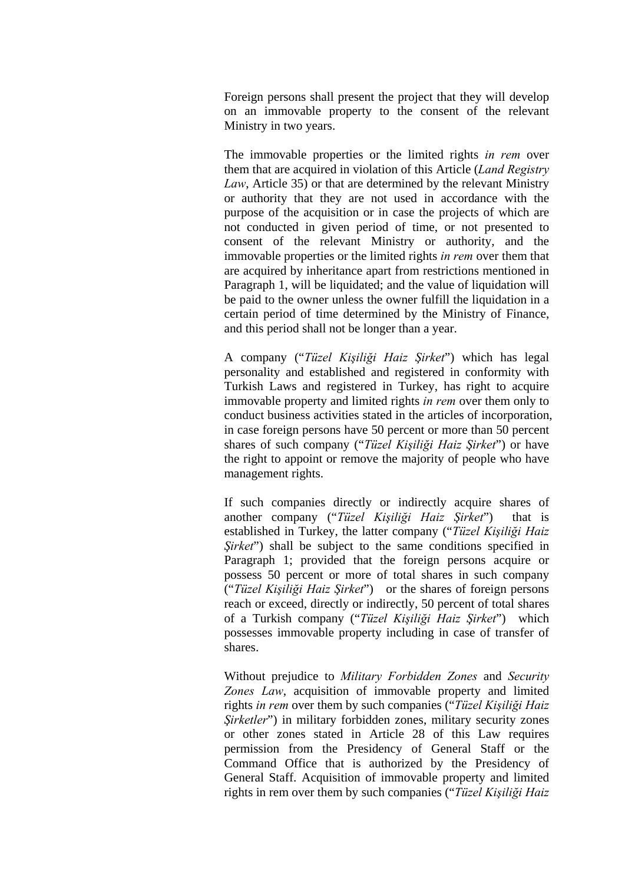Foreign persons shall present the project that they will develop on an immovable property to the consent of the relevant Ministry in two years.

The immovable properties or the limited rights *in rem* over them that are acquired in violation of this Article (*Land Registry Law*, Article 35) or that are determined by the relevant Ministry or authority that they are not used in accordance with the purpose of the acquisition or in case the projects of which are not conducted in given period of time, or not presented to consent of the relevant Ministry or authority, and the immovable properties or the limited rights *in rem* over them that are acquired by inheritance apart from restrictions mentioned in Paragraph 1, will be liquidated; and the value of liquidation will be paid to the owner unless the owner fulfill the liquidation in a certain period of time determined by the Ministry of Finance, and this period shall not be longer than a year.

A company ("*Tüzel Kişiliği Haiz Şirket*") which has legal personality and established and registered in conformity with Turkish Laws and registered in Turkey, has right to acquire immovable property and limited rights *in rem* over them only to conduct business activities stated in the articles of incorporation, in case foreign persons have 50 percent or more than 50 percent shares of such company ("*Tüzel Kişiliği Haiz Şirket*") or have the right to appoint or remove the majority of people who have management rights.

If such companies directly or indirectly acquire shares of another company ("*Tüzel Kişiliği Haiz Şirket*") that is established in Turkey, the latter company ("*Tüzel Kişiliği Haiz Şirket*") shall be subject to the same conditions specified in Paragraph 1; provided that the foreign persons acquire or possess 50 percent or more of total shares in such company ("*Tüzel Kişiliği Haiz Şirket*") or the shares of foreign persons reach or exceed, directly or indirectly, 50 percent of total shares of a Turkish company ("*Tüzel Kişiliği Haiz Şirket*") which possesses immovable property including in case of transfer of shares.

Without prejudice to *Military Forbidden Zones* and *Security Zones Law*, acquisition of immovable property and limited rights *in rem* over them by such companies ("*Tüzel Kişiliği Haiz Şirketler*") in military forbidden zones, military security zones or other zones stated in Article 28 of this Law requires permission from the Presidency of General Staff or the Command Office that is authorized by the Presidency of General Staff. Acquisition of immovable property and limited rights in rem over them by such companies ("*Tüzel Kişiliği Haiz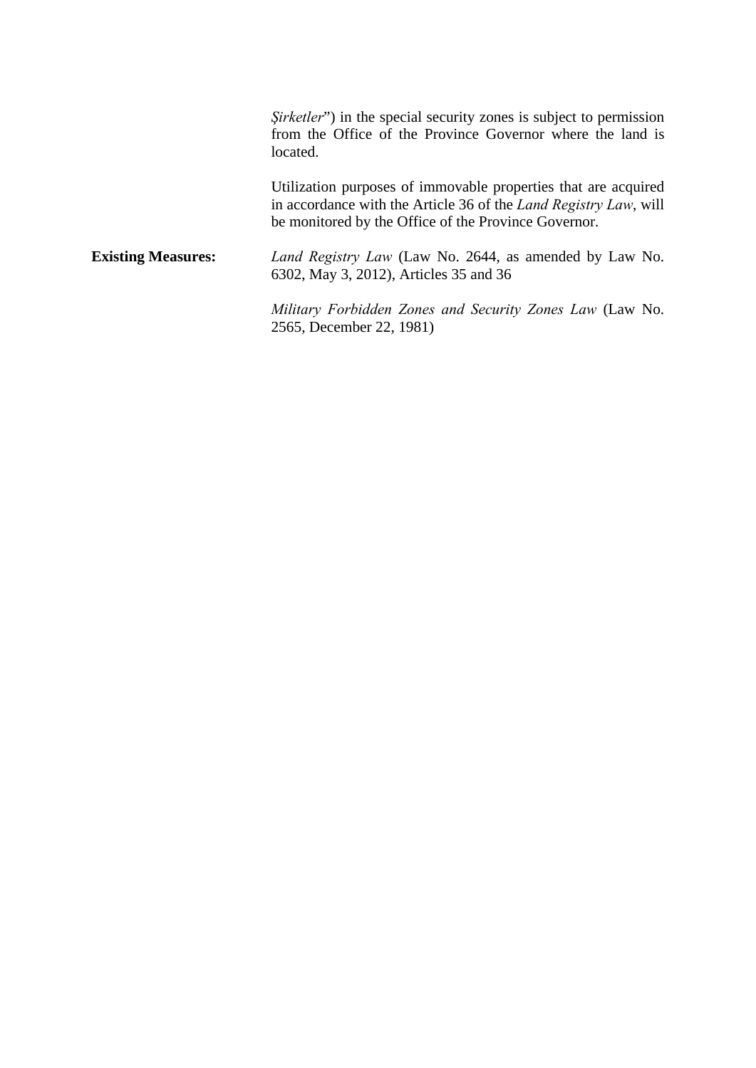*Şirketler*”) in the special security zones is subject to permission from the Office of the Province Governor where the land is located.

Utilization purposes of immovable properties that are acquired in accordance with the Article 36 of the *Land Registry Law*, will be monitored by the Office of the Province Governor.

**Existing Measures:** *Land Registry Law* (Law No. 2644, as amended by Law No. 6302, May 3, 2012), Articles 35 and 36

*Military Forbidden Zones and Security Zones Law* (Law No. 2565, December 22, 1981)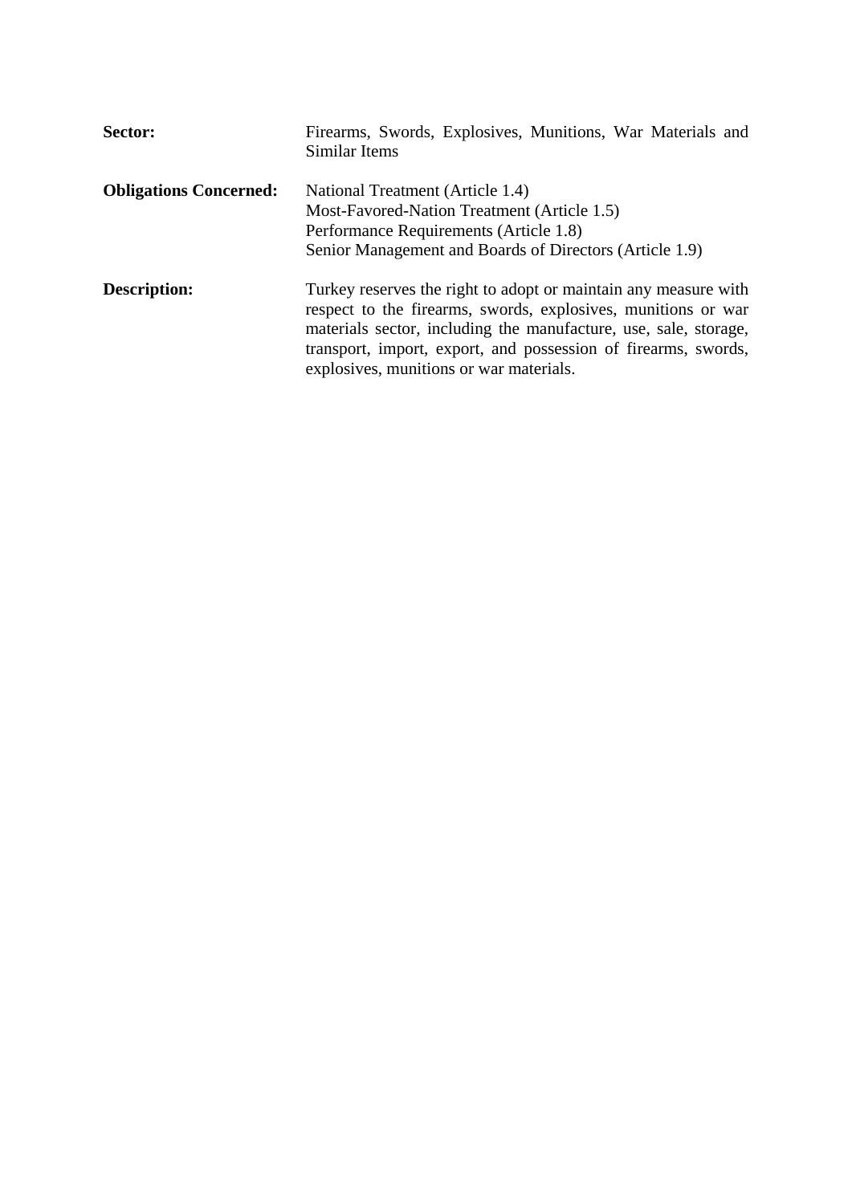**Sector:** Firearms, Swords, Explosives, Munitions, War Materials and Similar Items

**Obligations Concerned:** National Treatment (Article 1.4)
Most-Favored-Nation Treatment (Article 1.5)
Performance Requirements (Article 1.8)
Senior Management and Boards of Directors (Article 1.9)

**Description:** Turkey reserves the right to adopt or maintain any measure with respect to the firearms, swords, explosives, munitions or war materials sector, including the manufacture, use, sale, storage, transport, import, export, and possession of firearms, swords, explosives, munitions or war materials.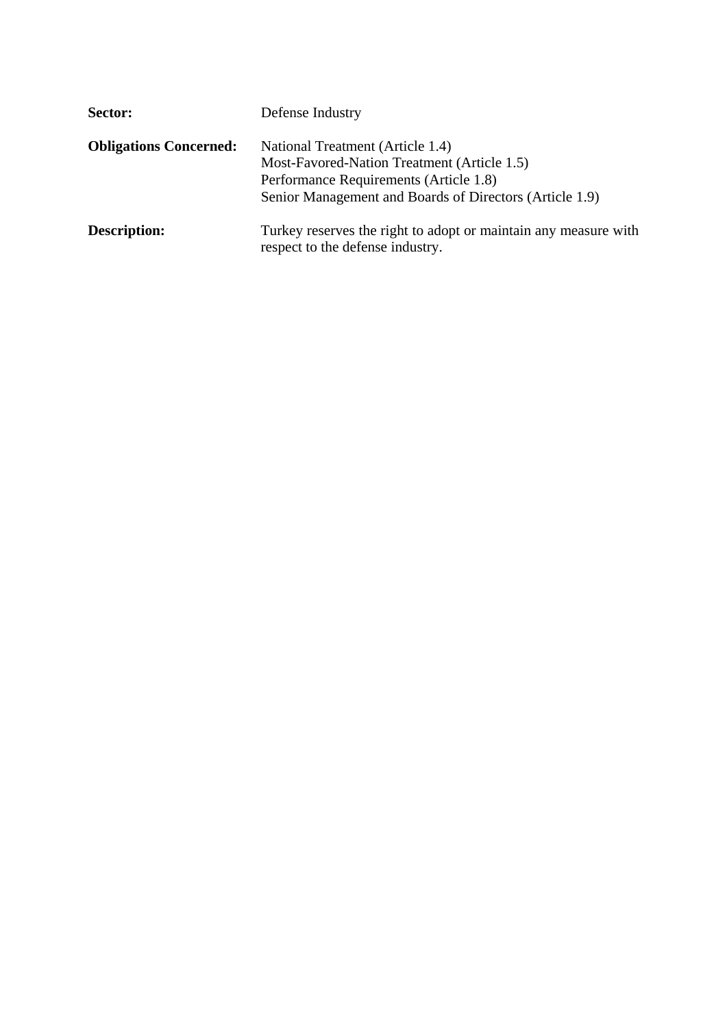**Sector:** Defense Industry

**Obligations Concerned:** National Treatment (Article 1.4)
Most-Favored-Nation Treatment (Article 1.5)
Performance Requirements (Article 1.8)
Senior Management and Boards of Directors (Article 1.9)

**Description:** Turkey reserves the right to adopt or maintain any measure with respect to the defense industry.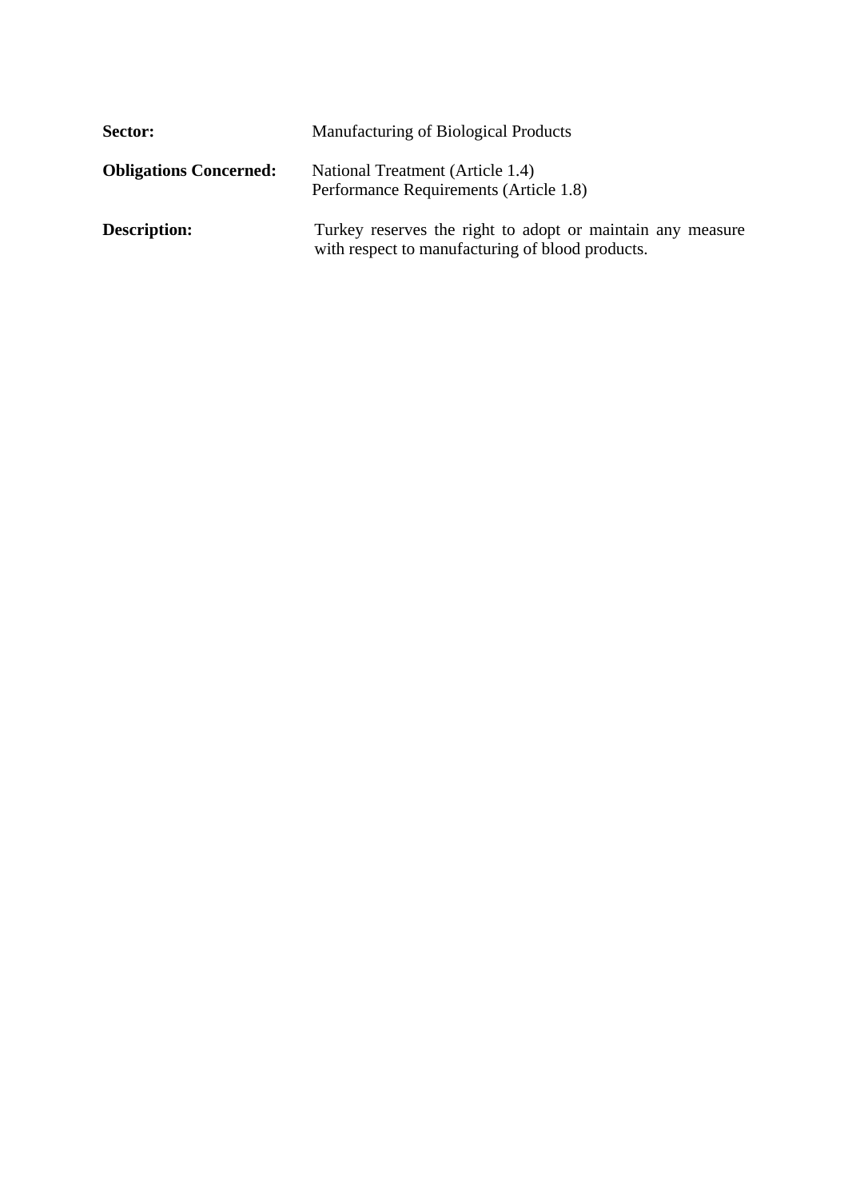**Sector:** Manufacturing of Biological Products

**Obligations Concerned:** National Treatment (Article 1.4)
Performance Requirements (Article 1.8)

**Description:** Turkey reserves the right to adopt or maintain any measure with respect to manufacturing of blood products.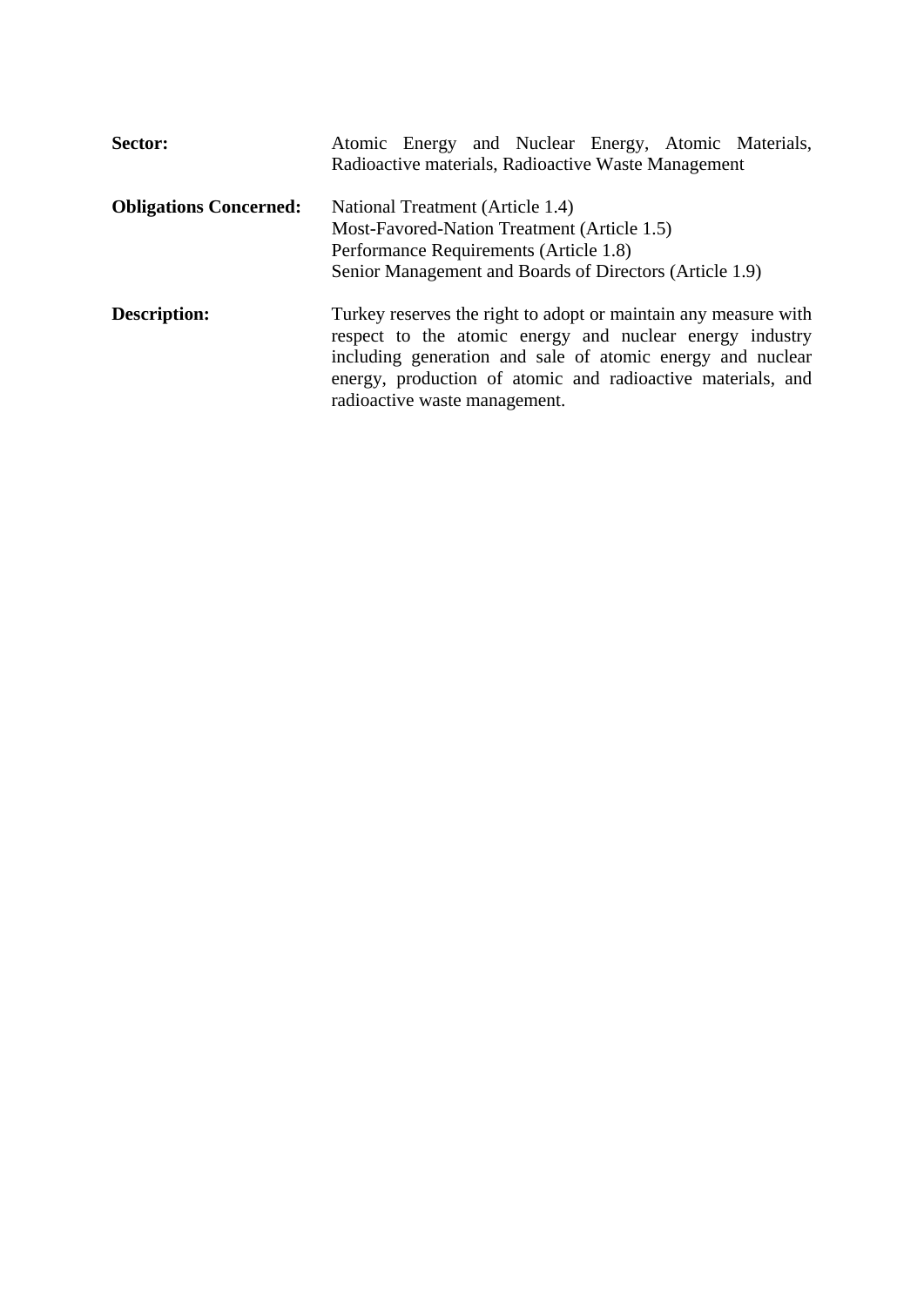**Sector:** Atomic Energy and Nuclear Energy, Atomic Materials, Radioactive materials, Radioactive Waste Management

**Obligations Concerned:** National Treatment (Article 1.4)
Most-Favored-Nation Treatment (Article 1.5)
Performance Requirements (Article 1.8)
Senior Management and Boards of Directors (Article 1.9)

**Description:** Turkey reserves the right to adopt or maintain any measure with respect to the atomic energy and nuclear energy industry including generation and sale of atomic energy and nuclear energy, production of atomic and radioactive materials, and radioactive waste management.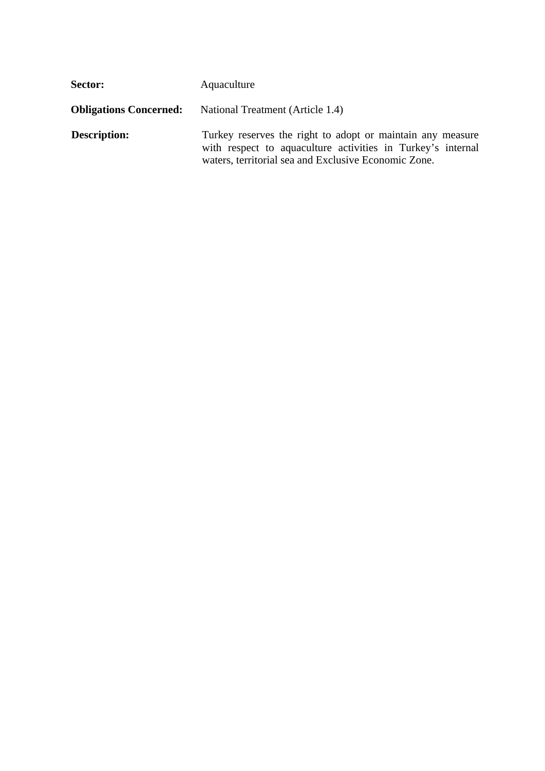**Sector:** Aquaculture

**Obligations Concerned:** National Treatment (Article 1.4)

**Description:** Turkey reserves the right to adopt or maintain any measure with respect to aquaculture activities in Turkey's internal waters, territorial sea and Exclusive Economic Zone.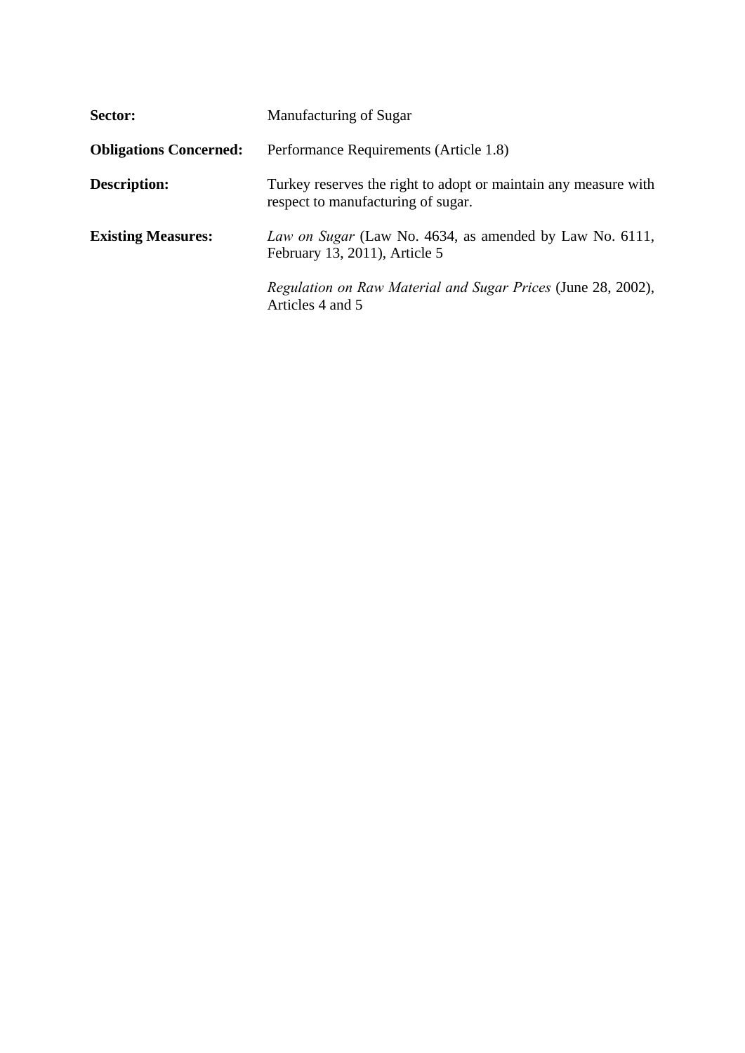**Sector:** Manufacturing of Sugar

**Obligations Concerned:** Performance Requirements (Article 1.8)

**Description:** Turkey reserves the right to adopt or maintain any measure with respect to manufacturing of sugar.

**Existing Measures:** *Law on Sugar* (Law No. 4634, as amended by Law No. 6111, February 13, 2011), Article 5

*Regulation on Raw Material and Sugar Prices* (June 28, 2002), Articles 4 and 5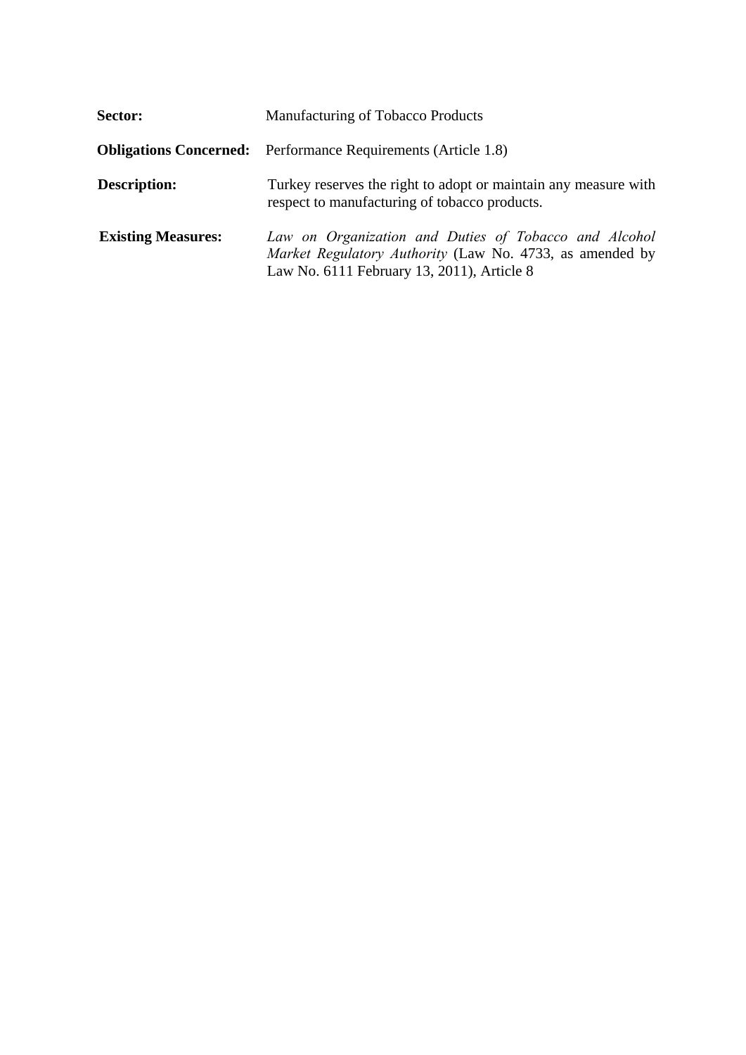| | |
|---|---|
| **Sector:** | Manufacturing of Tobacco Products |
| **Obligations Concerned:** | Performance Requirements (Article 1.8) |
| **Description:** | Turkey reserves the right to adopt or maintain any measure with respect to manufacturing of tobacco products. |
| **Existing Measures:** | *Law on Organization and Duties of Tobacco and Alcohol Market Regulatory Authority* (Law No. 4733, as amended by Law No. 6111 February 13, 2011), Article 8 |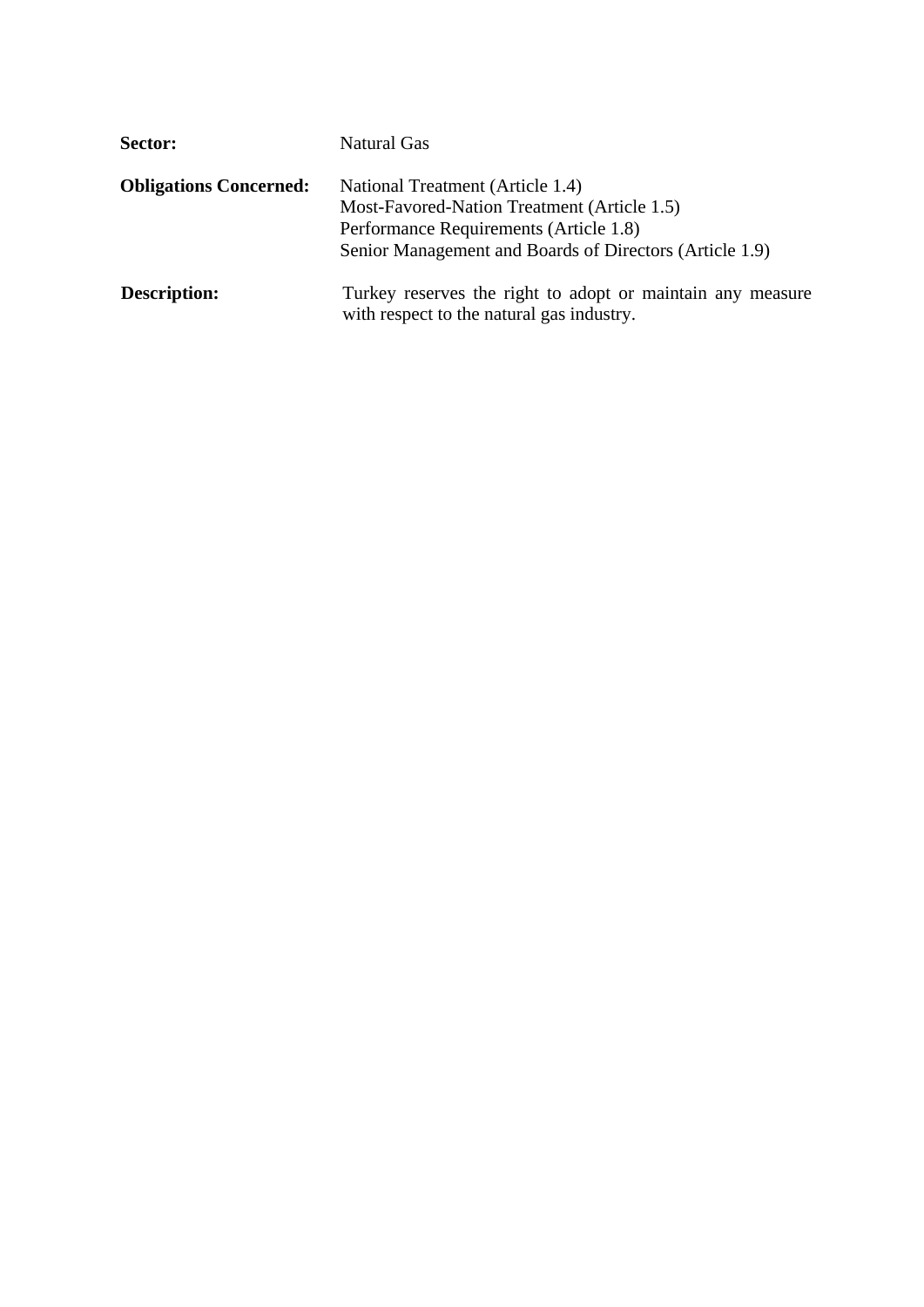| | |
|---|---|
| **Sector:** | Natural Gas |
| **Obligations Concerned:** | National Treatment (Article 1.4)<br>Most-Favored-Nation Treatment (Article 1.5)<br>Performance Requirements (Article 1.8)<br>Senior Management and Boards of Directors (Article 1.9) |
| **Description:** | Turkey reserves the right to adopt or maintain any measure with respect to the natural gas industry. |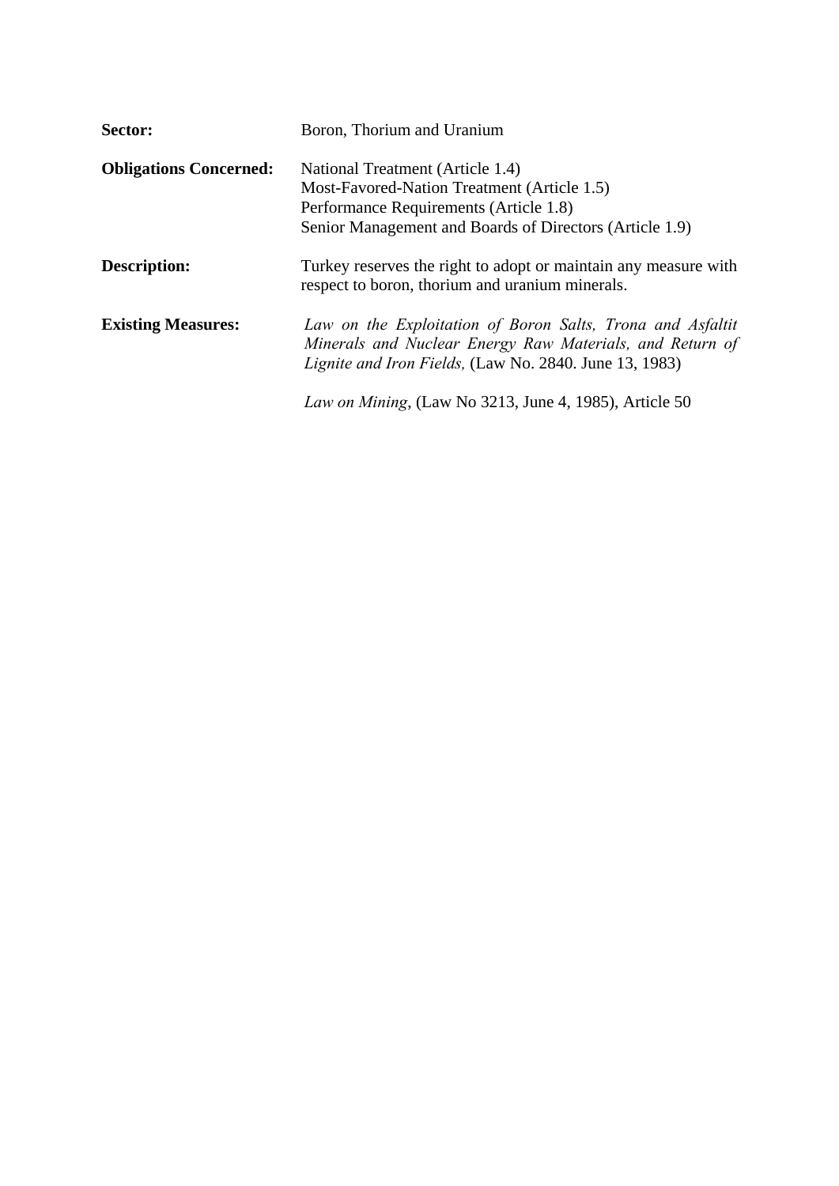**Sector:** Boron, Thorium and Uranium

**Obligations Concerned:** National Treatment (Article 1.4)
Most-Favored-Nation Treatment (Article 1.5)
Performance Requirements (Article 1.8)
Senior Management and Boards of Directors (Article 1.9)

**Description:** Turkey reserves the right to adopt or maintain any measure with respect to boron, thorium and uranium minerals.

**Existing Measures:** *Law on the Exploitation of Boron Salts, Trona and Asfaltit Minerals and Nuclear Energy Raw Materials, and Return of Lignite and Iron Fields,* (Law No. 2840. June 13, 1983)

*Law on Mining*, (Law No 3213, June 4, 1985), Article 50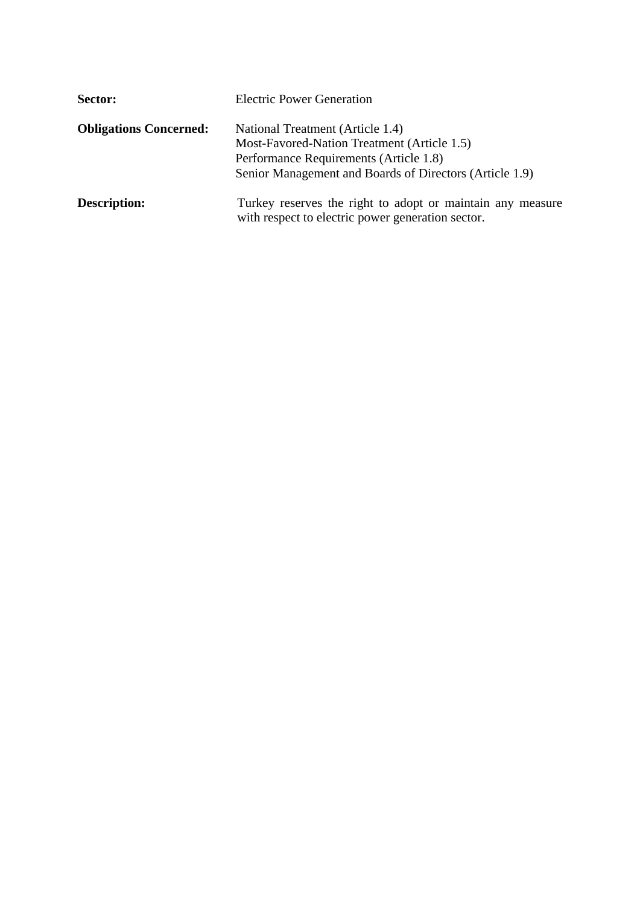**Sector:** Electric Power Generation

**Obligations Concerned:** National Treatment (Article 1.4)
Most-Favored-Nation Treatment (Article 1.5)
Performance Requirements (Article 1.8)
Senior Management and Boards of Directors (Article 1.9)

**Description:** Turkey reserves the right to adopt or maintain any measure with respect to electric power generation sector.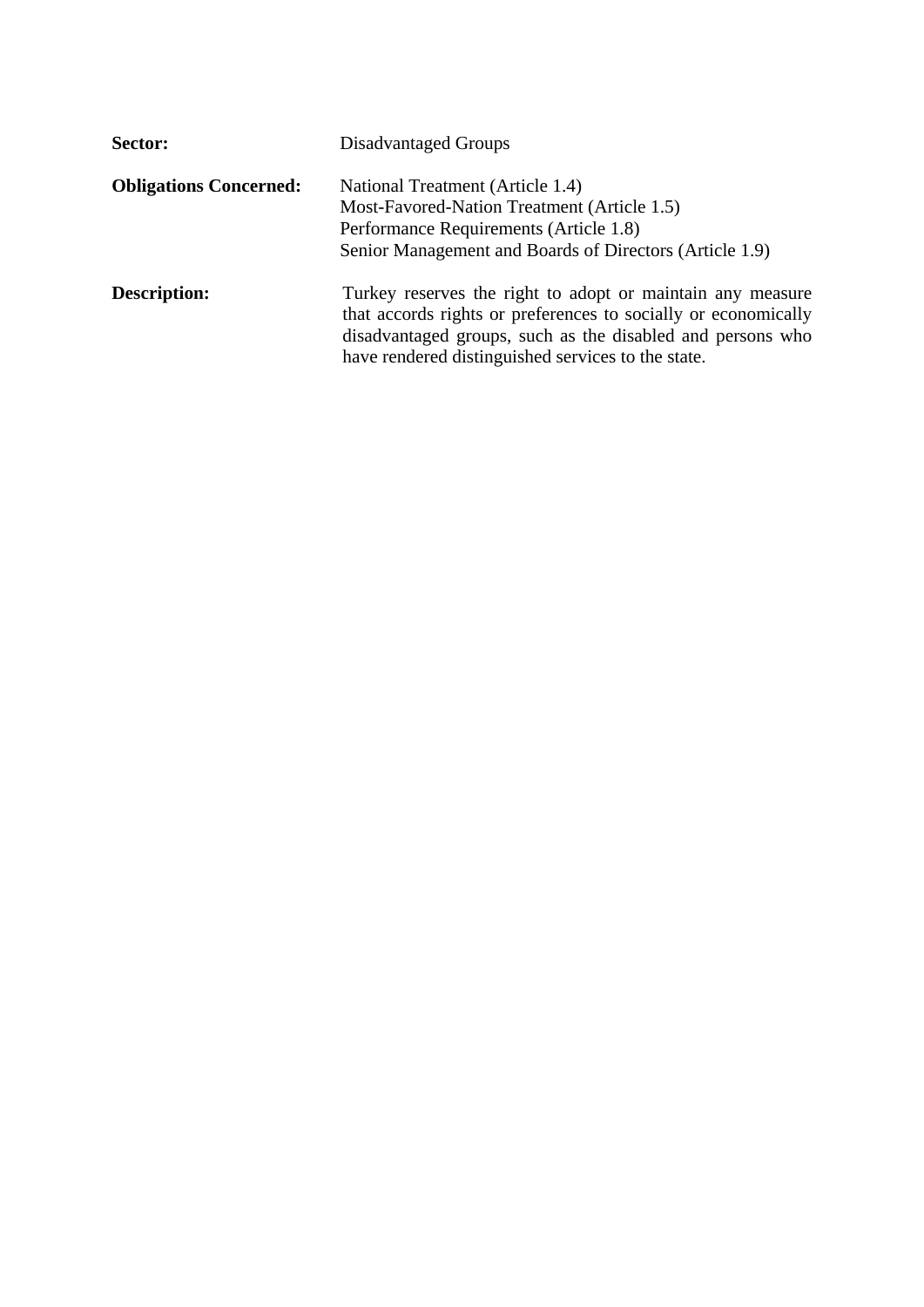**Sector:** Disadvantaged Groups

**Obligations Concerned:** National Treatment (Article 1.4)
Most-Favored-Nation Treatment (Article 1.5)
Performance Requirements (Article 1.8)
Senior Management and Boards of Directors (Article 1.9)

**Description:** Turkey reserves the right to adopt or maintain any measure that accords rights or preferences to socially or economically disadvantaged groups, such as the disabled and persons who have rendered distinguished services to the state.